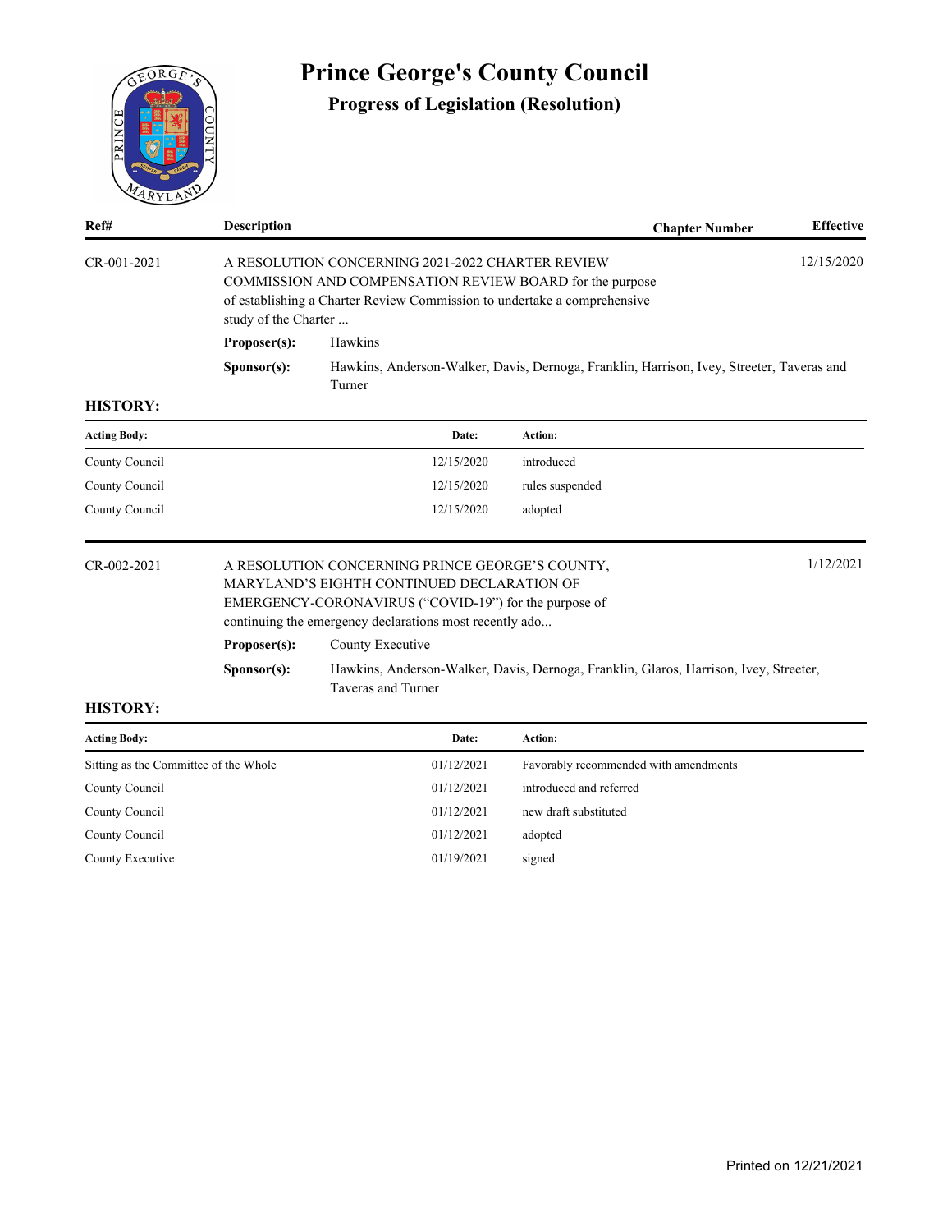# Prince George's County Council

## Progress of Legislation (Resolution)

| Ref# | Description | Chapter Number | Effective |
|---|---|---|---|
| CR-001-2021 | A RESOLUTION CONCERNING 2021-2022 CHARTER REVIEW COMMISSION AND COMPENSATION REVIEW BOARD for the purpose of establishing a Charter Review Commission to undertake a comprehensive study of the Charter ... | | 12/15/2020 |

**Proposer(s):** Hawkins

**Sponsor(s):** Hawkins, Anderson-Walker, Davis, Dernoga, Franklin, Harrison, Ivey, Streeter, Taveras and Turner

**HISTORY:**

| Acting Body: | Date: | Action: |
|---|---|---|
| County Council | 12/15/2020 | introduced |
| County Council | 12/15/2020 | rules suspended |
| County Council | 12/15/2020 | adopted |

| Ref# | Description | Chapter Number | Effective |
|---|---|---|---|
| CR-002-2021 | A RESOLUTION CONCERNING PRINCE GEORGE'S COUNTY, MARYLAND'S EIGHTH CONTINUED DECLARATION OF EMERGENCY-CORONAVIRUS ("COVID-19") for the purpose of continuing the emergency declarations most recently ado... | | 1/12/2021 |

**Proposer(s):** County Executive

**Sponsor(s):** Hawkins, Anderson-Walker, Davis, Dernoga, Franklin, Glaros, Harrison, Ivey, Streeter, Taveras and Turner

**HISTORY:**

| Acting Body: | Date: | Action: |
|---|---|---|
| Sitting as the Committee of the Whole | 01/12/2021 | Favorably recommended with amendments |
| County Council | 01/12/2021 | introduced and referred |
| County Council | 01/12/2021 | new draft substituted |
| County Council | 01/12/2021 | adopted |
| County Executive | 01/19/2021 | signed |

Printed on 12/21/2021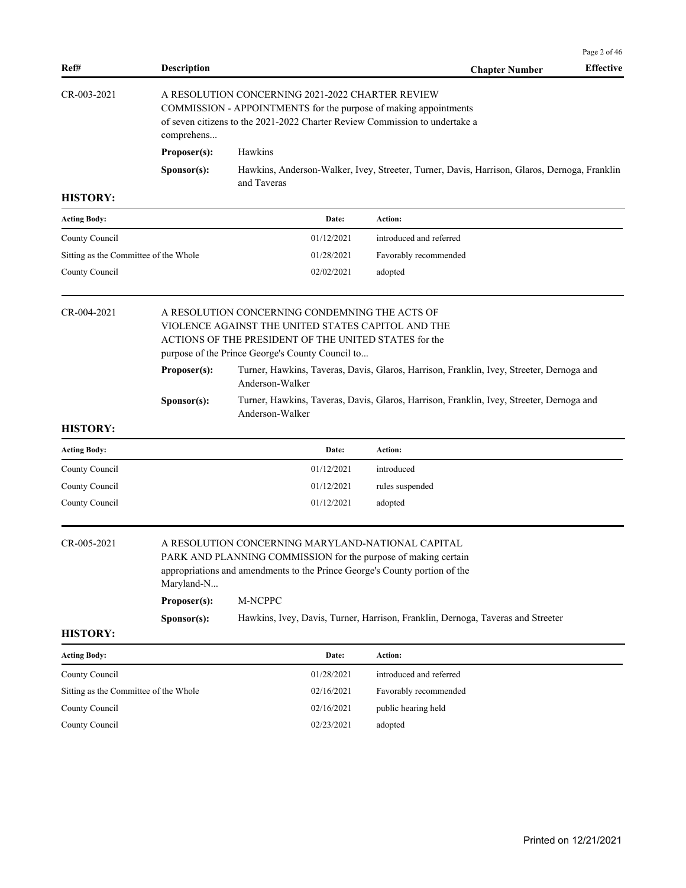| Ref# | Description | Chapter Number | Effective |
|---|---|---|---|

CR-003-2021

A RESOLUTION CONCERNING 2021-2022 CHARTER REVIEW COMMISSION - APPOINTMENTS for the purpose of making appointments of seven citizens to the 2021-2022 Charter Review Commission to undertake a comprehens...

**Proposer(s):** Hawkins

**Sponsor(s):** Hawkins, Anderson-Walker, Ivey, Streeter, Turner, Davis, Harrison, Glaros, Dernoga, Franklin and Taveras

**HISTORY:**

| Acting Body: | Date: | Action: |
|---|---|---|
| County Council | 01/12/2021 | introduced and referred |
| Sitting as the Committee of the Whole | 01/28/2021 | Favorably recommended |
| County Council | 02/02/2021 | adopted |

CR-004-2021

A RESOLUTION CONCERNING CONDEMNING THE ACTS OF VIOLENCE AGAINST THE UNITED STATES CAPITOL AND THE ACTIONS OF THE PRESIDENT OF THE UNITED STATES for the purpose of the Prince George's County Council to...

**Proposer(s):** Turner, Hawkins, Taveras, Davis, Glaros, Harrison, Franklin, Ivey, Streeter, Dernoga and Anderson-Walker

**Sponsor(s):** Turner, Hawkins, Taveras, Davis, Glaros, Harrison, Franklin, Ivey, Streeter, Dernoga and Anderson-Walker

**HISTORY:**

| Acting Body: | Date: | Action: |
|---|---|---|
| County Council | 01/12/2021 | introduced |
| County Council | 01/12/2021 | rules suspended |
| County Council | 01/12/2021 | adopted |

CR-005-2021

A RESOLUTION CONCERNING MARYLAND-NATIONAL CAPITAL PARK AND PLANNING COMMISSION for the purpose of making certain appropriations and amendments to the Prince George's County portion of the Maryland-N...

**Proposer(s):** M-NCPPC

**Sponsor(s):** Hawkins, Ivey, Davis, Turner, Harrison, Franklin, Dernoga, Taveras and Streeter

**HISTORY:**

| Acting Body: | Date: | Action: |
|---|---|---|
| County Council | 01/28/2021 | introduced and referred |
| Sitting as the Committee of the Whole | 02/16/2021 | Favorably recommended |
| County Council | 02/16/2021 | public hearing held |
| County Council | 02/23/2021 | adopted |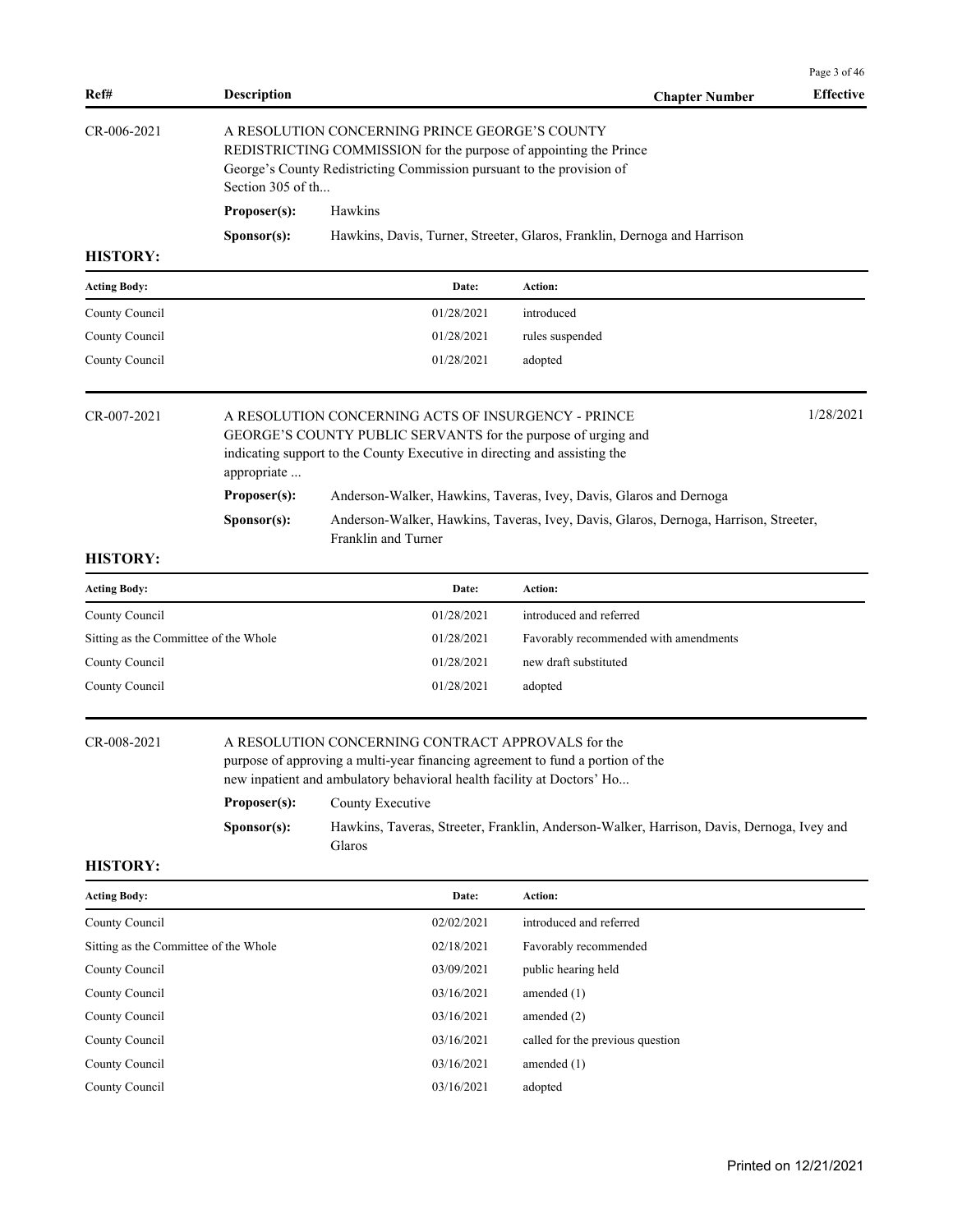| Ref# | Description | Chapter Number | Effective |
|---|---|---|---|

**CR-006-2021**

A RESOLUTION CONCERNING PRINCE GEORGE'S COUNTY REDISTRICTING COMMISSION for the purpose of appointing the Prince George's County Redistricting Commission pursuant to the provision of Section 305 of th...

**Proposer(s):** Hawkins

**Sponsor(s):** Hawkins, Davis, Turner, Streeter, Glaros, Franklin, Dernoga and Harrison

**HISTORY:**

| Acting Body: | Date: | Action: |
|---|---|---|
| County Council | 01/28/2021 | introduced |
| County Council | 01/28/2021 | rules suspended |
| County Council | 01/28/2021 | adopted |

**CR-007-2021** — Effective: 1/28/2021

A RESOLUTION CONCERNING ACTS OF INSURGENCY - PRINCE GEORGE'S COUNTY PUBLIC SERVANTS for the purpose of urging and indicating support to the County Executive in directing and assisting the appropriate ...

**Proposer(s):** Anderson-Walker, Hawkins, Taveras, Ivey, Davis, Glaros and Dernoga

**Sponsor(s):** Anderson-Walker, Hawkins, Taveras, Ivey, Davis, Glaros, Dernoga, Harrison, Streeter, Franklin and Turner

**HISTORY:**

| Acting Body: | Date: | Action: |
|---|---|---|
| County Council | 01/28/2021 | introduced and referred |
| Sitting as the Committee of the Whole | 01/28/2021 | Favorably recommended with amendments |
| County Council | 01/28/2021 | new draft substituted |
| County Council | 01/28/2021 | adopted |

**CR-008-2021**

A RESOLUTION CONCERNING CONTRACT APPROVALS for the purpose of approving a multi-year financing agreement to fund a portion of the new inpatient and ambulatory behavioral health facility at Doctors' Ho...

**Proposer(s):** County Executive

**Sponsor(s):** Hawkins, Taveras, Streeter, Franklin, Anderson-Walker, Harrison, Davis, Dernoga, Ivey and Glaros

**HISTORY:**

| Acting Body: | Date: | Action: |
|---|---|---|
| County Council | 02/02/2021 | introduced and referred |
| Sitting as the Committee of the Whole | 02/18/2021 | Favorably recommended |
| County Council | 03/09/2021 | public hearing held |
| County Council | 03/16/2021 | amended (1) |
| County Council | 03/16/2021 | amended (2) |
| County Council | 03/16/2021 | called for the previous question |
| County Council | 03/16/2021 | amended (1) |
| County Council | 03/16/2021 | adopted |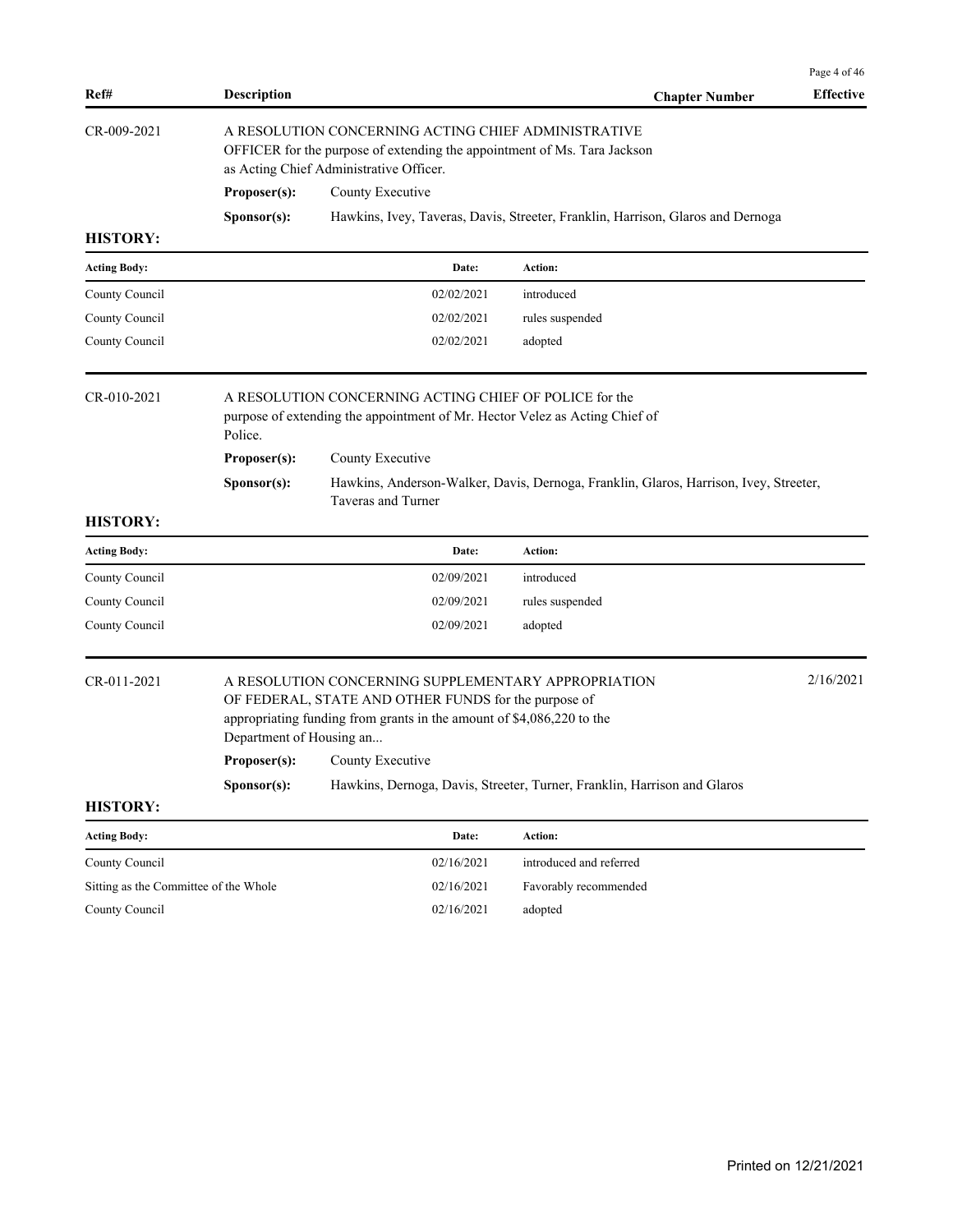| Ref# | Description | Chapter Number | Effective |
|---|---|---|---|

**CR-009-2021**

A RESOLUTION CONCERNING ACTING CHIEF ADMINISTRATIVE OFFICER for the purpose of extending the appointment of Ms. Tara Jackson as Acting Chief Administrative Officer.

**Proposer(s):** County Executive

**Sponsor(s):** Hawkins, Ivey, Taveras, Davis, Streeter, Franklin, Harrison, Glaros and Dernoga

**HISTORY:**

| Acting Body: | Date: | Action: |
|---|---|---|
| County Council | 02/02/2021 | introduced |
| County Council | 02/02/2021 | rules suspended |
| County Council | 02/02/2021 | adopted |

**CR-010-2021**

A RESOLUTION CONCERNING ACTING CHIEF OF POLICE for the purpose of extending the appointment of Mr. Hector Velez as Acting Chief of Police.

**Proposer(s):** County Executive

**Sponsor(s):** Hawkins, Anderson-Walker, Davis, Dernoga, Franklin, Glaros, Harrison, Ivey, Streeter, Taveras and Turner

**HISTORY:**

| Acting Body: | Date: | Action: |
|---|---|---|
| County Council | 02/09/2021 | introduced |
| County Council | 02/09/2021 | rules suspended |
| County Council | 02/09/2021 | adopted |

**CR-011-2021** — Effective: 2/16/2021

A RESOLUTION CONCERNING SUPPLEMENTARY APPROPRIATION OF FEDERAL, STATE AND OTHER FUNDS for the purpose of appropriating funding from grants in the amount of $4,086,220 to the Department of Housing an...

**Proposer(s):** County Executive

**Sponsor(s):** Hawkins, Dernoga, Davis, Streeter, Turner, Franklin, Harrison and Glaros

**HISTORY:**

| Acting Body: | Date: | Action: |
|---|---|---|
| County Council | 02/16/2021 | introduced and referred |
| Sitting as the Committee of the Whole | 02/16/2021 | Favorably recommended |
| County Council | 02/16/2021 | adopted |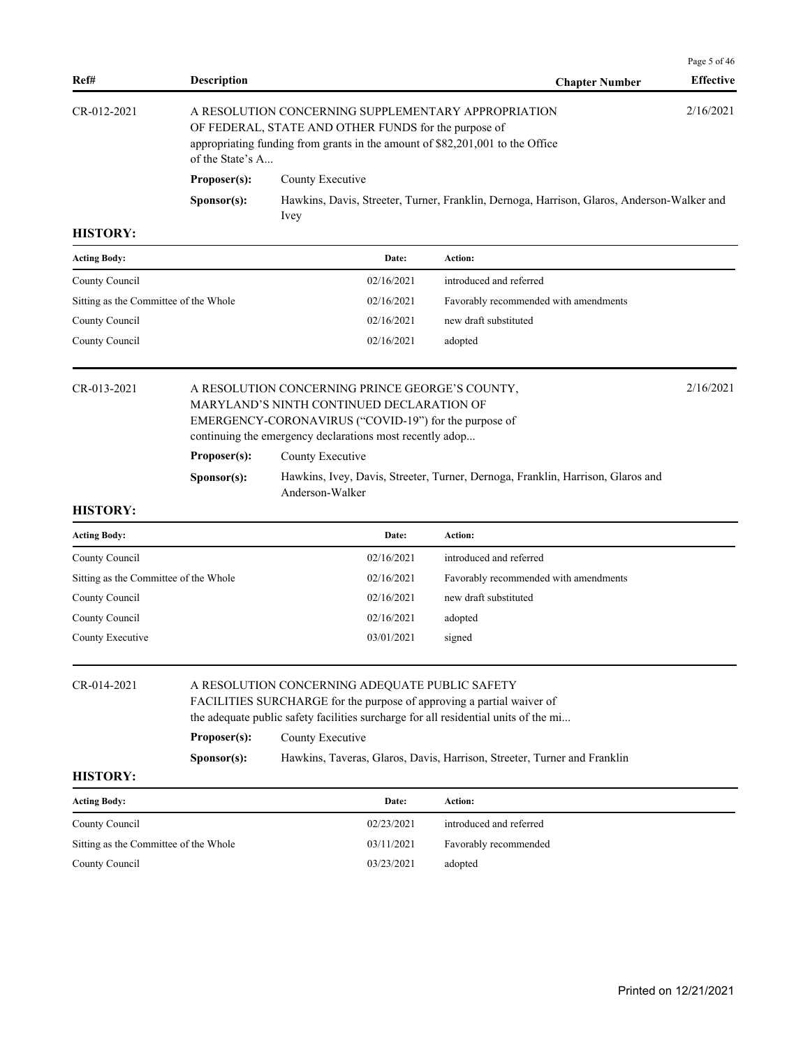| Ref# | Description | Chapter Number | Effective |
|---|---|---|---|

CR-012-2021 — A RESOLUTION CONCERNING SUPPLEMENTARY APPROPRIATION OF FEDERAL, STATE AND OTHER FUNDS for the purpose of appropriating funding from grants in the amount of $82,201,001 to the Office of the State's A... — Effective: 2/16/2021

**Proposer(s):** County Executive

**Sponsor(s):** Hawkins, Davis, Streeter, Turner, Franklin, Dernoga, Harrison, Glaros, Anderson-Walker and Ivey

**HISTORY:**

| Acting Body: | Date: | Action: |
|---|---|---|
| County Council | 02/16/2021 | introduced and referred |
| Sitting as the Committee of the Whole | 02/16/2021 | Favorably recommended with amendments |
| County Council | 02/16/2021 | new draft substituted |
| County Council | 02/16/2021 | adopted |

CR-013-2021 — A RESOLUTION CONCERNING PRINCE GEORGE'S COUNTY, MARYLAND'S NINTH CONTINUED DECLARATION OF EMERGENCY-CORONAVIRUS ("COVID-19") for the purpose of continuing the emergency declarations most recently adop... — Effective: 2/16/2021

**Proposer(s):** County Executive

**Sponsor(s):** Hawkins, Ivey, Davis, Streeter, Turner, Dernoga, Franklin, Harrison, Glaros and Anderson-Walker

**HISTORY:**

| Acting Body: | Date: | Action: |
|---|---|---|
| County Council | 02/16/2021 | introduced and referred |
| Sitting as the Committee of the Whole | 02/16/2021 | Favorably recommended with amendments |
| County Council | 02/16/2021 | new draft substituted |
| County Council | 02/16/2021 | adopted |
| County Executive | 03/01/2021 | signed |

CR-014-2021 — A RESOLUTION CONCERNING ADEQUATE PUBLIC SAFETY FACILITIES SURCHARGE for the purpose of approving a partial waiver of the adequate public safety facilities surcharge for all residential units of the mi...

**Proposer(s):** County Executive

**Sponsor(s):** Hawkins, Taveras, Glaros, Davis, Harrison, Streeter, Turner and Franklin

**HISTORY:**

| Acting Body: | Date: | Action: |
|---|---|---|
| County Council | 02/23/2021 | introduced and referred |
| Sitting as the Committee of the Whole | 03/11/2021 | Favorably recommended |
| County Council | 03/23/2021 | adopted |

Printed on 12/21/2021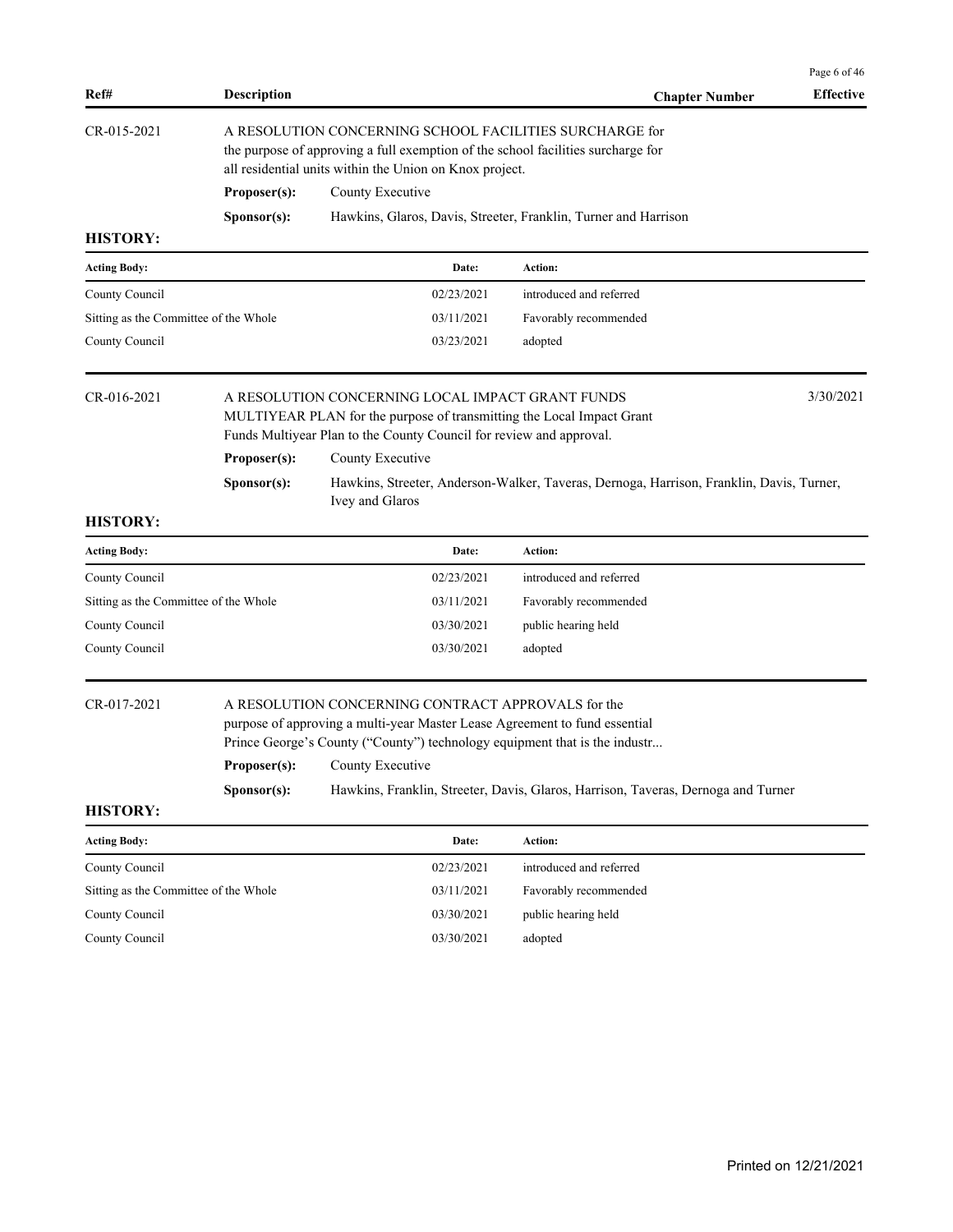| Ref# | Description | Chapter Number | Effective |
|---|---|---|---|

**CR-015-2021**

A RESOLUTION CONCERNING SCHOOL FACILITIES SURCHARGE for the purpose of approving a full exemption of the school facilities surcharge for all residential units within the Union on Knox project.

**Proposer(s):** County Executive

**Sponsor(s):** Hawkins, Glaros, Davis, Streeter, Franklin, Turner and Harrison

**HISTORY:**

| Acting Body: | Date: | Action: |
|---|---|---|
| County Council | 02/23/2021 | introduced and referred |
| Sitting as the Committee of the Whole | 03/11/2021 | Favorably recommended |
| County Council | 03/23/2021 | adopted |

**CR-016-2021** — Effective: 3/30/2021

A RESOLUTION CONCERNING LOCAL IMPACT GRANT FUNDS MULTIYEAR PLAN for the purpose of transmitting the Local Impact Grant Funds Multiyear Plan to the County Council for review and approval.

**Proposer(s):** County Executive

**Sponsor(s):** Hawkins, Streeter, Anderson-Walker, Taveras, Dernoga, Harrison, Franklin, Davis, Turner, Ivey and Glaros

**HISTORY:**

| Acting Body: | Date: | Action: |
|---|---|---|
| County Council | 02/23/2021 | introduced and referred |
| Sitting as the Committee of the Whole | 03/11/2021 | Favorably recommended |
| County Council | 03/30/2021 | public hearing held |
| County Council | 03/30/2021 | adopted |

**CR-017-2021**

A RESOLUTION CONCERNING CONTRACT APPROVALS for the purpose of approving a multi-year Master Lease Agreement to fund essential Prince George's County ("County") technology equipment that is the industr...

**Proposer(s):** County Executive

**Sponsor(s):** Hawkins, Franklin, Streeter, Davis, Glaros, Harrison, Taveras, Dernoga and Turner

**HISTORY:**

| Acting Body: | Date: | Action: |
|---|---|---|
| County Council | 02/23/2021 | introduced and referred |
| Sitting as the Committee of the Whole | 03/11/2021 | Favorably recommended |
| County Council | 03/30/2021 | public hearing held |
| County Council | 03/30/2021 | adopted |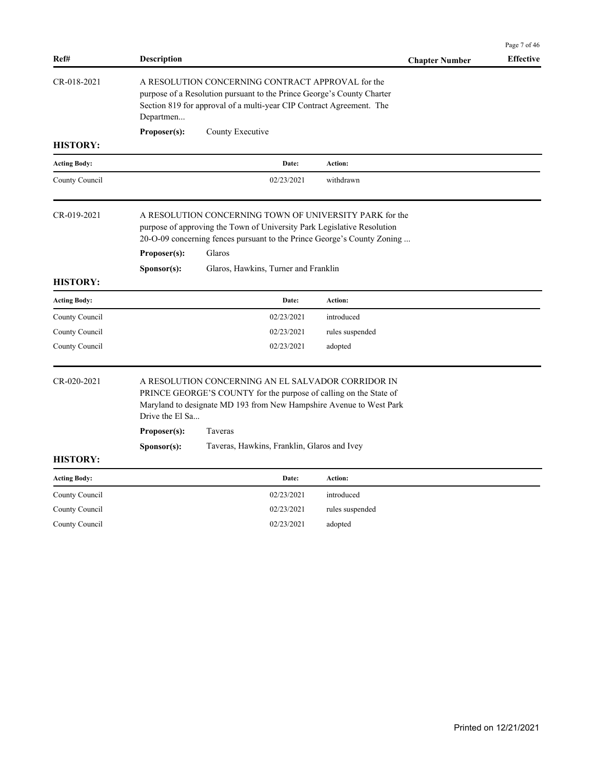| Ref# | Description | Chapter Number | Effective |
|---|---|---|---|

CR-018-2021

A RESOLUTION CONCERNING CONTRACT APPROVAL for the purpose of a Resolution pursuant to the Prince George's County Charter Section 819 for approval of a multi-year CIP Contract Agreement. The Departmen...

**Proposer(s):** County Executive

**HISTORY:**

| Acting Body: | Date: | Action: |
|---|---|---|
| County Council | 02/23/2021 | withdrawn |

CR-019-2021

A RESOLUTION CONCERNING TOWN OF UNIVERSITY PARK for the purpose of approving the Town of University Park Legislative Resolution 20-O-09 concerning fences pursuant to the Prince George's County Zoning ...

**Proposer(s):** Glaros

**Sponsor(s):** Glaros, Hawkins, Turner and Franklin

**HISTORY:**

| Acting Body: | Date: | Action: |
|---|---|---|
| County Council | 02/23/2021 | introduced |
| County Council | 02/23/2021 | rules suspended |
| County Council | 02/23/2021 | adopted |

CR-020-2021

A RESOLUTION CONCERNING AN EL SALVADOR CORRIDOR IN PRINCE GEORGE'S COUNTY for the purpose of calling on the State of Maryland to designate MD 193 from New Hampshire Avenue to West Park Drive the El Sa...

**Proposer(s):** Taveras

**Sponsor(s):** Taveras, Hawkins, Franklin, Glaros and Ivey

**HISTORY:**

| Acting Body: | Date: | Action: |
|---|---|---|
| County Council | 02/23/2021 | introduced |
| County Council | 02/23/2021 | rules suspended |
| County Council | 02/23/2021 | adopted |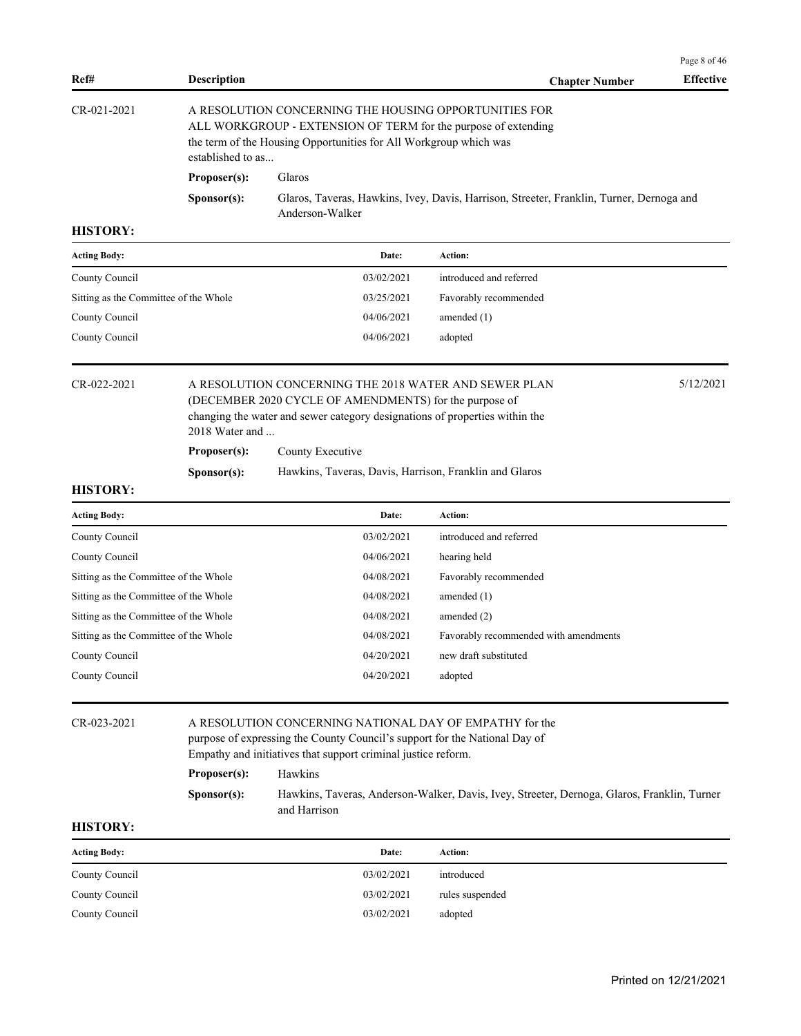| Ref# | Description | Chapter Number | Effective |
|---|---|---|---|

**CR-021-2021**

A RESOLUTION CONCERNING THE HOUSING OPPORTUNITIES FOR ALL WORKGROUP - EXTENSION OF TERM for the purpose of extending the term of the Housing Opportunities for All Workgroup which was established to as...

**Proposer(s):** Glaros

**Sponsor(s):** Glaros, Taveras, Hawkins, Ivey, Davis, Harrison, Streeter, Franklin, Turner, Dernoga and Anderson-Walker

**HISTORY:**

| Acting Body: | Date: | Action: |
|---|---|---|
| County Council | 03/02/2021 | introduced and referred |
| Sitting as the Committee of the Whole | 03/25/2021 | Favorably recommended |
| County Council | 04/06/2021 | amended (1) |
| County Council | 04/06/2021 | adopted |

**CR-022-2021** — Effective: 5/12/2021

A RESOLUTION CONCERNING THE 2018 WATER AND SEWER PLAN (DECEMBER 2020 CYCLE OF AMENDMENTS) for the purpose of changing the water and sewer category designations of properties within the 2018 Water and ...

**Proposer(s):** County Executive

**Sponsor(s):** Hawkins, Taveras, Davis, Harrison, Franklin and Glaros

**HISTORY:**

| Acting Body: | Date: | Action: |
|---|---|---|
| County Council | 03/02/2021 | introduced and referred |
| County Council | 04/06/2021 | hearing held |
| Sitting as the Committee of the Whole | 04/08/2021 | Favorably recommended |
| Sitting as the Committee of the Whole | 04/08/2021 | amended (1) |
| Sitting as the Committee of the Whole | 04/08/2021 | amended (2) |
| Sitting as the Committee of the Whole | 04/08/2021 | Favorably recommended with amendments |
| County Council | 04/20/2021 | new draft substituted |
| County Council | 04/20/2021 | adopted |

**CR-023-2021**

A RESOLUTION CONCERNING NATIONAL DAY OF EMPATHY for the purpose of expressing the County Council's support for the National Day of Empathy and initiatives that support criminal justice reform.

**Proposer(s):** Hawkins

**Sponsor(s):** Hawkins, Taveras, Anderson-Walker, Davis, Ivey, Streeter, Dernoga, Glaros, Franklin, Turner and Harrison

**HISTORY:**

| Acting Body: | Date: | Action: |
|---|---|---|
| County Council | 03/02/2021 | introduced |
| County Council | 03/02/2021 | rules suspended |
| County Council | 03/02/2021 | adopted |

Printed on 12/21/2021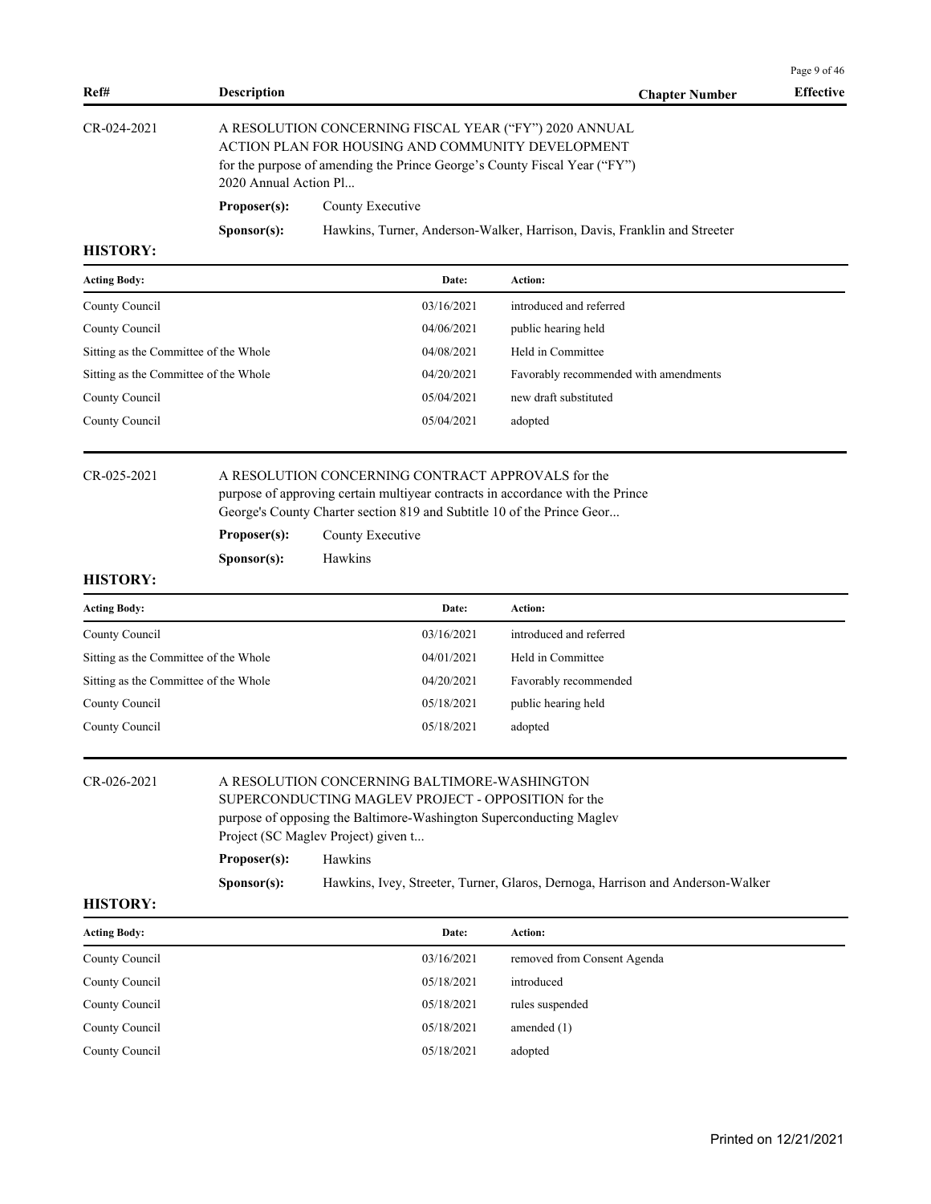| Ref# | Description | Chapter Number | Effective |
|---|---|---|---|

**CR-024-2021**

A RESOLUTION CONCERNING FISCAL YEAR ("FY") 2020 ANNUAL ACTION PLAN FOR HOUSING AND COMMUNITY DEVELOPMENT for the purpose of amending the Prince George's County Fiscal Year ("FY") 2020 Annual Action Pl...

**Proposer(s):** County Executive

**Sponsor(s):** Hawkins, Turner, Anderson-Walker, Harrison, Davis, Franklin and Streeter

**HISTORY:**

| Acting Body: | Date: | Action: |
|---|---|---|
| County Council | 03/16/2021 | introduced and referred |
| County Council | 04/06/2021 | public hearing held |
| Sitting as the Committee of the Whole | 04/08/2021 | Held in Committee |
| Sitting as the Committee of the Whole | 04/20/2021 | Favorably recommended with amendments |
| County Council | 05/04/2021 | new draft substituted |
| County Council | 05/04/2021 | adopted |

**CR-025-2021**

A RESOLUTION CONCERNING CONTRACT APPROVALS for the purpose of approving certain multiyear contracts in accordance with the Prince George's County Charter section 819 and Subtitle 10 of the Prince Geor...

**Proposer(s):** County Executive

**Sponsor(s):** Hawkins

**HISTORY:**

| Acting Body: | Date: | Action: |
|---|---|---|
| County Council | 03/16/2021 | introduced and referred |
| Sitting as the Committee of the Whole | 04/01/2021 | Held in Committee |
| Sitting as the Committee of the Whole | 04/20/2021 | Favorably recommended |
| County Council | 05/18/2021 | public hearing held |
| County Council | 05/18/2021 | adopted |

**CR-026-2021**

A RESOLUTION CONCERNING BALTIMORE-WASHINGTON SUPERCONDUCTING MAGLEV PROJECT - OPPOSITION for the purpose of opposing the Baltimore-Washington Superconducting Maglev Project (SC Maglev Project) given t...

**Proposer(s):** Hawkins

**Sponsor(s):** Hawkins, Ivey, Streeter, Turner, Glaros, Dernoga, Harrison and Anderson-Walker

**HISTORY:**

| Acting Body: | Date: | Action: |
|---|---|---|
| County Council | 03/16/2021 | removed from Consent Agenda |
| County Council | 05/18/2021 | introduced |
| County Council | 05/18/2021 | rules suspended |
| County Council | 05/18/2021 | amended (1) |
| County Council | 05/18/2021 | adopted |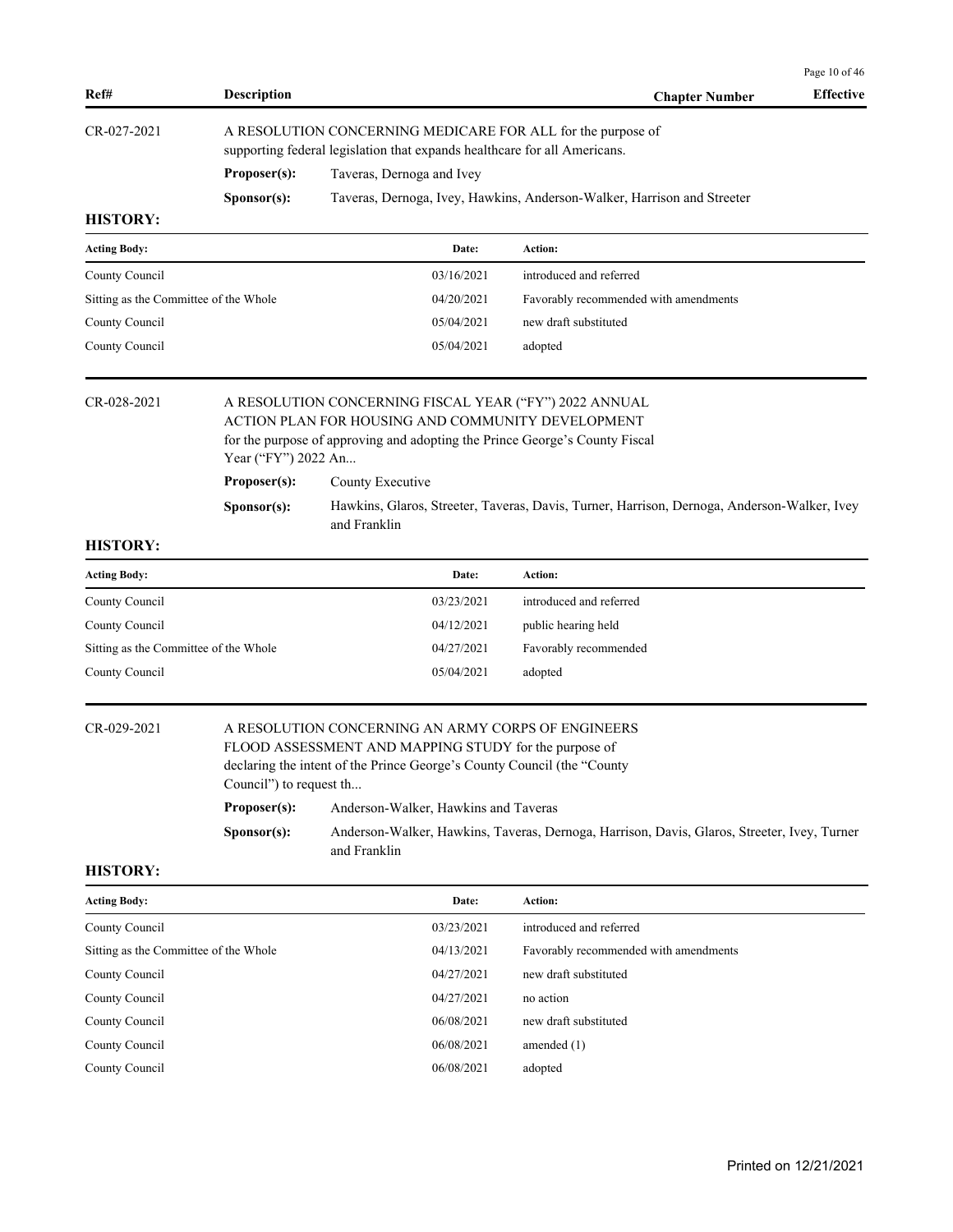| Ref# | Description | Chapter Number | Effective |
|---|---|---|---|

CR-027-2021 — A RESOLUTION CONCERNING MEDICARE FOR ALL for the purpose of supporting federal legislation that expands healthcare for all Americans.

**Proposer(s):** Taveras, Dernoga and Ivey

**Sponsor(s):** Taveras, Dernoga, Ivey, Hawkins, Anderson-Walker, Harrison and Streeter

**HISTORY:**

| Acting Body: | Date: | Action: |
|---|---|---|
| County Council | 03/16/2021 | introduced and referred |
| Sitting as the Committee of the Whole | 04/20/2021 | Favorably recommended with amendments |
| County Council | 05/04/2021 | new draft substituted |
| County Council | 05/04/2021 | adopted |

CR-028-2021 — A RESOLUTION CONCERNING FISCAL YEAR ("FY") 2022 ANNUAL ACTION PLAN FOR HOUSING AND COMMUNITY DEVELOPMENT for the purpose of approving and adopting the Prince George's County Fiscal Year ("FY") 2022 An...

**Proposer(s):** County Executive

**Sponsor(s):** Hawkins, Glaros, Streeter, Taveras, Davis, Turner, Harrison, Dernoga, Anderson-Walker, Ivey and Franklin

**HISTORY:**

| Acting Body: | Date: | Action: |
|---|---|---|
| County Council | 03/23/2021 | introduced and referred |
| County Council | 04/12/2021 | public hearing held |
| Sitting as the Committee of the Whole | 04/27/2021 | Favorably recommended |
| County Council | 05/04/2021 | adopted |

CR-029-2021 — A RESOLUTION CONCERNING AN ARMY CORPS OF ENGINEERS FLOOD ASSESSMENT AND MAPPING STUDY for the purpose of declaring the intent of the Prince George's County Council (the "County Council") to request th...

**Proposer(s):** Anderson-Walker, Hawkins and Taveras

**Sponsor(s):** Anderson-Walker, Hawkins, Taveras, Dernoga, Harrison, Davis, Glaros, Streeter, Ivey, Turner and Franklin

**HISTORY:**

| Acting Body: | Date: | Action: |
|---|---|---|
| County Council | 03/23/2021 | introduced and referred |
| Sitting as the Committee of the Whole | 04/13/2021 | Favorably recommended with amendments |
| County Council | 04/27/2021 | new draft substituted |
| County Council | 04/27/2021 | no action |
| County Council | 06/08/2021 | new draft substituted |
| County Council | 06/08/2021 | amended (1) |
| County Council | 06/08/2021 | adopted |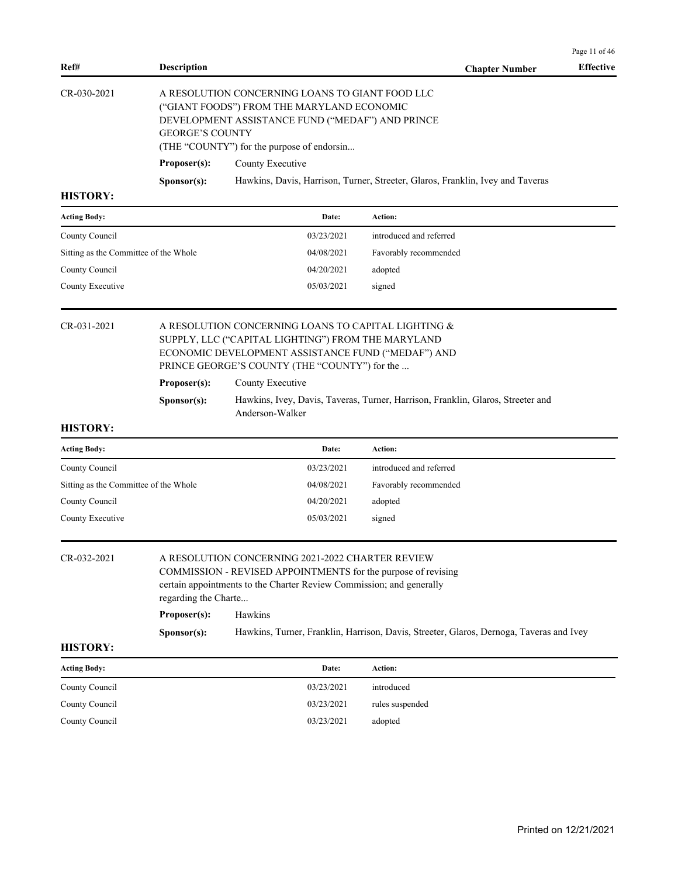| Ref# | Description | Chapter Number | Effective |
|---|---|---|---|

**CR-030-2021**

A RESOLUTION CONCERNING LOANS TO GIANT FOOD LLC ("GIANT FOODS") FROM THE MARYLAND ECONOMIC DEVELOPMENT ASSISTANCE FUND ("MEDAF") AND PRINCE GEORGE'S COUNTY (THE "COUNTY") for the purpose of endorsin...

**Proposer(s):** County Executive

**Sponsor(s):** Hawkins, Davis, Harrison, Turner, Streeter, Glaros, Franklin, Ivey and Taveras

**HISTORY:**

| Acting Body: | Date: | Action: |
|---|---|---|
| County Council | 03/23/2021 | introduced and referred |
| Sitting as the Committee of the Whole | 04/08/2021 | Favorably recommended |
| County Council | 04/20/2021 | adopted |
| County Executive | 05/03/2021 | signed |

**CR-031-2021**

A RESOLUTION CONCERNING LOANS TO CAPITAL LIGHTING & SUPPLY, LLC ("CAPITAL LIGHTING") FROM THE MARYLAND ECONOMIC DEVELOPMENT ASSISTANCE FUND ("MEDAF") AND PRINCE GEORGE'S COUNTY (THE "COUNTY") for the ...

**Proposer(s):** County Executive

**Sponsor(s):** Hawkins, Ivey, Davis, Taveras, Turner, Harrison, Franklin, Glaros, Streeter and Anderson-Walker

**HISTORY:**

| Acting Body: | Date: | Action: |
|---|---|---|
| County Council | 03/23/2021 | introduced and referred |
| Sitting as the Committee of the Whole | 04/08/2021 | Favorably recommended |
| County Council | 04/20/2021 | adopted |
| County Executive | 05/03/2021 | signed |

**CR-032-2021**

A RESOLUTION CONCERNING 2021-2022 CHARTER REVIEW COMMISSION - REVISED APPOINTMENTS for the purpose of revising certain appointments to the Charter Review Commission; and generally regarding the Charte...

**Proposer(s):** Hawkins

**Sponsor(s):** Hawkins, Turner, Franklin, Harrison, Davis, Streeter, Glaros, Dernoga, Taveras and Ivey

**HISTORY:**

| Acting Body: | Date: | Action: |
|---|---|---|
| County Council | 03/23/2021 | introduced |
| County Council | 03/23/2021 | rules suspended |
| County Council | 03/23/2021 | adopted |

Printed on 12/21/2021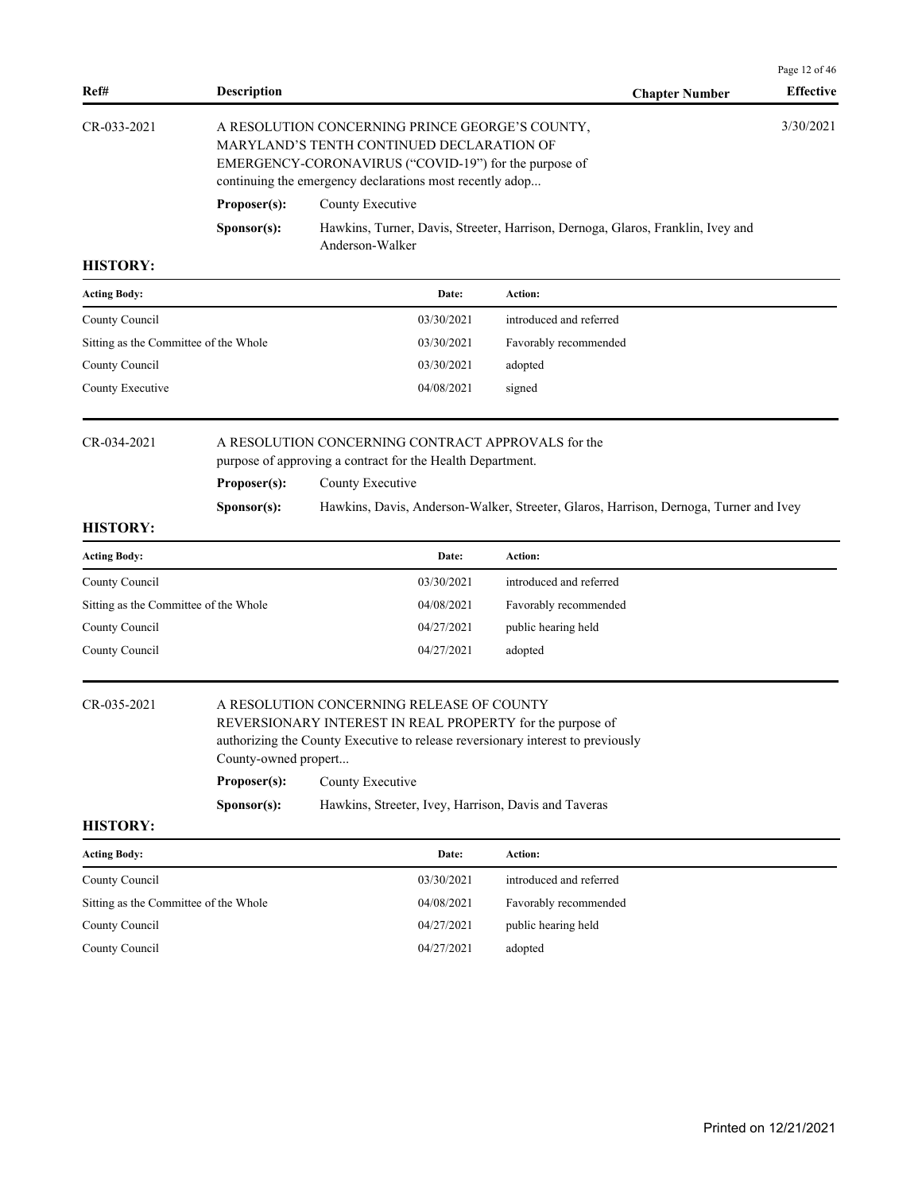| Ref# | Description | Chapter Number | Effective |
|---|---|---|---|
| CR-033-2021 | A RESOLUTION CONCERNING PRINCE GEORGE'S COUNTY, MARYLAND'S TENTH CONTINUED DECLARATION OF EMERGENCY-CORONAVIRUS ("COVID-19") for the purpose of continuing the emergency declarations most recently adop... | | 3/30/2021 |

**Proposer(s):** County Executive

**Sponsor(s):** Hawkins, Turner, Davis, Streeter, Harrison, Dernoga, Glaros, Franklin, Ivey and Anderson-Walker

**HISTORY:**

| Acting Body: | Date: | Action: |
|---|---|---|
| County Council | 03/30/2021 | introduced and referred |
| Sitting as the Committee of the Whole | 03/30/2021 | Favorably recommended |
| County Council | 03/30/2021 | adopted |
| County Executive | 04/08/2021 | signed |

---

**CR-034-2021**

A RESOLUTION CONCERNING CONTRACT APPROVALS for the purpose of approving a contract for the Health Department.

**Proposer(s):** County Executive

**Sponsor(s):** Hawkins, Davis, Anderson-Walker, Streeter, Glaros, Harrison, Dernoga, Turner and Ivey

**HISTORY:**

| Acting Body: | Date: | Action: |
|---|---|---|
| County Council | 03/30/2021 | introduced and referred |
| Sitting as the Committee of the Whole | 04/08/2021 | Favorably recommended |
| County Council | 04/27/2021 | public hearing held |
| County Council | 04/27/2021 | adopted |

---

**CR-035-2021**

A RESOLUTION CONCERNING RELEASE OF COUNTY REVERSIONARY INTEREST IN REAL PROPERTY for the purpose of authorizing the County Executive to release reversionary interest to previously County-owned propert...

**Proposer(s):** County Executive

**Sponsor(s):** Hawkins, Streeter, Ivey, Harrison, Davis and Taveras

**HISTORY:**

| Acting Body: | Date: | Action: |
|---|---|---|
| County Council | 03/30/2021 | introduced and referred |
| Sitting as the Committee of the Whole | 04/08/2021 | Favorably recommended |
| County Council | 04/27/2021 | public hearing held |
| County Council | 04/27/2021 | adopted |

Printed on 12/21/2021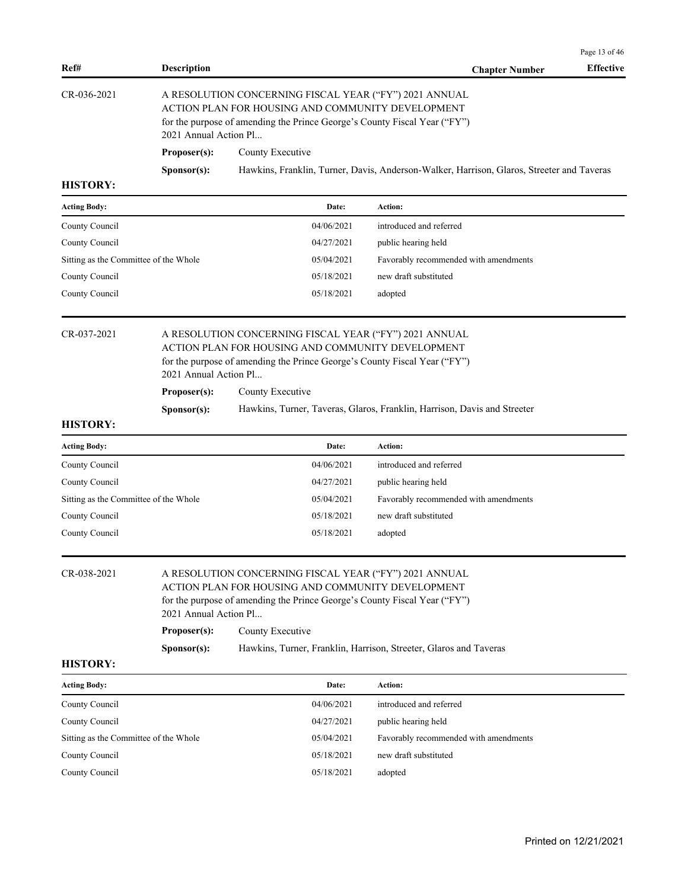| Ref# | Description | Chapter Number | Effective |
|---|---|---|---|

**CR-036-2021**

A RESOLUTION CONCERNING FISCAL YEAR ("FY") 2021 ANNUAL ACTION PLAN FOR HOUSING AND COMMUNITY DEVELOPMENT for the purpose of amending the Prince George's County Fiscal Year ("FY") 2021 Annual Action Pl...

**Proposer(s):** County Executive

**Sponsor(s):** Hawkins, Franklin, Turner, Davis, Anderson-Walker, Harrison, Glaros, Streeter and Taveras

**HISTORY:**

| Acting Body: | Date: | Action: |
|---|---|---|
| County Council | 04/06/2021 | introduced and referred |
| County Council | 04/27/2021 | public hearing held |
| Sitting as the Committee of the Whole | 05/04/2021 | Favorably recommended with amendments |
| County Council | 05/18/2021 | new draft substituted |
| County Council | 05/18/2021 | adopted |

**CR-037-2021**

A RESOLUTION CONCERNING FISCAL YEAR ("FY") 2021 ANNUAL ACTION PLAN FOR HOUSING AND COMMUNITY DEVELOPMENT for the purpose of amending the Prince George's County Fiscal Year ("FY") 2021 Annual Action Pl...

**Proposer(s):** County Executive

**Sponsor(s):** Hawkins, Turner, Taveras, Glaros, Franklin, Harrison, Davis and Streeter

**HISTORY:**

| Acting Body: | Date: | Action: |
|---|---|---|
| County Council | 04/06/2021 | introduced and referred |
| County Council | 04/27/2021 | public hearing held |
| Sitting as the Committee of the Whole | 05/04/2021 | Favorably recommended with amendments |
| County Council | 05/18/2021 | new draft substituted |
| County Council | 05/18/2021 | adopted |

**CR-038-2021**

A RESOLUTION CONCERNING FISCAL YEAR ("FY") 2021 ANNUAL ACTION PLAN FOR HOUSING AND COMMUNITY DEVELOPMENT for the purpose of amending the Prince George's County Fiscal Year ("FY") 2021 Annual Action Pl...

**Proposer(s):** County Executive

**Sponsor(s):** Hawkins, Turner, Franklin, Harrison, Streeter, Glaros and Taveras

**HISTORY:**

| Acting Body: | Date: | Action: |
|---|---|---|
| County Council | 04/06/2021 | introduced and referred |
| County Council | 04/27/2021 | public hearing held |
| Sitting as the Committee of the Whole | 05/04/2021 | Favorably recommended with amendments |
| County Council | 05/18/2021 | new draft substituted |
| County Council | 05/18/2021 | adopted |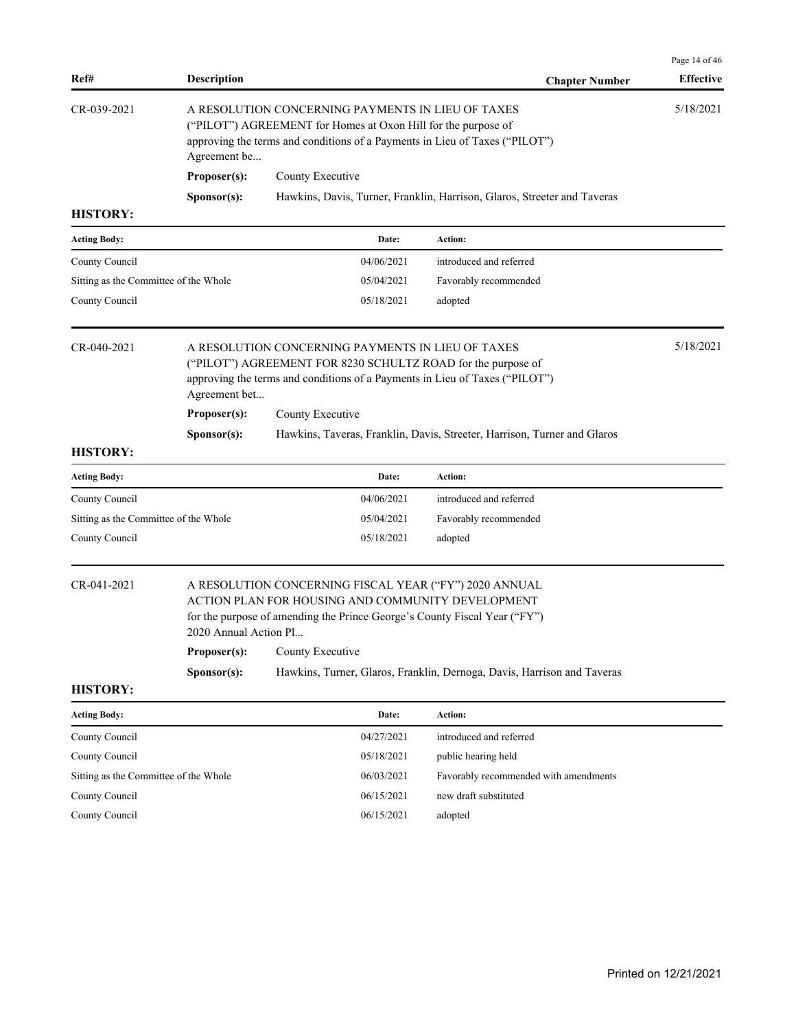| Ref# | Description | Chapter Number | Effective |
|---|---|---|---|

CR-039-2021 | A RESOLUTION CONCERNING PAYMENTS IN LIEU OF TAXES ("PILOT") AGREEMENT for Homes at Oxon Hill for the purpose of approving the terms and conditions of a Payments in Lieu of Taxes ("PILOT") Agreement be... | 5/18/2021

**Proposer(s):** County Executive

**Sponsor(s):** Hawkins, Davis, Turner, Franklin, Harrison, Glaros, Streeter and Taveras

**HISTORY:**

| Acting Body: | Date: | Action: |
|---|---|---|
| County Council | 04/06/2021 | introduced and referred |
| Sitting as the Committee of the Whole | 05/04/2021 | Favorably recommended |
| County Council | 05/18/2021 | adopted |

CR-040-2021 | A RESOLUTION CONCERNING PAYMENTS IN LIEU OF TAXES ("PILOT") AGREEMENT FOR 8230 SCHULTZ ROAD for the purpose of approving the terms and conditions of a Payments in Lieu of Taxes ("PILOT") Agreement bet... | 5/18/2021

**Proposer(s):** County Executive

**Sponsor(s):** Hawkins, Taveras, Franklin, Davis, Streeter, Harrison, Turner and Glaros

**HISTORY:**

| Acting Body: | Date: | Action: |
|---|---|---|
| County Council | 04/06/2021 | introduced and referred |
| Sitting as the Committee of the Whole | 05/04/2021 | Favorably recommended |
| County Council | 05/18/2021 | adopted |

CR-041-2021 | A RESOLUTION CONCERNING FISCAL YEAR ("FY") 2020 ANNUAL ACTION PLAN FOR HOUSING AND COMMUNITY DEVELOPMENT for the purpose of amending the Prince George's County Fiscal Year ("FY") 2020 Annual Action Pl...

**Proposer(s):** County Executive

**Sponsor(s):** Hawkins, Turner, Glaros, Franklin, Dernoga, Davis, Harrison and Taveras

**HISTORY:**

| Acting Body: | Date: | Action: |
|---|---|---|
| County Council | 04/27/2021 | introduced and referred |
| County Council | 05/18/2021 | public hearing held |
| Sitting as the Committee of the Whole | 06/03/2021 | Favorably recommended with amendments |
| County Council | 06/15/2021 | new draft substituted |
| County Council | 06/15/2021 | adopted |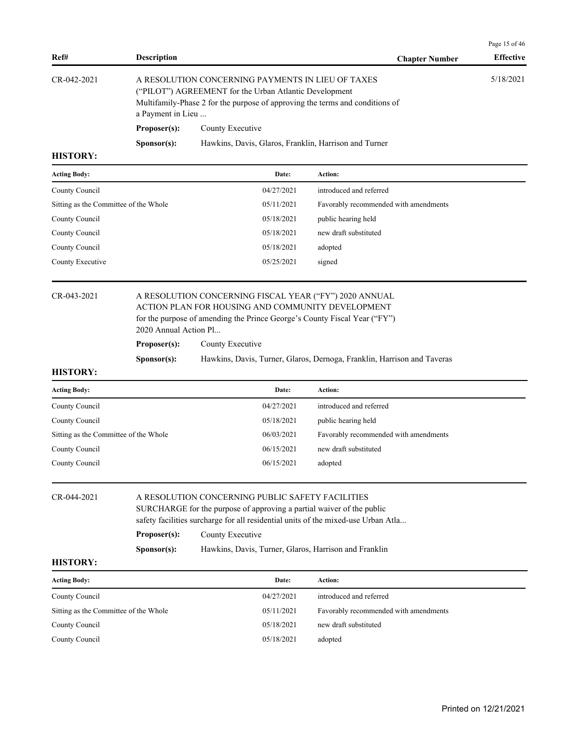| Ref# | Description | Chapter Number | Effective |
|---|---|---|---|
| CR-042-2021 | A RESOLUTION CONCERNING PAYMENTS IN LIEU OF TAXES ("PILOT") AGREEMENT for the Urban Atlantic Development Multifamily-Phase 2 for the purpose of approving the terms and conditions of a Payment in Lieu ... | | 5/18/2021 |

**Proposer(s):** County Executive

**Sponsor(s):** Hawkins, Davis, Glaros, Franklin, Harrison and Turner

**HISTORY:**

| Acting Body: | Date: | Action: |
|---|---|---|
| County Council | 04/27/2021 | introduced and referred |
| Sitting as the Committee of the Whole | 05/11/2021 | Favorably recommended with amendments |
| County Council | 05/18/2021 | public hearing held |
| County Council | 05/18/2021 | new draft substituted |
| County Council | 05/18/2021 | adopted |
| County Executive | 05/25/2021 | signed |

| Ref# | Description | Chapter Number | Effective |
|---|---|---|---|
| CR-043-2021 | A RESOLUTION CONCERNING FISCAL YEAR ("FY") 2020 ANNUAL ACTION PLAN FOR HOUSING AND COMMUNITY DEVELOPMENT for the purpose of amending the Prince George's County Fiscal Year ("FY") 2020 Annual Action Pl... | | |

**Proposer(s):** County Executive

**Sponsor(s):** Hawkins, Davis, Turner, Glaros, Dernoga, Franklin, Harrison and Taveras

**HISTORY:**

| Acting Body: | Date: | Action: |
|---|---|---|
| County Council | 04/27/2021 | introduced and referred |
| County Council | 05/18/2021 | public hearing held |
| Sitting as the Committee of the Whole | 06/03/2021 | Favorably recommended with amendments |
| County Council | 06/15/2021 | new draft substituted |
| County Council | 06/15/2021 | adopted |

| Ref# | Description | Chapter Number | Effective |
|---|---|---|---|
| CR-044-2021 | A RESOLUTION CONCERNING PUBLIC SAFETY FACILITIES SURCHARGE for the purpose of approving a partial waiver of the public safety facilities surcharge for all residential units of the mixed-use Urban Atla... | | |

**Proposer(s):** County Executive

**Sponsor(s):** Hawkins, Davis, Turner, Glaros, Harrison and Franklin

**HISTORY:**

| Acting Body: | Date: | Action: |
|---|---|---|
| County Council | 04/27/2021 | introduced and referred |
| Sitting as the Committee of the Whole | 05/11/2021 | Favorably recommended with amendments |
| County Council | 05/18/2021 | new draft substituted |
| County Council | 05/18/2021 | adopted |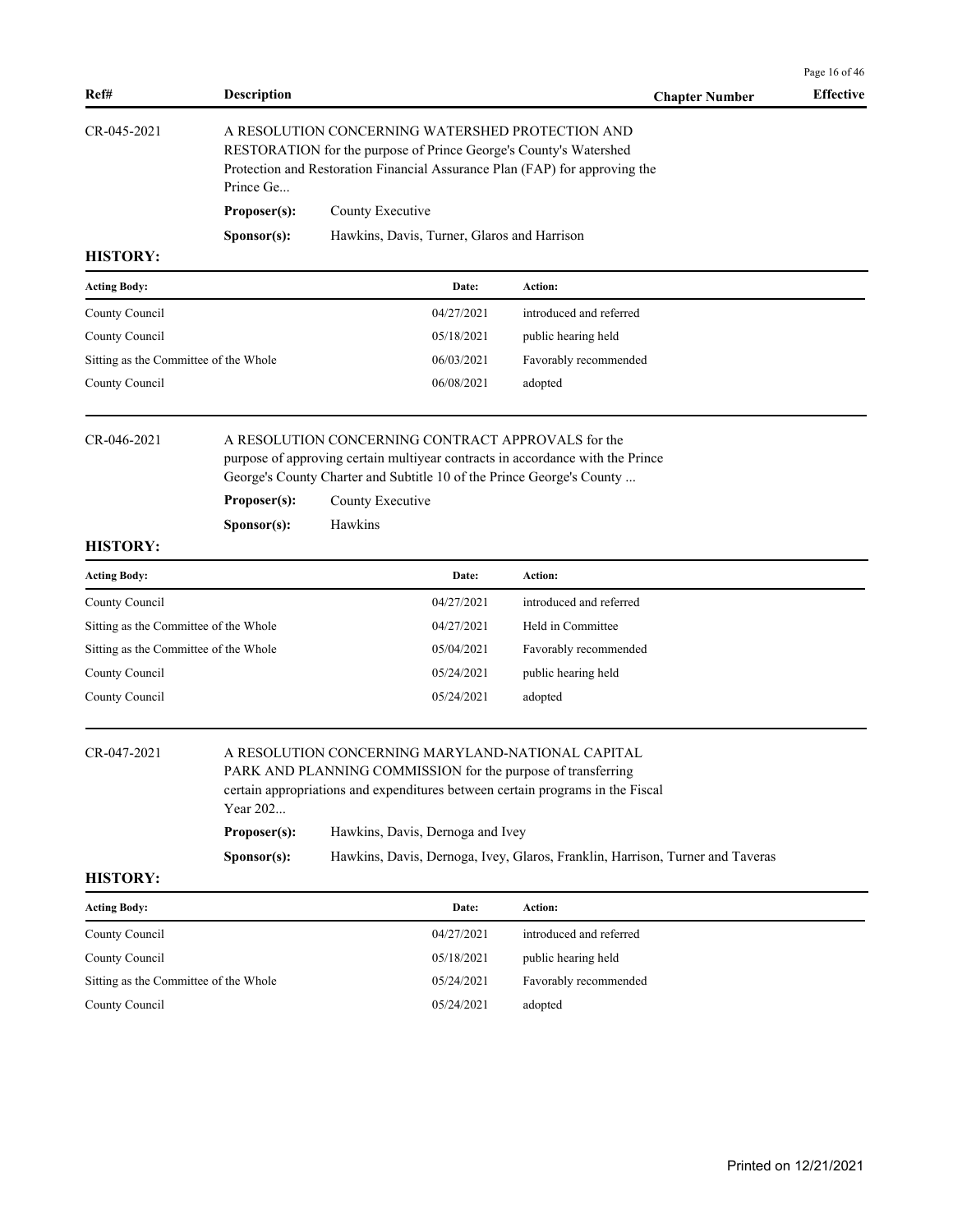| Ref# | Description | Chapter Number | Effective |
|---|---|---|---|

CR-045-2021 A RESOLUTION CONCERNING WATERSHED PROTECTION AND RESTORATION for the purpose of Prince George's County's Watershed Protection and Restoration Financial Assurance Plan (FAP) for approving the Prince Ge...

**Proposer(s):** County Executive

**Sponsor(s):** Hawkins, Davis, Turner, Glaros and Harrison

**HISTORY:**

| Acting Body: | Date: | Action: |
|---|---|---|
| County Council | 04/27/2021 | introduced and referred |
| County Council | 05/18/2021 | public hearing held |
| Sitting as the Committee of the Whole | 06/03/2021 | Favorably recommended |
| County Council | 06/08/2021 | adopted |

CR-046-2021 A RESOLUTION CONCERNING CONTRACT APPROVALS for the purpose of approving certain multiyear contracts in accordance with the Prince George's County Charter and Subtitle 10 of the Prince George's County ...

**Proposer(s):** County Executive

**Sponsor(s):** Hawkins

**HISTORY:**

| Acting Body: | Date: | Action: |
|---|---|---|
| County Council | 04/27/2021 | introduced and referred |
| Sitting as the Committee of the Whole | 04/27/2021 | Held in Committee |
| Sitting as the Committee of the Whole | 05/04/2021 | Favorably recommended |
| County Council | 05/24/2021 | public hearing held |
| County Council | 05/24/2021 | adopted |

CR-047-2021 A RESOLUTION CONCERNING MARYLAND-NATIONAL CAPITAL PARK AND PLANNING COMMISSION for the purpose of transferring certain appropriations and expenditures between certain programs in the Fiscal Year 202...

**Proposer(s):** Hawkins, Davis, Dernoga and Ivey

**Sponsor(s):** Hawkins, Davis, Dernoga, Ivey, Glaros, Franklin, Harrison, Turner and Taveras

**HISTORY:**

| Acting Body: | Date: | Action: |
|---|---|---|
| County Council | 04/27/2021 | introduced and referred |
| County Council | 05/18/2021 | public hearing held |
| Sitting as the Committee of the Whole | 05/24/2021 | Favorably recommended |
| County Council | 05/24/2021 | adopted |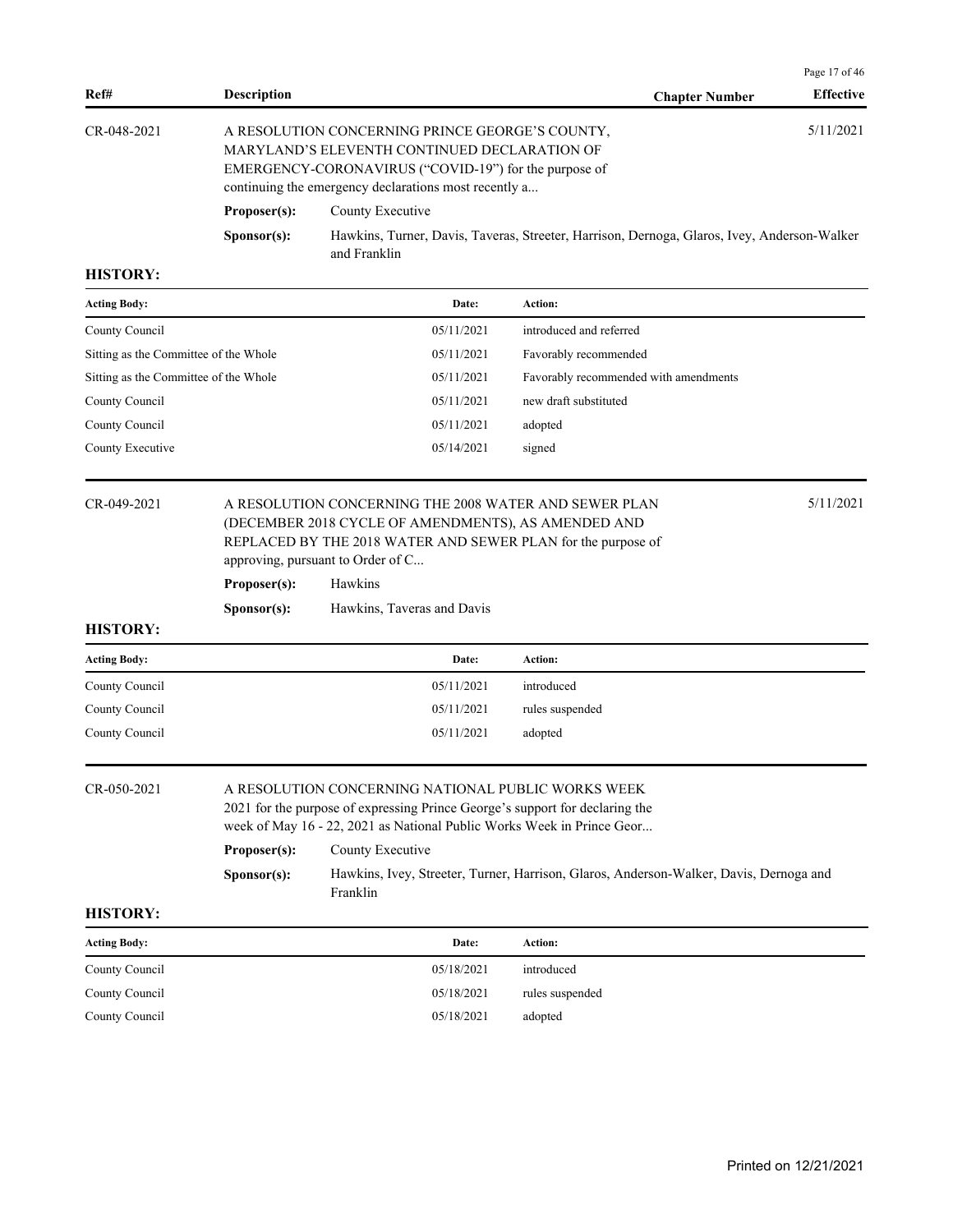| Ref# | Description | Chapter Number | Effective |
|---|---|---|---|
| CR-048-2021 | A RESOLUTION CONCERNING PRINCE GEORGE'S COUNTY, MARYLAND'S ELEVENTH CONTINUED DECLARATION OF EMERGENCY-CORONAVIRUS ("COVID-19") for the purpose of continuing the emergency declarations most recently a... | | 5/11/2021 |

**Proposer(s):** County Executive

**Sponsor(s):** Hawkins, Turner, Davis, Taveras, Streeter, Harrison, Dernoga, Glaros, Ivey, Anderson-Walker and Franklin

**HISTORY:**

| Acting Body: | Date: | Action: |
|---|---|---|
| County Council | 05/11/2021 | introduced and referred |
| Sitting as the Committee of the Whole | 05/11/2021 | Favorably recommended |
| Sitting as the Committee of the Whole | 05/11/2021 | Favorably recommended with amendments |
| County Council | 05/11/2021 | new draft substituted |
| County Council | 05/11/2021 | adopted |
| County Executive | 05/14/2021 | signed |

| Ref# | Description | Chapter Number | Effective |
|---|---|---|---|
| CR-049-2021 | A RESOLUTION CONCERNING THE 2008 WATER AND SEWER PLAN (DECEMBER 2018 CYCLE OF AMENDMENTS), AS AMENDED AND REPLACED BY THE 2018 WATER AND SEWER PLAN for the purpose of approving, pursuant to Order of C... | | 5/11/2021 |

**Proposer(s):** Hawkins

**Sponsor(s):** Hawkins, Taveras and Davis

**HISTORY:**

| Acting Body: | Date: | Action: |
|---|---|---|
| County Council | 05/11/2021 | introduced |
| County Council | 05/11/2021 | rules suspended |
| County Council | 05/11/2021 | adopted |

| Ref# | Description | Chapter Number | Effective |
|---|---|---|---|
| CR-050-2021 | A RESOLUTION CONCERNING NATIONAL PUBLIC WORKS WEEK 2021 for the purpose of expressing Prince George's support for declaring the week of May 16 - 22, 2021 as National Public Works Week in Prince Geor... | | |

**Proposer(s):** County Executive

**Sponsor(s):** Hawkins, Ivey, Streeter, Turner, Harrison, Glaros, Anderson-Walker, Davis, Dernoga and Franklin

**HISTORY:**

| Acting Body: | Date: | Action: |
|---|---|---|
| County Council | 05/18/2021 | introduced |
| County Council | 05/18/2021 | rules suspended |
| County Council | 05/18/2021 | adopted |

Printed on 12/21/2021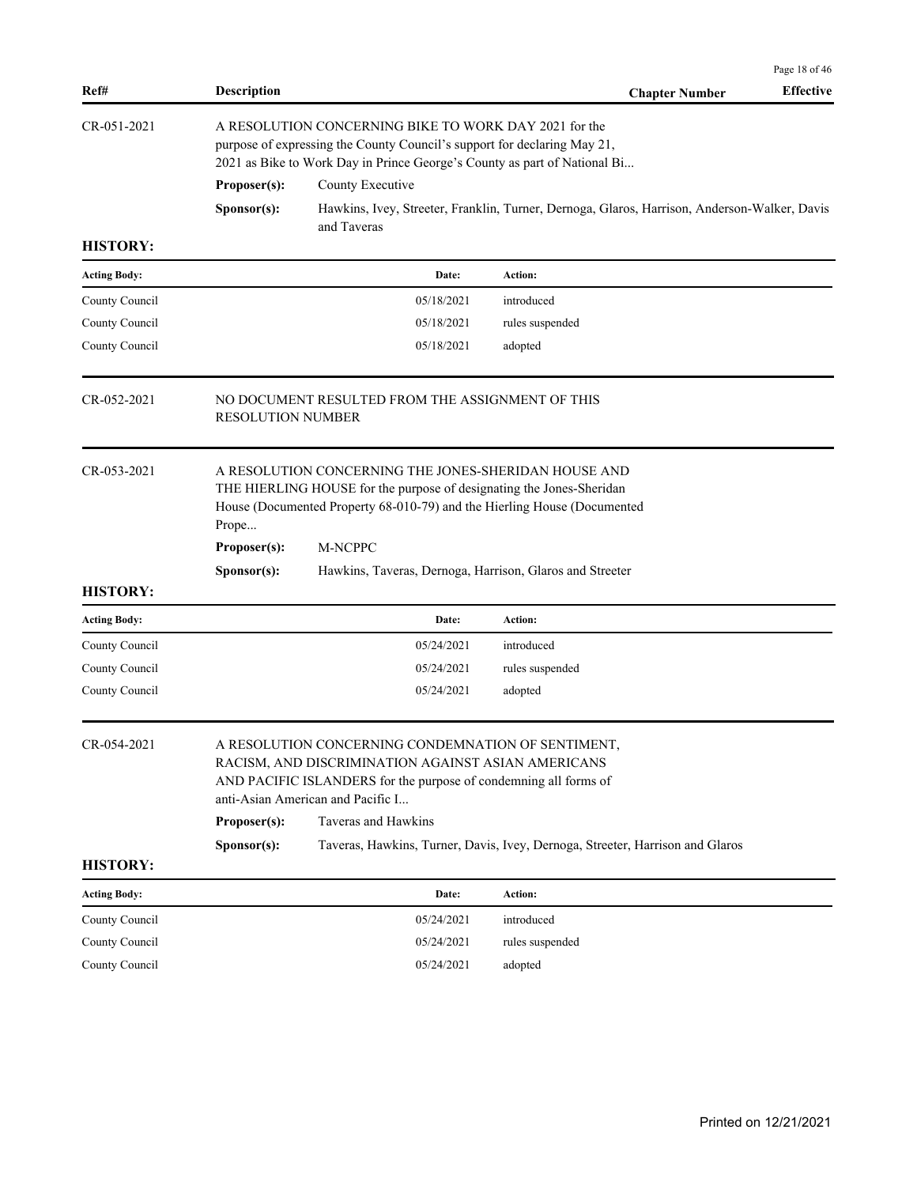| Ref# | Description | Chapter Number | Effective |
|---|---|---|---|

**CR-051-2021**

A RESOLUTION CONCERNING BIKE TO WORK DAY 2021 for the purpose of expressing the County Council's support for declaring May 21, 2021 as Bike to Work Day in Prince George's County as part of National Bi...

**Proposer(s):** County Executive

**Sponsor(s):** Hawkins, Ivey, Streeter, Franklin, Turner, Dernoga, Glaros, Harrison, Anderson-Walker, Davis and Taveras

**HISTORY:**

| Acting Body: | Date: | Action: |
|---|---|---|
| County Council | 05/18/2021 | introduced |
| County Council | 05/18/2021 | rules suspended |
| County Council | 05/18/2021 | adopted |

**CR-052-2021**

NO DOCUMENT RESULTED FROM THE ASSIGNMENT OF THIS RESOLUTION NUMBER

**CR-053-2021**

A RESOLUTION CONCERNING THE JONES-SHERIDAN HOUSE AND THE HIERLING HOUSE for the purpose of designating the Jones-Sheridan House (Documented Property 68-010-79) and the Hierling House (Documented Prope...

**Proposer(s):** M-NCPPC

**Sponsor(s):** Hawkins, Taveras, Dernoga, Harrison, Glaros and Streeter

**HISTORY:**

| Acting Body: | Date: | Action: |
|---|---|---|
| County Council | 05/24/2021 | introduced |
| County Council | 05/24/2021 | rules suspended |
| County Council | 05/24/2021 | adopted |

**CR-054-2021**

A RESOLUTION CONCERNING CONDEMNATION OF SENTIMENT, RACISM, AND DISCRIMINATION AGAINST ASIAN AMERICANS AND PACIFIC ISLANDERS for the purpose of condemning all forms of anti-Asian American and Pacific I...

**Proposer(s):** Taveras and Hawkins

**Sponsor(s):** Taveras, Hawkins, Turner, Davis, Ivey, Dernoga, Streeter, Harrison and Glaros

**HISTORY:**

| Acting Body: | Date: | Action: |
|---|---|---|
| County Council | 05/24/2021 | introduced |
| County Council | 05/24/2021 | rules suspended |
| County Council | 05/24/2021 | adopted |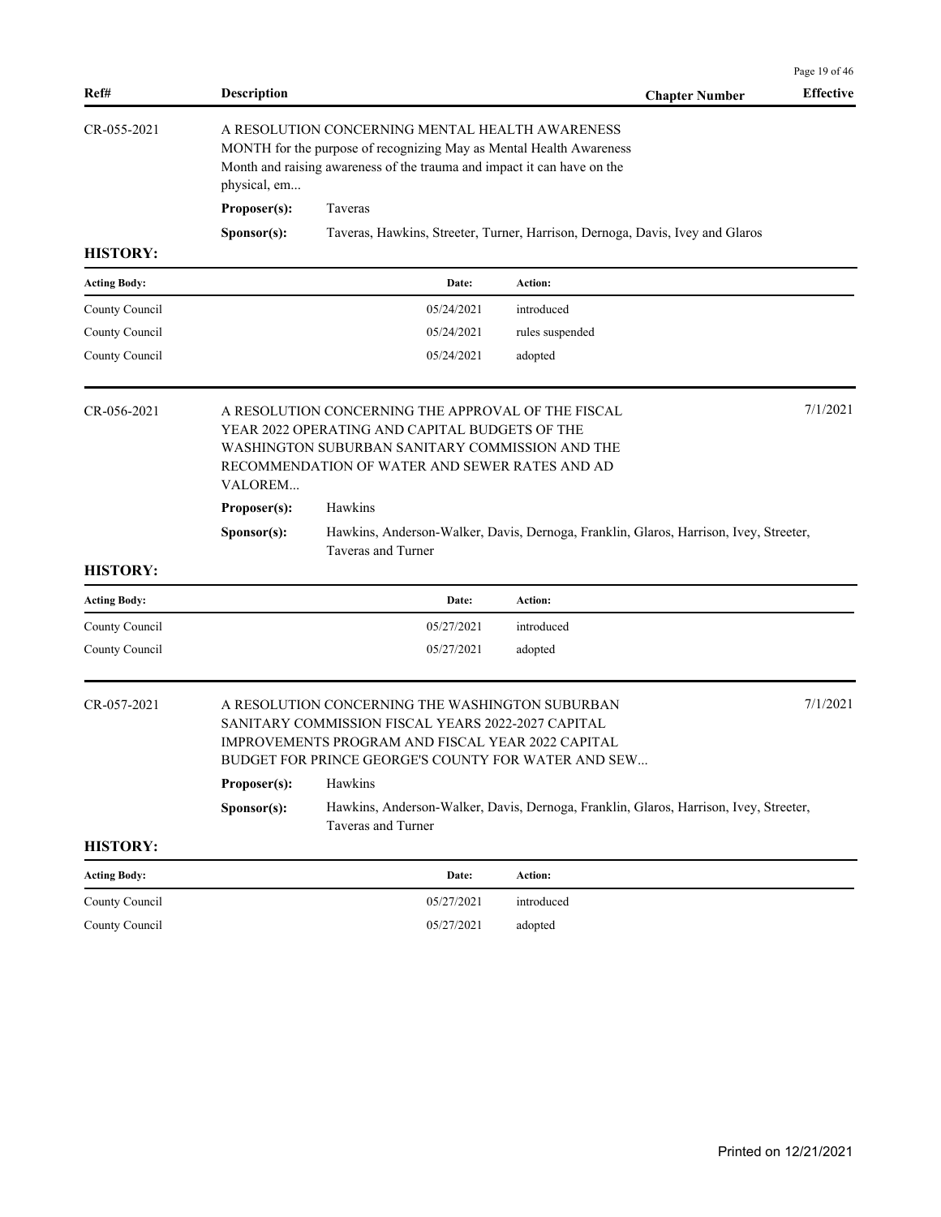| Ref# | Description | Chapter Number | Effective |
|---|---|---|---|

**CR-055-2021**

A RESOLUTION CONCERNING MENTAL HEALTH AWARENESS MONTH for the purpose of recognizing May as Mental Health Awareness Month and raising awareness of the trauma and impact it can have on the physical, em...

**Proposer(s):** Taveras

**Sponsor(s):** Taveras, Hawkins, Streeter, Turner, Harrison, Dernoga, Davis, Ivey and Glaros

**HISTORY:**

| Acting Body: | Date: | Action: |
|---|---|---|
| County Council | 05/24/2021 | introduced |
| County Council | 05/24/2021 | rules suspended |
| County Council | 05/24/2021 | adopted |

**CR-056-2021** — Effective: 7/1/2021

A RESOLUTION CONCERNING THE APPROVAL OF THE FISCAL YEAR 2022 OPERATING AND CAPITAL BUDGETS OF THE WASHINGTON SUBURBAN SANITARY COMMISSION AND THE RECOMMENDATION OF WATER AND SEWER RATES AND AD VALOREM...

**Proposer(s):** Hawkins

**Sponsor(s):** Hawkins, Anderson-Walker, Davis, Dernoga, Franklin, Glaros, Harrison, Ivey, Streeter, Taveras and Turner

**HISTORY:**

| Acting Body: | Date: | Action: |
|---|---|---|
| County Council | 05/27/2021 | introduced |
| County Council | 05/27/2021 | adopted |

**CR-057-2021** — Effective: 7/1/2021

A RESOLUTION CONCERNING THE WASHINGTON SUBURBAN SANITARY COMMISSION FISCAL YEARS 2022-2027 CAPITAL IMPROVEMENTS PROGRAM AND FISCAL YEAR 2022 CAPITAL BUDGET FOR PRINCE GEORGE'S COUNTY FOR WATER AND SEW...

**Proposer(s):** Hawkins

**Sponsor(s):** Hawkins, Anderson-Walker, Davis, Dernoga, Franklin, Glaros, Harrison, Ivey, Streeter, Taveras and Turner

**HISTORY:**

| Acting Body: | Date: | Action: |
|---|---|---|
| County Council | 05/27/2021 | introduced |
| County Council | 05/27/2021 | adopted |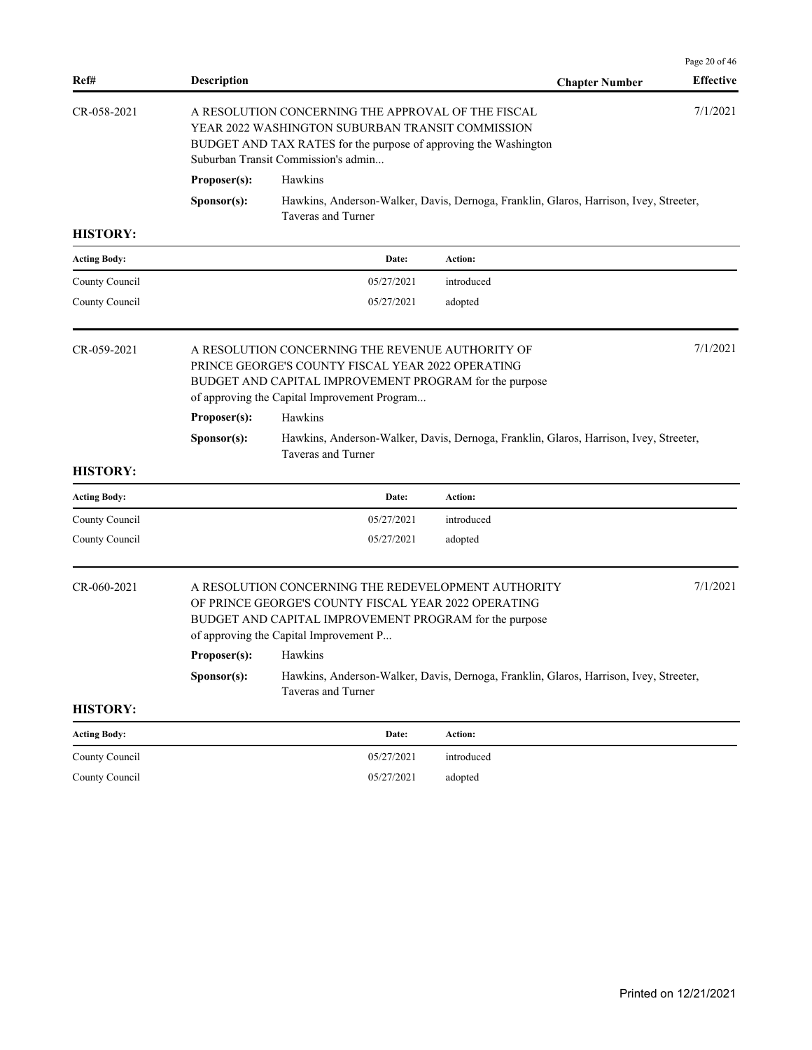| Ref# | Description | Chapter Number | Effective |
|---|---|---|---|

**CR-058-2021** — A RESOLUTION CONCERNING THE APPROVAL OF THE FISCAL YEAR 2022 WASHINGTON SUBURBAN TRANSIT COMMISSION BUDGET AND TAX RATES for the purpose of approving the Washington Suburban Transit Commission's admin... — Effective: 7/1/2021

**Proposer(s):** Hawkins

**Sponsor(s):** Hawkins, Anderson-Walker, Davis, Dernoga, Franklin, Glaros, Harrison, Ivey, Streeter, Taveras and Turner

**HISTORY:**

| Acting Body: | Date: | Action: |
|---|---|---|
| County Council | 05/27/2021 | introduced |
| County Council | 05/27/2021 | adopted |

**CR-059-2021** — A RESOLUTION CONCERNING THE REVENUE AUTHORITY OF PRINCE GEORGE'S COUNTY FISCAL YEAR 2022 OPERATING BUDGET AND CAPITAL IMPROVEMENT PROGRAM for the purpose of approving the Capital Improvement Program... — Effective: 7/1/2021

**Proposer(s):** Hawkins

**Sponsor(s):** Hawkins, Anderson-Walker, Davis, Dernoga, Franklin, Glaros, Harrison, Ivey, Streeter, Taveras and Turner

**HISTORY:**

| Acting Body: | Date: | Action: |
|---|---|---|
| County Council | 05/27/2021 | introduced |
| County Council | 05/27/2021 | adopted |

**CR-060-2021** — A RESOLUTION CONCERNING THE REDEVELOPMENT AUTHORITY OF PRINCE GEORGE'S COUNTY FISCAL YEAR 2022 OPERATING BUDGET AND CAPITAL IMPROVEMENT PROGRAM for the purpose of approving the Capital Improvement P... — Effective: 7/1/2021

**Proposer(s):** Hawkins

**Sponsor(s):** Hawkins, Anderson-Walker, Davis, Dernoga, Franklin, Glaros, Harrison, Ivey, Streeter, Taveras and Turner

**HISTORY:**

| Acting Body: | Date: | Action: |
|---|---|---|
| County Council | 05/27/2021 | introduced |
| County Council | 05/27/2021 | adopted |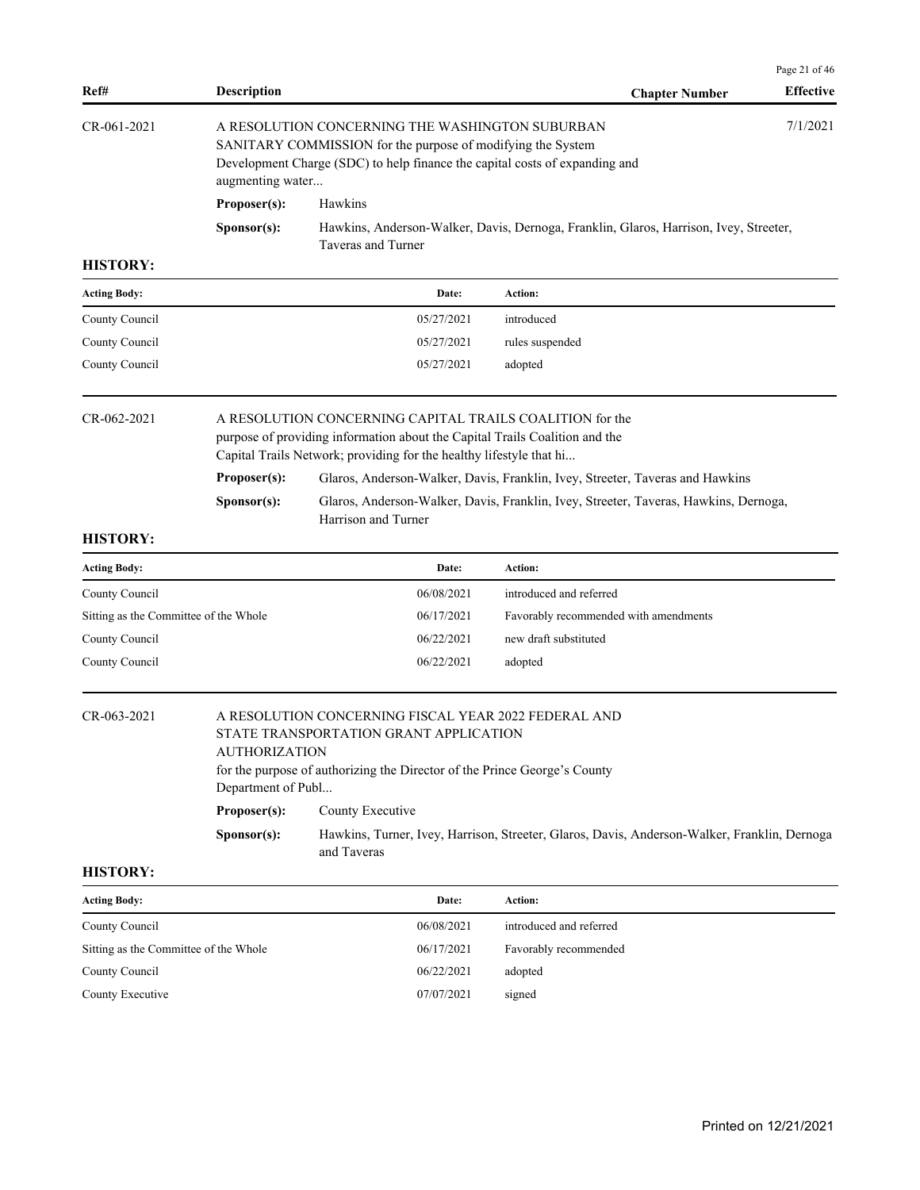| Ref# | Description | Chapter Number | Effective |
|---|---|---|---|
| CR-061-2021 | A RESOLUTION CONCERNING THE WASHINGTON SUBURBAN SANITARY COMMISSION for the purpose of modifying the System Development Charge (SDC) to help finance the capital costs of expanding and augmenting water... | | 7/1/2021 |

**Proposer(s):** Hawkins

**Sponsor(s):** Hawkins, Anderson-Walker, Davis, Dernoga, Franklin, Glaros, Harrison, Ivey, Streeter, Taveras and Turner

**HISTORY:**

| Acting Body: | Date: | Action: |
|---|---|---|
| County Council | 05/27/2021 | introduced |
| County Council | 05/27/2021 | rules suspended |
| County Council | 05/27/2021 | adopted |

---

**CR-062-2021**

A RESOLUTION CONCERNING CAPITAL TRAILS COALITION for the purpose of providing information about the Capital Trails Coalition and the Capital Trails Network; providing for the healthy lifestyle that hi...

**Proposer(s):** Glaros, Anderson-Walker, Davis, Franklin, Ivey, Streeter, Taveras and Hawkins

**Sponsor(s):** Glaros, Anderson-Walker, Davis, Franklin, Ivey, Streeter, Taveras, Hawkins, Dernoga, Harrison and Turner

**HISTORY:**

| Acting Body: | Date: | Action: |
|---|---|---|
| County Council | 06/08/2021 | introduced and referred |
| Sitting as the Committee of the Whole | 06/17/2021 | Favorably recommended with amendments |
| County Council | 06/22/2021 | new draft substituted |
| County Council | 06/22/2021 | adopted |

---

**CR-063-2021**

A RESOLUTION CONCERNING FISCAL YEAR 2022 FEDERAL AND STATE TRANSPORTATION GRANT APPLICATION AUTHORIZATION
for the purpose of authorizing the Director of the Prince George's County Department of Publ...

**Proposer(s):** County Executive

**Sponsor(s):** Hawkins, Turner, Ivey, Harrison, Streeter, Glaros, Davis, Anderson-Walker, Franklin, Dernoga and Taveras

**HISTORY:**

| Acting Body: | Date: | Action: |
|---|---|---|
| County Council | 06/08/2021 | introduced and referred |
| Sitting as the Committee of the Whole | 06/17/2021 | Favorably recommended |
| County Council | 06/22/2021 | adopted |
| County Executive | 07/07/2021 | signed |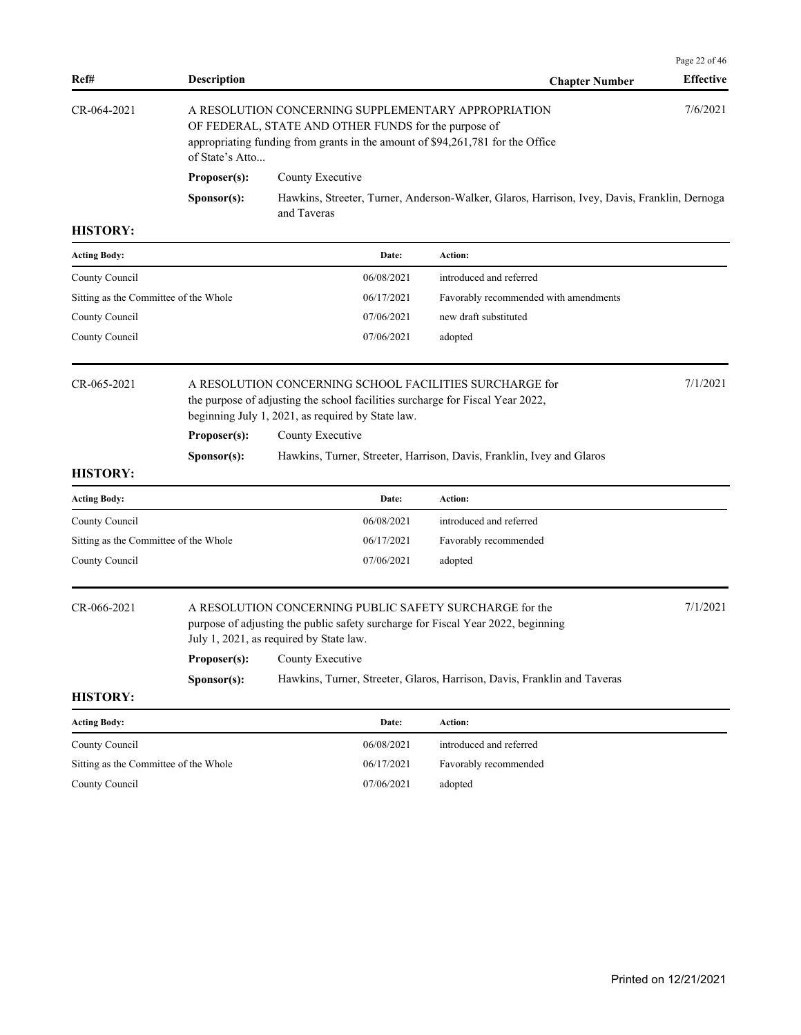| Ref# | Description | Chapter Number | Effective |
|---|---|---|---|
| CR-064-2021 | A RESOLUTION CONCERNING SUPPLEMENTARY APPROPRIATION OF FEDERAL, STATE AND OTHER FUNDS for the purpose of appropriating funding from grants in the amount of $94,261,781 for the Office of State's Atto... | | 7/6/2021 |

**Proposer(s):** County Executive

**Sponsor(s):** Hawkins, Streeter, Turner, Anderson-Walker, Glaros, Harrison, Ivey, Davis, Franklin, Dernoga and Taveras

**HISTORY:**

| Acting Body: | Date: | Action: |
|---|---|---|
| County Council | 06/08/2021 | introduced and referred |
| Sitting as the Committee of the Whole | 06/17/2021 | Favorably recommended with amendments |
| County Council | 07/06/2021 | new draft substituted |
| County Council | 07/06/2021 | adopted |

| Ref# | Description | Chapter Number | Effective |
|---|---|---|---|
| CR-065-2021 | A RESOLUTION CONCERNING SCHOOL FACILITIES SURCHARGE for the purpose of adjusting the school facilities surcharge for Fiscal Year 2022, beginning July 1, 2021, as required by State law. | | 7/1/2021 |

**Proposer(s):** County Executive

**Sponsor(s):** Hawkins, Turner, Streeter, Harrison, Davis, Franklin, Ivey and Glaros

**HISTORY:**

| Acting Body: | Date: | Action: |
|---|---|---|
| County Council | 06/08/2021 | introduced and referred |
| Sitting as the Committee of the Whole | 06/17/2021 | Favorably recommended |
| County Council | 07/06/2021 | adopted |

| Ref# | Description | Chapter Number | Effective |
|---|---|---|---|
| CR-066-2021 | A RESOLUTION CONCERNING PUBLIC SAFETY SURCHARGE for the purpose of adjusting the public safety surcharge for Fiscal Year 2022, beginning July 1, 2021, as required by State law. | | 7/1/2021 |

**Proposer(s):** County Executive

**Sponsor(s):** Hawkins, Turner, Streeter, Glaros, Harrison, Davis, Franklin and Taveras

**HISTORY:**

| Acting Body: | Date: | Action: |
|---|---|---|
| County Council | 06/08/2021 | introduced and referred |
| Sitting as the Committee of the Whole | 06/17/2021 | Favorably recommended |
| County Council | 07/06/2021 | adopted |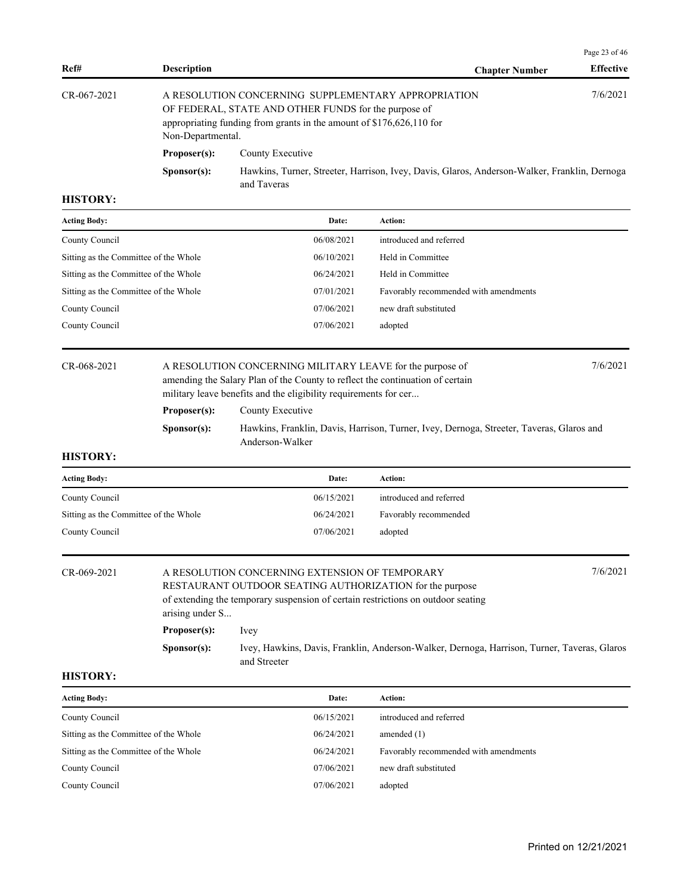| Ref# | Description | Chapter Number | Effective |
| --- | --- | --- | --- |

**CR-067-2021** — A RESOLUTION CONCERNING SUPPLEMENTARY APPROPRIATION OF FEDERAL, STATE AND OTHER FUNDS for the purpose of appropriating funding from grants in the amount of $176,626,110 for Non-Departmental. — Effective: 7/6/2021

**Proposer(s):** County Executive

**Sponsor(s):** Hawkins, Turner, Streeter, Harrison, Ivey, Davis, Glaros, Anderson-Walker, Franklin, Dernoga and Taveras

**HISTORY:**

| Acting Body: | Date: | Action: |
| --- | --- | --- |
| County Council | 06/08/2021 | introduced and referred |
| Sitting as the Committee of the Whole | 06/10/2021 | Held in Committee |
| Sitting as the Committee of the Whole | 06/24/2021 | Held in Committee |
| Sitting as the Committee of the Whole | 07/01/2021 | Favorably recommended with amendments |
| County Council | 07/06/2021 | new draft substituted |
| County Council | 07/06/2021 | adopted |

**CR-068-2021** — A RESOLUTION CONCERNING MILITARY LEAVE for the purpose of amending the Salary Plan of the County to reflect the continuation of certain military leave benefits and the eligibility requirements for cer... — Effective: 7/6/2021

**Proposer(s):** County Executive

**Sponsor(s):** Hawkins, Franklin, Davis, Harrison, Turner, Ivey, Dernoga, Streeter, Taveras, Glaros and Anderson-Walker

**HISTORY:**

| Acting Body: | Date: | Action: |
| --- | --- | --- |
| County Council | 06/15/2021 | introduced and referred |
| Sitting as the Committee of the Whole | 06/24/2021 | Favorably recommended |
| County Council | 07/06/2021 | adopted |

**CR-069-2021** — A RESOLUTION CONCERNING EXTENSION OF TEMPORARY RESTAURANT OUTDOOR SEATING AUTHORIZATION for the purpose of extending the temporary suspension of certain restrictions on outdoor seating arising under S... — Effective: 7/6/2021

**Proposer(s):** Ivey

**Sponsor(s):** Ivey, Hawkins, Davis, Franklin, Anderson-Walker, Dernoga, Harrison, Turner, Taveras, Glaros and Streeter

**HISTORY:**

| Acting Body: | Date: | Action: |
| --- | --- | --- |
| County Council | 06/15/2021 | introduced and referred |
| Sitting as the Committee of the Whole | 06/24/2021 | amended (1) |
| Sitting as the Committee of the Whole | 06/24/2021 | Favorably recommended with amendments |
| County Council | 07/06/2021 | new draft substituted |
| County Council | 07/06/2021 | adopted |

Printed on 12/21/2021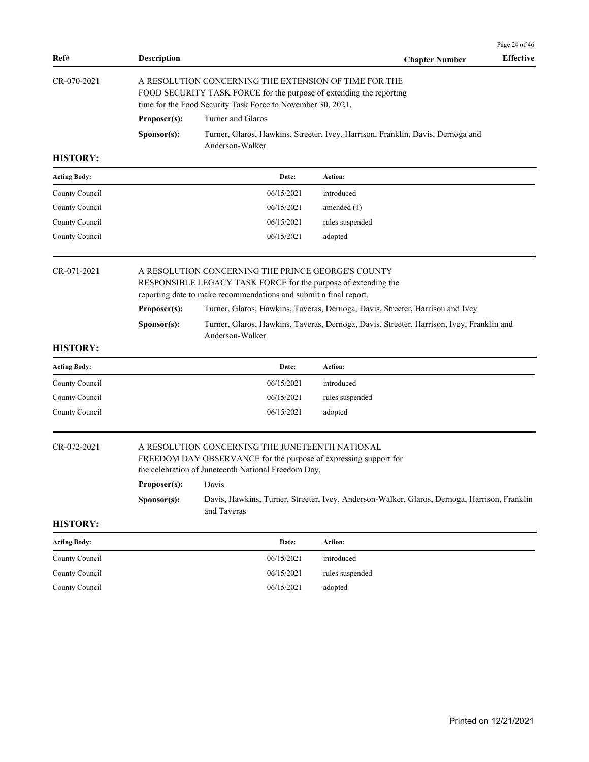| Ref# | Description | Chapter Number | Effective |
|---|---|---|---|

CR-070-2021

A RESOLUTION CONCERNING THE EXTENSION OF TIME FOR THE FOOD SECURITY TASK FORCE for the purpose of extending the reporting time for the Food Security Task Force to November 30, 2021.

**Proposer(s):** Turner and Glaros

**Sponsor(s):** Turner, Glaros, Hawkins, Streeter, Ivey, Harrison, Franklin, Davis, Dernoga and Anderson-Walker

**HISTORY:**

| Acting Body: | Date: | Action: |
|---|---|---|
| County Council | 06/15/2021 | introduced |
| County Council | 06/15/2021 | amended (1) |
| County Council | 06/15/2021 | rules suspended |
| County Council | 06/15/2021 | adopted |

CR-071-2021

A RESOLUTION CONCERNING THE PRINCE GEORGE'S COUNTY RESPONSIBLE LEGACY TASK FORCE for the purpose of extending the reporting date to make recommendations and submit a final report.

**Proposer(s):** Turner, Glaros, Hawkins, Taveras, Dernoga, Davis, Streeter, Harrison and Ivey

**Sponsor(s):** Turner, Glaros, Hawkins, Taveras, Dernoga, Davis, Streeter, Harrison, Ivey, Franklin and Anderson-Walker

**HISTORY:**

| Acting Body: | Date: | Action: |
|---|---|---|
| County Council | 06/15/2021 | introduced |
| County Council | 06/15/2021 | rules suspended |
| County Council | 06/15/2021 | adopted |

CR-072-2021

A RESOLUTION CONCERNING THE JUNETEENTH NATIONAL FREEDOM DAY OBSERVANCE for the purpose of expressing support for the celebration of Juneteenth National Freedom Day.

**Proposer(s):** Davis

**Sponsor(s):** Davis, Hawkins, Turner, Streeter, Ivey, Anderson-Walker, Glaros, Dernoga, Harrison, Franklin and Taveras

**HISTORY:**

| Acting Body: | Date: | Action: |
|---|---|---|
| County Council | 06/15/2021 | introduced |
| County Council | 06/15/2021 | rules suspended |
| County Council | 06/15/2021 | adopted |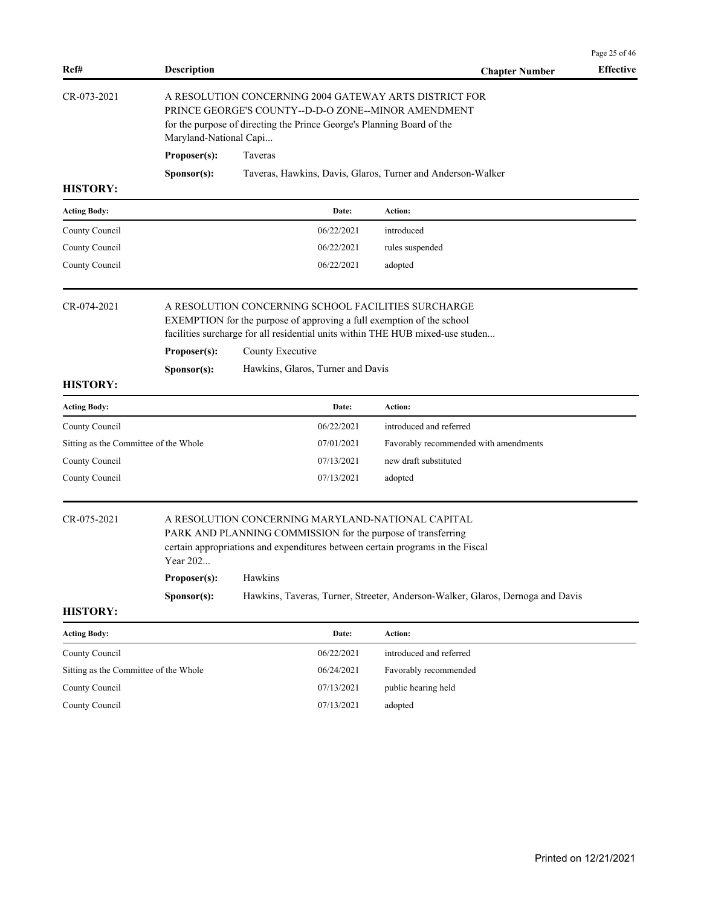| Ref# | Description | Chapter Number | Effective |
|---|---|---|---|

CR-073-2021

A RESOLUTION CONCERNING 2004 GATEWAY ARTS DISTRICT FOR PRINCE GEORGE'S COUNTY--D-D-O ZONE--MINOR AMENDMENT for the purpose of directing the Prince George's Planning Board of the Maryland-National Capi...

**Proposer(s):** Taveras

**Sponsor(s):** Taveras, Hawkins, Davis, Glaros, Turner and Anderson-Walker

**HISTORY:**

| Acting Body: | Date: | Action: |
|---|---|---|
| County Council | 06/22/2021 | introduced |
| County Council | 06/22/2021 | rules suspended |
| County Council | 06/22/2021 | adopted |

CR-074-2021

A RESOLUTION CONCERNING SCHOOL FACILITIES SURCHARGE EXEMPTION for the purpose of approving a full exemption of the school facilities surcharge for all residential units within THE HUB mixed-use studen...

**Proposer(s):** County Executive

**Sponsor(s):** Hawkins, Glaros, Turner and Davis

**HISTORY:**

| Acting Body: | Date: | Action: |
|---|---|---|
| County Council | 06/22/2021 | introduced and referred |
| Sitting as the Committee of the Whole | 07/01/2021 | Favorably recommended with amendments |
| County Council | 07/13/2021 | new draft substituted |
| County Council | 07/13/2021 | adopted |

CR-075-2021

A RESOLUTION CONCERNING MARYLAND-NATIONAL CAPITAL PARK AND PLANNING COMMISSION for the purpose of transferring certain appropriations and expenditures between certain programs in the Fiscal Year 202...

**Proposer(s):** Hawkins

**Sponsor(s):** Hawkins, Taveras, Turner, Streeter, Anderson-Walker, Glaros, Dernoga and Davis

**HISTORY:**

| Acting Body: | Date: | Action: |
|---|---|---|
| County Council | 06/22/2021 | introduced and referred |
| Sitting as the Committee of the Whole | 06/24/2021 | Favorably recommended |
| County Council | 07/13/2021 | public hearing held |
| County Council | 07/13/2021 | adopted |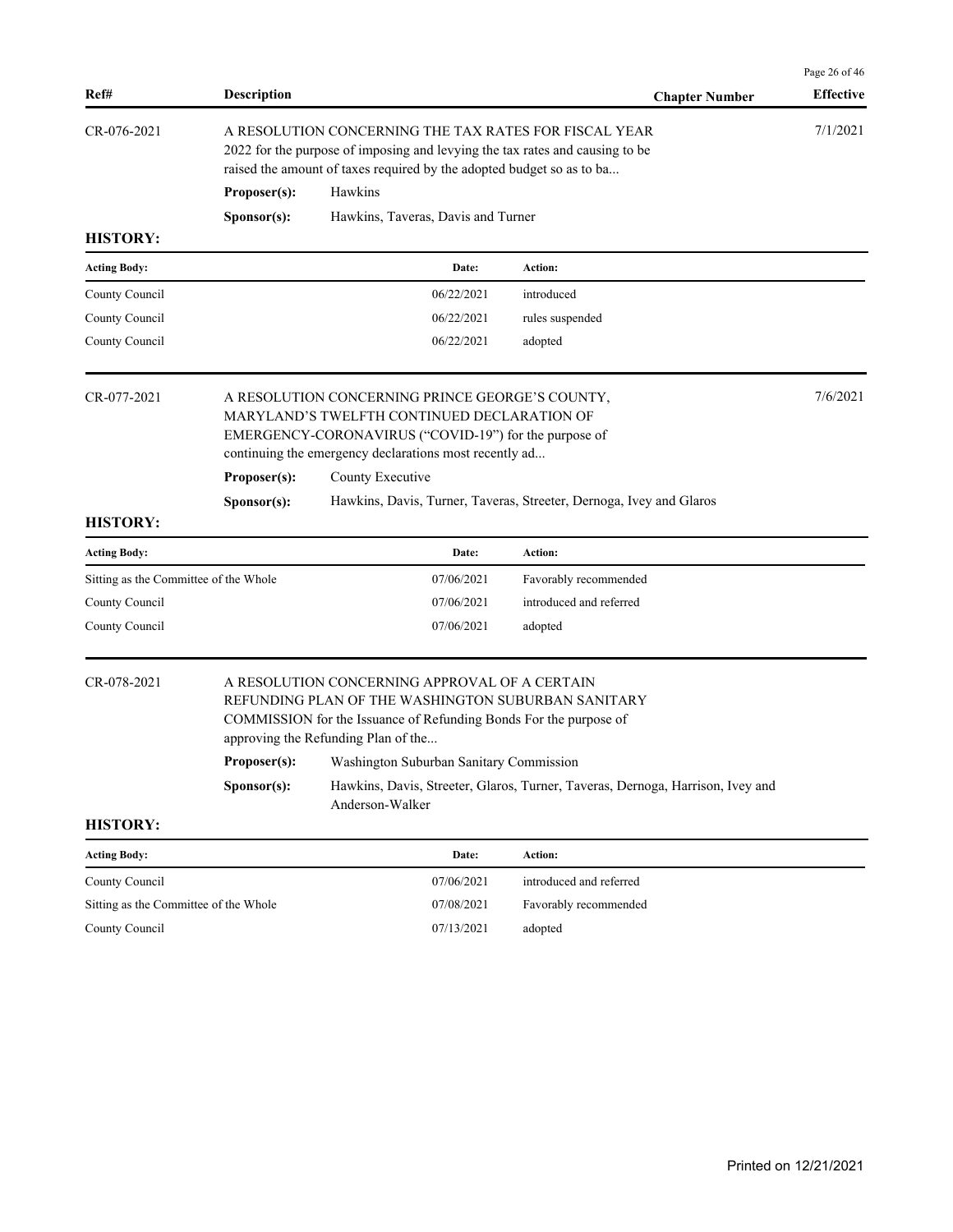| Ref# | Description | Chapter Number | Effective |
|---|---|---|---|

CR-076-2021 — A RESOLUTION CONCERNING THE TAX RATES FOR FISCAL YEAR 2022 for the purpose of imposing and levying the tax rates and causing to be raised the amount of taxes required by the adopted budget so as to ba... — Effective: 7/1/2021

**Proposer(s):** Hawkins

**Sponsor(s):** Hawkins, Taveras, Davis and Turner

**HISTORY:**

| Acting Body: | Date: | Action: |
|---|---|---|
| County Council | 06/22/2021 | introduced |
| County Council | 06/22/2021 | rules suspended |
| County Council | 06/22/2021 | adopted |

CR-077-2021 — A RESOLUTION CONCERNING PRINCE GEORGE'S COUNTY, MARYLAND'S TWELFTH CONTINUED DECLARATION OF EMERGENCY-CORONAVIRUS ("COVID-19") for the purpose of continuing the emergency declarations most recently ad... — Effective: 7/6/2021

**Proposer(s):** County Executive

**Sponsor(s):** Hawkins, Davis, Turner, Taveras, Streeter, Dernoga, Ivey and Glaros

**HISTORY:**

| Acting Body: | Date: | Action: |
|---|---|---|
| Sitting as the Committee of the Whole | 07/06/2021 | Favorably recommended |
| County Council | 07/06/2021 | introduced and referred |
| County Council | 07/06/2021 | adopted |

CR-078-2021 — A RESOLUTION CONCERNING APPROVAL OF A CERTAIN REFUNDING PLAN OF THE WASHINGTON SUBURBAN SANITARY COMMISSION for the Issuance of Refunding Bonds For the purpose of approving the Refunding Plan of the...

**Proposer(s):** Washington Suburban Sanitary Commission

**Sponsor(s):** Hawkins, Davis, Streeter, Glaros, Turner, Taveras, Dernoga, Harrison, Ivey and Anderson-Walker

**HISTORY:**

| Acting Body: | Date: | Action: |
|---|---|---|
| County Council | 07/06/2021 | introduced and referred |
| Sitting as the Committee of the Whole | 07/08/2021 | Favorably recommended |
| County Council | 07/13/2021 | adopted |

Printed on 12/21/2021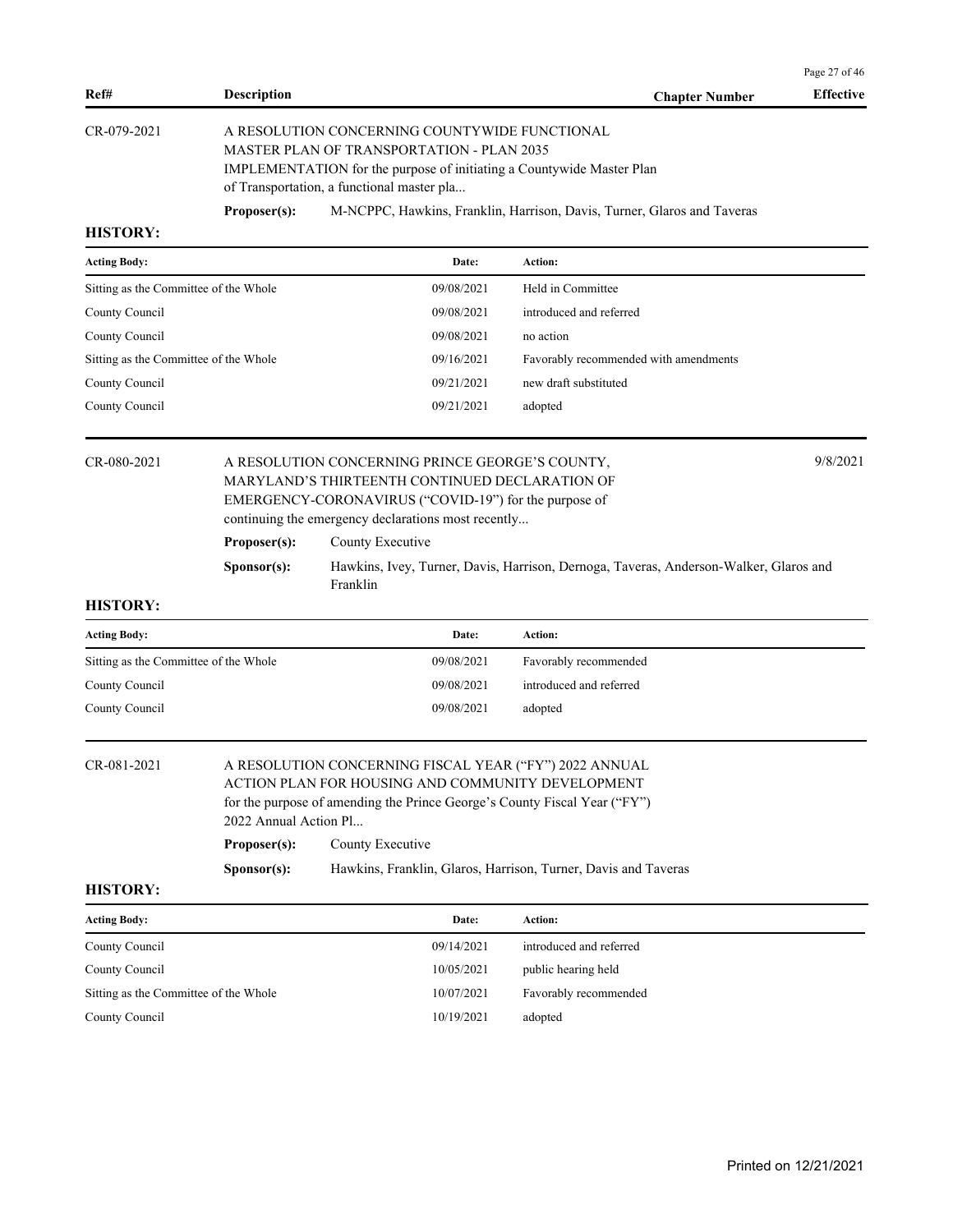| Ref# | Description | Chapter Number | Effective |
|---|---|---|---|

**CR-079-2021** — A RESOLUTION CONCERNING COUNTYWIDE FUNCTIONAL MASTER PLAN OF TRANSPORTATION - PLAN 2035 IMPLEMENTATION for the purpose of initiating a Countywide Master Plan of Transportation, a functional master pla...

**Proposer(s):** M-NCPPC, Hawkins, Franklin, Harrison, Davis, Turner, Glaros and Taveras

**HISTORY:**

| Acting Body: | Date: | Action: |
|---|---|---|
| Sitting as the Committee of the Whole | 09/08/2021 | Held in Committee |
| County Council | 09/08/2021 | introduced and referred |
| County Council | 09/08/2021 | no action |
| Sitting as the Committee of the Whole | 09/16/2021 | Favorably recommended with amendments |
| County Council | 09/21/2021 | new draft substituted |
| County Council | 09/21/2021 | adopted |

**CR-080-2021** — A RESOLUTION CONCERNING PRINCE GEORGE'S COUNTY, MARYLAND'S THIRTEENTH CONTINUED DECLARATION OF EMERGENCY-CORONAVIRUS ("COVID-19") for the purpose of continuing the emergency declarations most recently... — Effective: 9/8/2021

**Proposer(s):** County Executive

**Sponsor(s):** Hawkins, Ivey, Turner, Davis, Harrison, Dernoga, Taveras, Anderson-Walker, Glaros and Franklin

**HISTORY:**

| Acting Body: | Date: | Action: |
|---|---|---|
| Sitting as the Committee of the Whole | 09/08/2021 | Favorably recommended |
| County Council | 09/08/2021 | introduced and referred |
| County Council | 09/08/2021 | adopted |

**CR-081-2021** — A RESOLUTION CONCERNING FISCAL YEAR ("FY") 2022 ANNUAL ACTION PLAN FOR HOUSING AND COMMUNITY DEVELOPMENT for the purpose of amending the Prince George's County Fiscal Year ("FY") 2022 Annual Action Pl...

**Proposer(s):** County Executive

**Sponsor(s):** Hawkins, Franklin, Glaros, Harrison, Turner, Davis and Taveras

**HISTORY:**

| Acting Body: | Date: | Action: |
|---|---|---|
| County Council | 09/14/2021 | introduced and referred |
| County Council | 10/05/2021 | public hearing held |
| Sitting as the Committee of the Whole | 10/07/2021 | Favorably recommended |
| County Council | 10/19/2021 | adopted |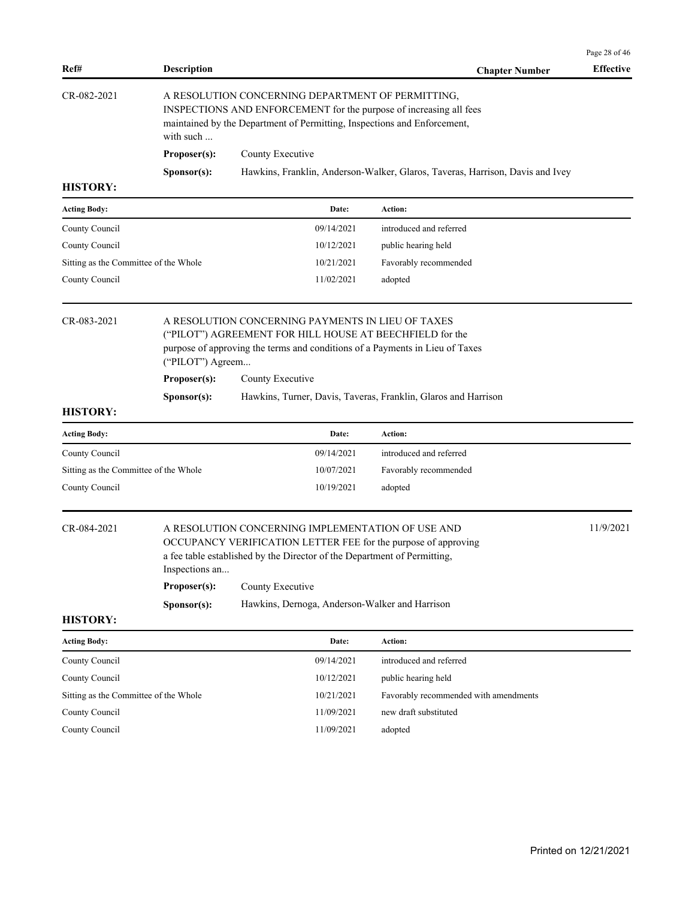| Ref# | Description | Chapter Number | Effective |
|---|---|---|---|

CR-082-2021 — A RESOLUTION CONCERNING DEPARTMENT OF PERMITTING, INSPECTIONS AND ENFORCEMENT for the purpose of increasing all fees maintained by the Department of Permitting, Inspections and Enforcement, with such ...

**Proposer(s):** County Executive

**Sponsor(s):** Hawkins, Franklin, Anderson-Walker, Glaros, Taveras, Harrison, Davis and Ivey

**HISTORY:**

| Acting Body: | Date: | Action: |
|---|---|---|
| County Council | 09/14/2021 | introduced and referred |
| County Council | 10/12/2021 | public hearing held |
| Sitting as the Committee of the Whole | 10/21/2021 | Favorably recommended |
| County Council | 11/02/2021 | adopted |

CR-083-2021 — A RESOLUTION CONCERNING PAYMENTS IN LIEU OF TAXES ("PILOT") AGREEMENT FOR HILL HOUSE AT BEECHFIELD for the purpose of approving the terms and conditions of a Payments in Lieu of Taxes ("PILOT") Agreem...

**Proposer(s):** County Executive

**Sponsor(s):** Hawkins, Turner, Davis, Taveras, Franklin, Glaros and Harrison

**HISTORY:**

| Acting Body: | Date: | Action: |
|---|---|---|
| County Council | 09/14/2021 | introduced and referred |
| Sitting as the Committee of the Whole | 10/07/2021 | Favorably recommended |
| County Council | 10/19/2021 | adopted |

CR-084-2021 — A RESOLUTION CONCERNING IMPLEMENTATION OF USE AND OCCUPANCY VERIFICATION LETTER FEE for the purpose of approving a fee table established by the Director of the Department of Permitting, Inspections an... — Effective: 11/9/2021

**Proposer(s):** County Executive

**Sponsor(s):** Hawkins, Dernoga, Anderson-Walker and Harrison

**HISTORY:**

| Acting Body: | Date: | Action: |
|---|---|---|
| County Council | 09/14/2021 | introduced and referred |
| County Council | 10/12/2021 | public hearing held |
| Sitting as the Committee of the Whole | 10/21/2021 | Favorably recommended with amendments |
| County Council | 11/09/2021 | new draft substituted |
| County Council | 11/09/2021 | adopted |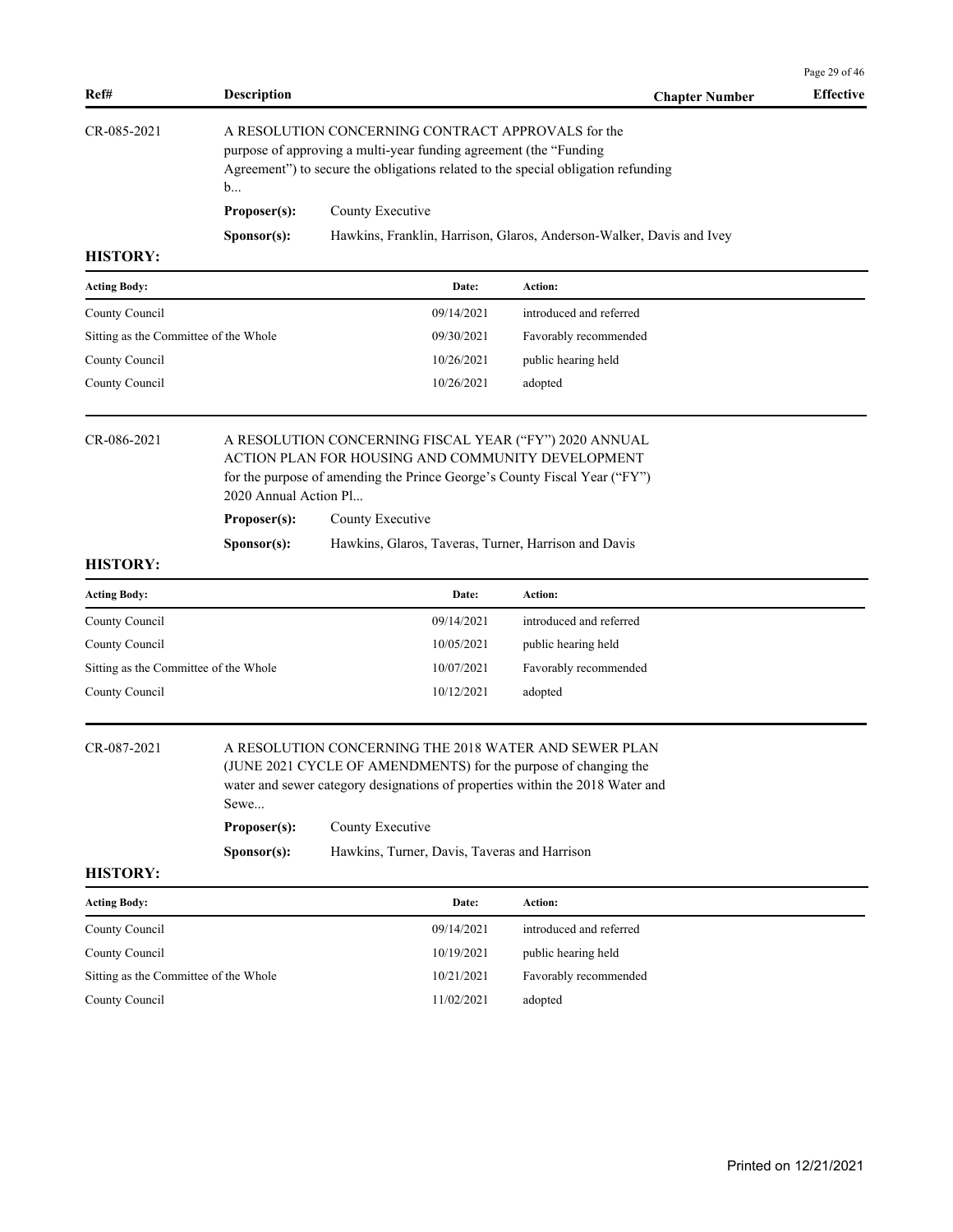| Ref# | Description | Chapter Number | Effective |
|---|---|---|---|

**CR-085-2021**

A RESOLUTION CONCERNING CONTRACT APPROVALS for the purpose of approving a multi-year funding agreement (the "Funding Agreement") to secure the obligations related to the special obligation refunding b...

**Proposer(s):** County Executive

**Sponsor(s):** Hawkins, Franklin, Harrison, Glaros, Anderson-Walker, Davis and Ivey

**HISTORY:**

| Acting Body: | Date: | Action: |
|---|---|---|
| County Council | 09/14/2021 | introduced and referred |
| Sitting as the Committee of the Whole | 09/30/2021 | Favorably recommended |
| County Council | 10/26/2021 | public hearing held |
| County Council | 10/26/2021 | adopted |

**CR-086-2021**

A RESOLUTION CONCERNING FISCAL YEAR ("FY") 2020 ANNUAL ACTION PLAN FOR HOUSING AND COMMUNITY DEVELOPMENT for the purpose of amending the Prince George's County Fiscal Year ("FY") 2020 Annual Action Pl...

**Proposer(s):** County Executive

**Sponsor(s):** Hawkins, Glaros, Taveras, Turner, Harrison and Davis

**HISTORY:**

| Acting Body: | Date: | Action: |
|---|---|---|
| County Council | 09/14/2021 | introduced and referred |
| County Council | 10/05/2021 | public hearing held |
| Sitting as the Committee of the Whole | 10/07/2021 | Favorably recommended |
| County Council | 10/12/2021 | adopted |

**CR-087-2021**

A RESOLUTION CONCERNING THE 2018 WATER AND SEWER PLAN (JUNE 2021 CYCLE OF AMENDMENTS) for the purpose of changing the water and sewer category designations of properties within the 2018 Water and Sewe...

**Proposer(s):** County Executive

**Sponsor(s):** Hawkins, Turner, Davis, Taveras and Harrison

**HISTORY:**

| Acting Body: | Date: | Action: |
|---|---|---|
| County Council | 09/14/2021 | introduced and referred |
| County Council | 10/19/2021 | public hearing held |
| Sitting as the Committee of the Whole | 10/21/2021 | Favorably recommended |
| County Council | 11/02/2021 | adopted |

Printed on 12/21/2021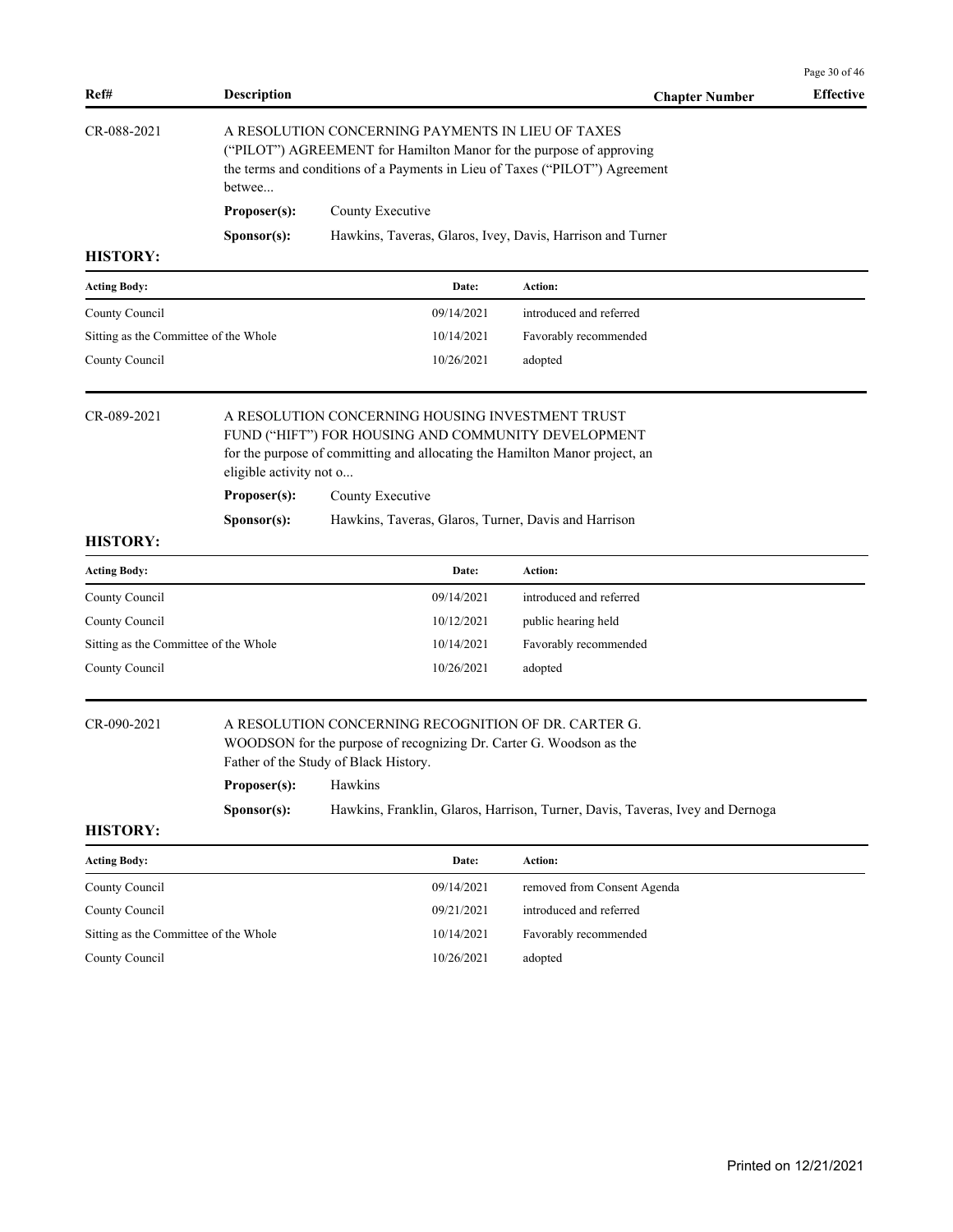| Ref# | Description | Chapter Number | Effective |
|---|---|---|---|

CR-088-2021

A RESOLUTION CONCERNING PAYMENTS IN LIEU OF TAXES ("PILOT") AGREEMENT for Hamilton Manor for the purpose of approving the terms and conditions of a Payments in Lieu of Taxes ("PILOT") Agreement betwee...

**Proposer(s):** County Executive

**Sponsor(s):** Hawkins, Taveras, Glaros, Ivey, Davis, Harrison and Turner

**HISTORY:**

| Acting Body: | Date: | Action: |
|---|---|---|
| County Council | 09/14/2021 | introduced and referred |
| Sitting as the Committee of the Whole | 10/14/2021 | Favorably recommended |
| County Council | 10/26/2021 | adopted |

CR-089-2021

A RESOLUTION CONCERNING HOUSING INVESTMENT TRUST FUND ("HIFT") FOR HOUSING AND COMMUNITY DEVELOPMENT for the purpose of committing and allocating the Hamilton Manor project, an eligible activity not o...

**Proposer(s):** County Executive

**Sponsor(s):** Hawkins, Taveras, Glaros, Turner, Davis and Harrison

**HISTORY:**

| Acting Body: | Date: | Action: |
|---|---|---|
| County Council | 09/14/2021 | introduced and referred |
| County Council | 10/12/2021 | public hearing held |
| Sitting as the Committee of the Whole | 10/14/2021 | Favorably recommended |
| County Council | 10/26/2021 | adopted |

CR-090-2021

A RESOLUTION CONCERNING RECOGNITION OF DR. CARTER G. WOODSON for the purpose of recognizing Dr. Carter G. Woodson as the Father of the Study of Black History.

**Proposer(s):** Hawkins

**Sponsor(s):** Hawkins, Franklin, Glaros, Harrison, Turner, Davis, Taveras, Ivey and Dernoga

**HISTORY:**

| Acting Body: | Date: | Action: |
|---|---|---|
| County Council | 09/14/2021 | removed from Consent Agenda |
| County Council | 09/21/2021 | introduced and referred |
| Sitting as the Committee of the Whole | 10/14/2021 | Favorably recommended |
| County Council | 10/26/2021 | adopted |

Printed on 12/21/2021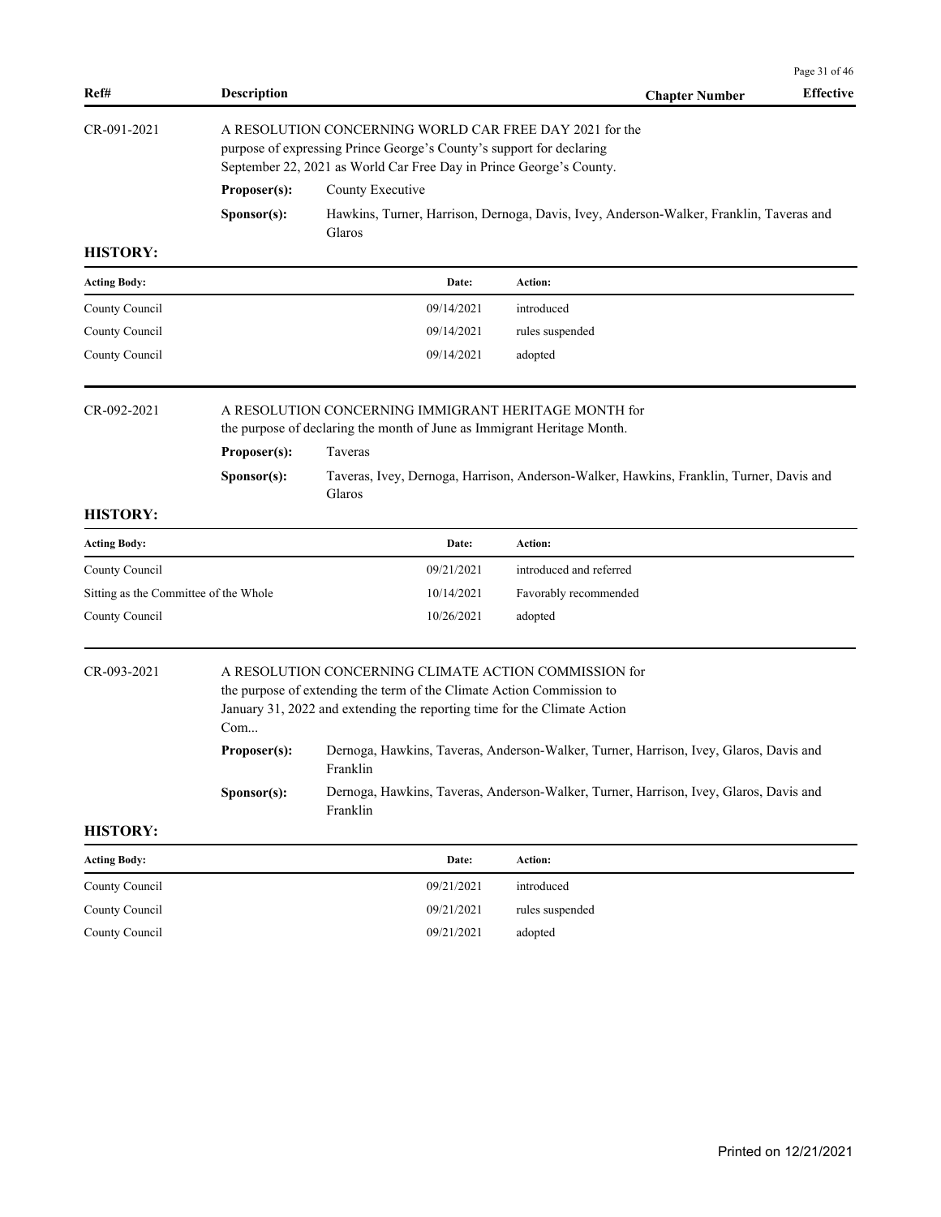| Ref# | Description | Chapter Number | Effective |
|---|---|---|---|

**CR-091-2021** — A RESOLUTION CONCERNING WORLD CAR FREE DAY 2021 for the purpose of expressing Prince George's County's support for declaring September 22, 2021 as World Car Free Day in Prince George's County.

**Proposer(s):** County Executive

**Sponsor(s):** Hawkins, Turner, Harrison, Dernoga, Davis, Ivey, Anderson-Walker, Franklin, Taveras and Glaros

**HISTORY:**

| Acting Body: | Date: | Action: |
|---|---|---|
| County Council | 09/14/2021 | introduced |
| County Council | 09/14/2021 | rules suspended |
| County Council | 09/14/2021 | adopted |

**CR-092-2021** — A RESOLUTION CONCERNING IMMIGRANT HERITAGE MONTH for the purpose of declaring the month of June as Immigrant Heritage Month.

**Proposer(s):** Taveras

**Sponsor(s):** Taveras, Ivey, Dernoga, Harrison, Anderson-Walker, Hawkins, Franklin, Turner, Davis and Glaros

**HISTORY:**

| Acting Body: | Date: | Action: |
|---|---|---|
| County Council | 09/21/2021 | introduced and referred |
| Sitting as the Committee of the Whole | 10/14/2021 | Favorably recommended |
| County Council | 10/26/2021 | adopted |

**CR-093-2021** — A RESOLUTION CONCERNING CLIMATE ACTION COMMISSION for the purpose of extending the term of the Climate Action Commission to January 31, 2022 and extending the reporting time for the Climate Action Com...

**Proposer(s):** Dernoga, Hawkins, Taveras, Anderson-Walker, Turner, Harrison, Ivey, Glaros, Davis and Franklin

**Sponsor(s):** Dernoga, Hawkins, Taveras, Anderson-Walker, Turner, Harrison, Ivey, Glaros, Davis and Franklin

**HISTORY:**

| Acting Body: | Date: | Action: |
|---|---|---|
| County Council | 09/21/2021 | introduced |
| County Council | 09/21/2021 | rules suspended |
| County Council | 09/21/2021 | adopted |

Printed on 12/21/2021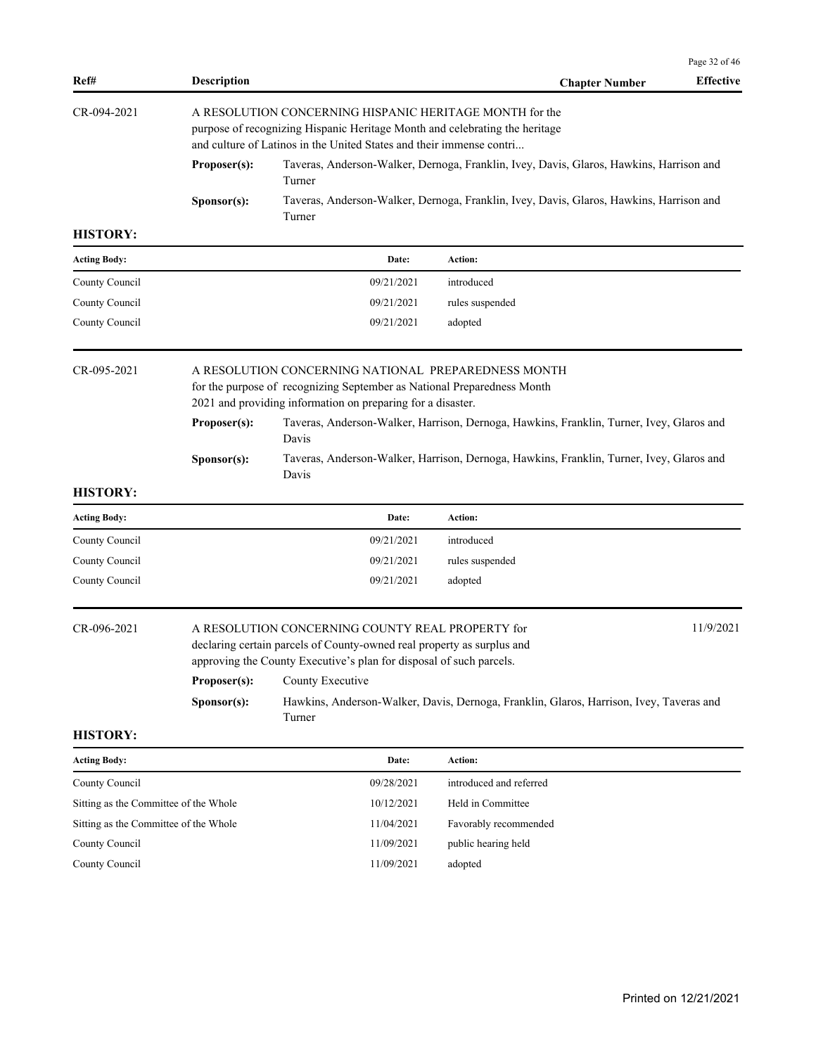| Ref# | Description | Chapter Number | Effective |
|---|---|---|---|

**CR-094-2021**

A RESOLUTION CONCERNING HISPANIC HERITAGE MONTH for the purpose of recognizing Hispanic Heritage Month and celebrating the heritage and culture of Latinos in the United States and their immense contri...

**Proposer(s):** Taveras, Anderson-Walker, Dernoga, Franklin, Ivey, Davis, Glaros, Hawkins, Harrison and Turner

**Sponsor(s):** Taveras, Anderson-Walker, Dernoga, Franklin, Ivey, Davis, Glaros, Hawkins, Harrison and Turner

**HISTORY:**

| Acting Body: | Date: | Action: |
|---|---|---|
| County Council | 09/21/2021 | introduced |
| County Council | 09/21/2021 | rules suspended |
| County Council | 09/21/2021 | adopted |

**CR-095-2021**

A RESOLUTION CONCERNING NATIONAL PREPAREDNESS MONTH for the purpose of recognizing September as National Preparedness Month 2021 and providing information on preparing for a disaster.

**Proposer(s):** Taveras, Anderson-Walker, Harrison, Dernoga, Hawkins, Franklin, Turner, Ivey, Glaros and Davis

**Sponsor(s):** Taveras, Anderson-Walker, Harrison, Dernoga, Hawkins, Franklin, Turner, Ivey, Glaros and Davis

**HISTORY:**

| Acting Body: | Date: | Action: |
|---|---|---|
| County Council | 09/21/2021 | introduced |
| County Council | 09/21/2021 | rules suspended |
| County Council | 09/21/2021 | adopted |

**CR-096-2021** — Effective: 11/9/2021

A RESOLUTION CONCERNING COUNTY REAL PROPERTY for declaring certain parcels of County-owned real property as surplus and approving the County Executive's plan for disposal of such parcels.

**Proposer(s):** County Executive

**Sponsor(s):** Hawkins, Anderson-Walker, Davis, Dernoga, Franklin, Glaros, Harrison, Ivey, Taveras and Turner

**HISTORY:**

| Acting Body: | Date: | Action: |
|---|---|---|
| County Council | 09/28/2021 | introduced and referred |
| Sitting as the Committee of the Whole | 10/12/2021 | Held in Committee |
| Sitting as the Committee of the Whole | 11/04/2021 | Favorably recommended |
| County Council | 11/09/2021 | public hearing held |
| County Council | 11/09/2021 | adopted |

Printed on 12/21/2021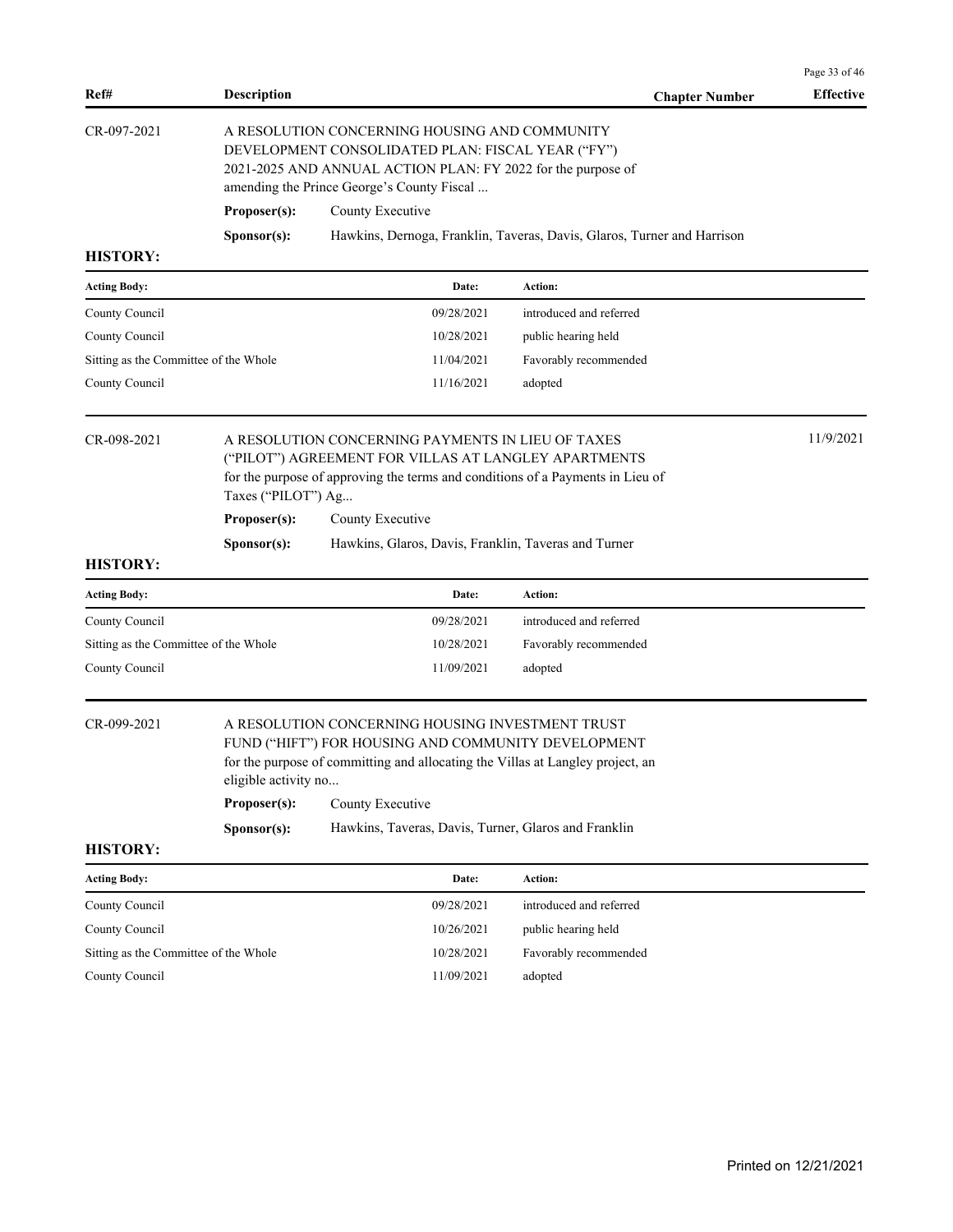| Ref# | Description | Chapter Number | Effective |
|---|---|---|---|

CR-097-2021

A RESOLUTION CONCERNING HOUSING AND COMMUNITY DEVELOPMENT CONSOLIDATED PLAN: FISCAL YEAR ("FY") 2021-2025 AND ANNUAL ACTION PLAN: FY 2022 for the purpose of amending the Prince George's County Fiscal ...

**Proposer(s):** County Executive

**Sponsor(s):** Hawkins, Dernoga, Franklin, Taveras, Davis, Glaros, Turner and Harrison

**HISTORY:**

| Acting Body: | Date: | Action: |
|---|---|---|
| County Council | 09/28/2021 | introduced and referred |
| County Council | 10/28/2021 | public hearing held |
| Sitting as the Committee of the Whole | 11/04/2021 | Favorably recommended |
| County Council | 11/16/2021 | adopted |

CR-098-2021 — Effective: 11/9/2021

A RESOLUTION CONCERNING PAYMENTS IN LIEU OF TAXES ("PILOT") AGREEMENT FOR VILLAS AT LANGLEY APARTMENTS for the purpose of approving the terms and conditions of a Payments in Lieu of Taxes ("PILOT") Ag...

**Proposer(s):** County Executive

**Sponsor(s):** Hawkins, Glaros, Davis, Franklin, Taveras and Turner

**HISTORY:**

| Acting Body: | Date: | Action: |
|---|---|---|
| County Council | 09/28/2021 | introduced and referred |
| Sitting as the Committee of the Whole | 10/28/2021 | Favorably recommended |
| County Council | 11/09/2021 | adopted |

CR-099-2021

A RESOLUTION CONCERNING HOUSING INVESTMENT TRUST FUND ("HIFT") FOR HOUSING AND COMMUNITY DEVELOPMENT for the purpose of committing and allocating the Villas at Langley project, an eligible activity no...

**Proposer(s):** County Executive

**Sponsor(s):** Hawkins, Taveras, Davis, Turner, Glaros and Franklin

**HISTORY:**

| Acting Body: | Date: | Action: |
|---|---|---|
| County Council | 09/28/2021 | introduced and referred |
| County Council | 10/26/2021 | public hearing held |
| Sitting as the Committee of the Whole | 10/28/2021 | Favorably recommended |
| County Council | 11/09/2021 | adopted |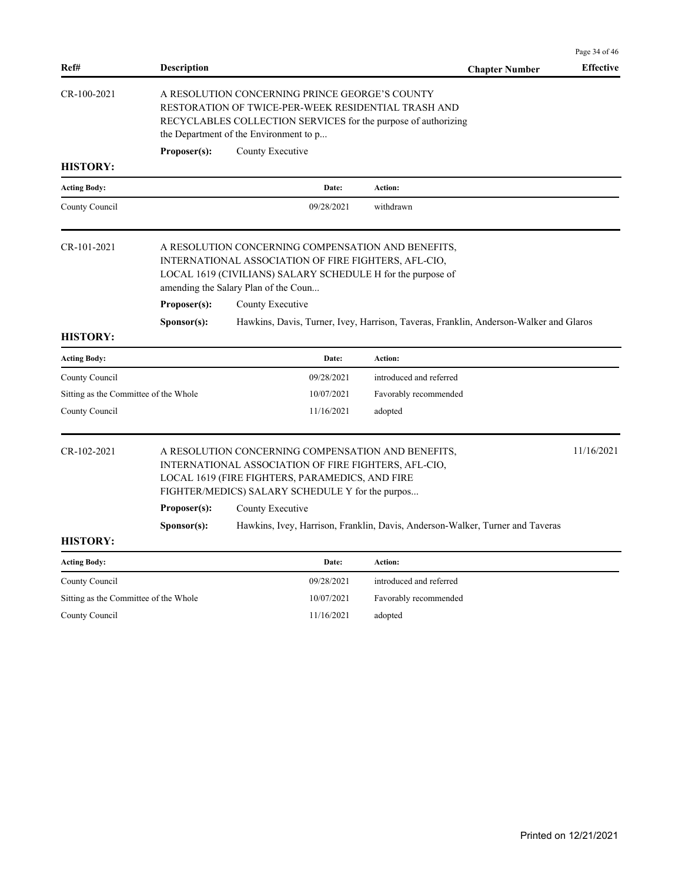| Ref# | Description | Chapter Number | Effective |
|---|---|---|---|

**CR-100-2021**

A RESOLUTION CONCERNING PRINCE GEORGE'S COUNTY RESTORATION OF TWICE-PER-WEEK RESIDENTIAL TRASH AND RECYCLABLES COLLECTION SERVICES for the purpose of authorizing the Department of the Environment to p...

**Proposer(s):** County Executive

**HISTORY:**

| Acting Body: | Date: | Action: |
|---|---|---|
| County Council | 09/28/2021 | withdrawn |

**CR-101-2021**

A RESOLUTION CONCERNING COMPENSATION AND BENEFITS, INTERNATIONAL ASSOCIATION OF FIRE FIGHTERS, AFL-CIO, LOCAL 1619 (CIVILIANS) SALARY SCHEDULE H for the purpose of amending the Salary Plan of the Coun...

**Proposer(s):** County Executive

**Sponsor(s):** Hawkins, Davis, Turner, Ivey, Harrison, Taveras, Franklin, Anderson-Walker and Glaros

**HISTORY:**

| Acting Body: | Date: | Action: |
|---|---|---|
| County Council | 09/28/2021 | introduced and referred |
| Sitting as the Committee of the Whole | 10/07/2021 | Favorably recommended |
| County Council | 11/16/2021 | adopted |

**CR-102-2021** — Effective: 11/16/2021

A RESOLUTION CONCERNING COMPENSATION AND BENEFITS, INTERNATIONAL ASSOCIATION OF FIRE FIGHTERS, AFL-CIO, LOCAL 1619 (FIRE FIGHTERS, PARAMEDICS, AND FIRE FIGHTER/MEDICS) SALARY SCHEDULE Y for the purpos...

**Proposer(s):** County Executive

**Sponsor(s):** Hawkins, Ivey, Harrison, Franklin, Davis, Anderson-Walker, Turner and Taveras

**HISTORY:**

| Acting Body: | Date: | Action: |
|---|---|---|
| County Council | 09/28/2021 | introduced and referred |
| Sitting as the Committee of the Whole | 10/07/2021 | Favorably recommended |
| County Council | 11/16/2021 | adopted |

Printed on 12/21/2021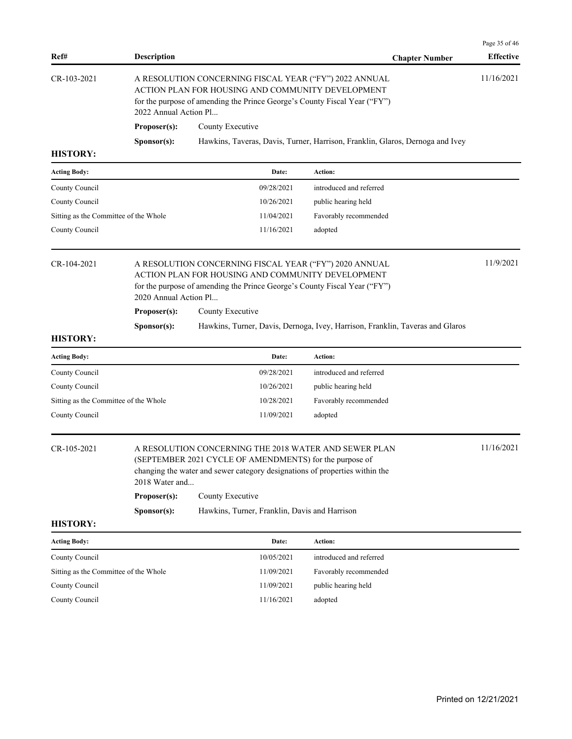| Ref# | Description | Chapter Number | Effective |
|---|---|---|---|
| CR-103-2021 | A RESOLUTION CONCERNING FISCAL YEAR ("FY") 2022 ANNUAL ACTION PLAN FOR HOUSING AND COMMUNITY DEVELOPMENT for the purpose of amending the Prince George's County Fiscal Year ("FY") 2022 Annual Action Pl... | | 11/16/2021 |

**Proposer(s):** County Executive

**Sponsor(s):** Hawkins, Taveras, Davis, Turner, Harrison, Franklin, Glaros, Dernoga and Ivey

**HISTORY:**

| Acting Body: | Date: | Action: |
|---|---|---|
| County Council | 09/28/2021 | introduced and referred |
| County Council | 10/26/2021 | public hearing held |
| Sitting as the Committee of the Whole | 11/04/2021 | Favorably recommended |
| County Council | 11/16/2021 | adopted |

| Ref# | Description | Chapter Number | Effective |
|---|---|---|---|
| CR-104-2021 | A RESOLUTION CONCERNING FISCAL YEAR ("FY") 2020 ANNUAL ACTION PLAN FOR HOUSING AND COMMUNITY DEVELOPMENT for the purpose of amending the Prince George's County Fiscal Year ("FY") 2020 Annual Action Pl... | | 11/9/2021 |

**Proposer(s):** County Executive

**Sponsor(s):** Hawkins, Turner, Davis, Dernoga, Ivey, Harrison, Franklin, Taveras and Glaros

**HISTORY:**

| Acting Body: | Date: | Action: |
|---|---|---|
| County Council | 09/28/2021 | introduced and referred |
| County Council | 10/26/2021 | public hearing held |
| Sitting as the Committee of the Whole | 10/28/2021 | Favorably recommended |
| County Council | 11/09/2021 | adopted |

| Ref# | Description | Chapter Number | Effective |
|---|---|---|---|
| CR-105-2021 | A RESOLUTION CONCERNING THE 2018 WATER AND SEWER PLAN (SEPTEMBER 2021 CYCLE OF AMENDMENTS) for the purpose of changing the water and sewer category designations of properties within the 2018 Water and... | | 11/16/2021 |

**Proposer(s):** County Executive

**Sponsor(s):** Hawkins, Turner, Franklin, Davis and Harrison

**HISTORY:**

| Acting Body: | Date: | Action: |
|---|---|---|
| County Council | 10/05/2021 | introduced and referred |
| Sitting as the Committee of the Whole | 11/09/2021 | Favorably recommended |
| County Council | 11/09/2021 | public hearing held |
| County Council | 11/16/2021 | adopted |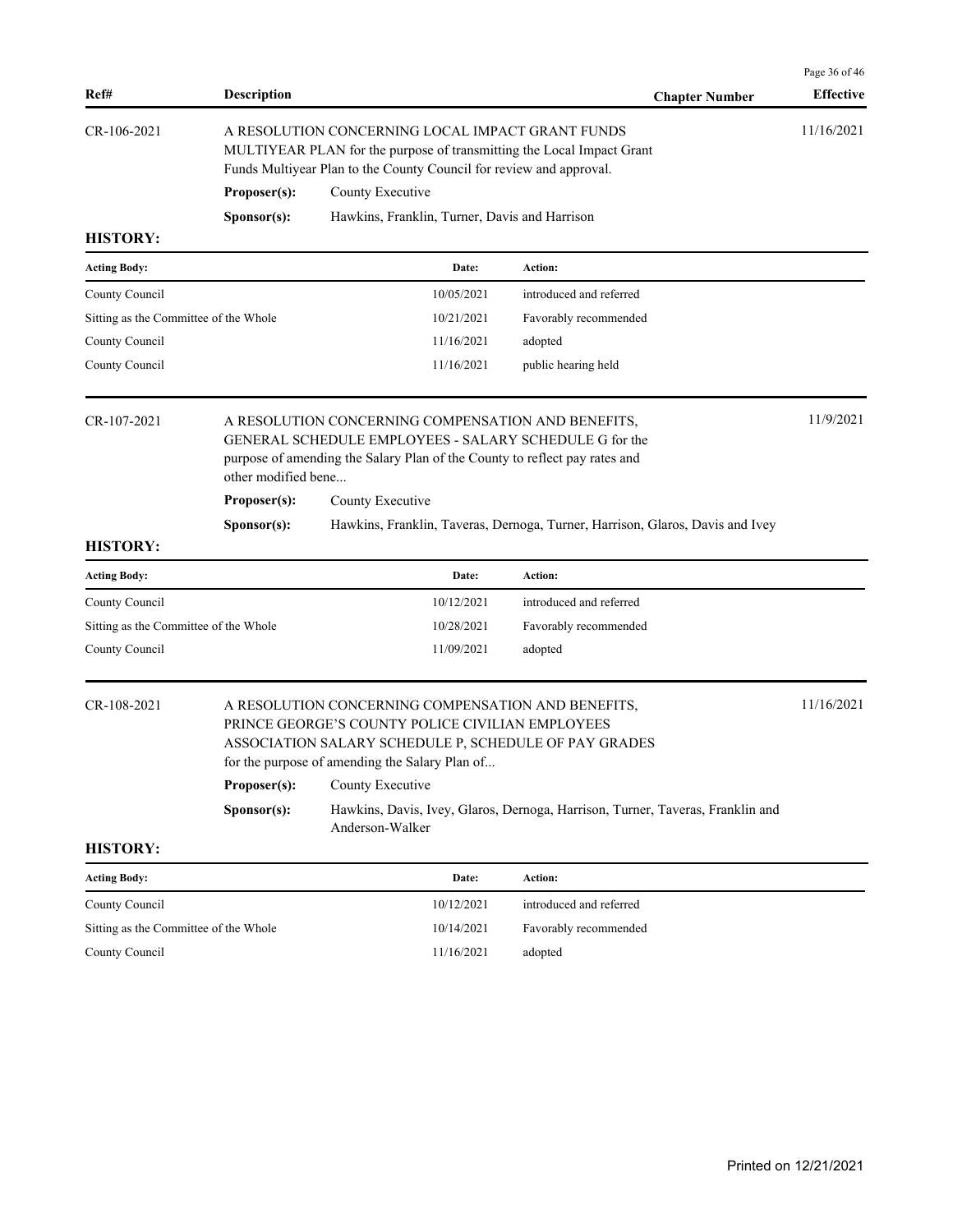| Ref# | Description | Chapter Number | Effective |
|---|---|---|---|
| CR-106-2021 | A RESOLUTION CONCERNING LOCAL IMPACT GRANT FUNDS MULTIYEAR PLAN for the purpose of transmitting the Local Impact Grant Funds Multiyear Plan to the County Council for review and approval. | | 11/16/2021 |

**Proposer(s):** County Executive

**Sponsor(s):** Hawkins, Franklin, Turner, Davis and Harrison

**HISTORY:**

| Acting Body: | Date: | Action: |
|---|---|---|
| County Council | 10/05/2021 | introduced and referred |
| Sitting as the Committee of the Whole | 10/21/2021 | Favorably recommended |
| County Council | 11/16/2021 | adopted |
| County Council | 11/16/2021 | public hearing held |

| Ref# | Description | Chapter Number | Effective |
|---|---|---|---|
| CR-107-2021 | A RESOLUTION CONCERNING COMPENSATION AND BENEFITS, GENERAL SCHEDULE EMPLOYEES - SALARY SCHEDULE G for the purpose of amending the Salary Plan of the County to reflect pay rates and other modified bene... | | 11/9/2021 |

**Proposer(s):** County Executive

**Sponsor(s):** Hawkins, Franklin, Taveras, Dernoga, Turner, Harrison, Glaros, Davis and Ivey

**HISTORY:**

| Acting Body: | Date: | Action: |
|---|---|---|
| County Council | 10/12/2021 | introduced and referred |
| Sitting as the Committee of the Whole | 10/28/2021 | Favorably recommended |
| County Council | 11/09/2021 | adopted |

| Ref# | Description | Chapter Number | Effective |
|---|---|---|---|
| CR-108-2021 | A RESOLUTION CONCERNING COMPENSATION AND BENEFITS, PRINCE GEORGE'S COUNTY POLICE CIVILIAN EMPLOYEES ASSOCIATION SALARY SCHEDULE P, SCHEDULE OF PAY GRADES for the purpose of amending the Salary Plan of... | | 11/16/2021 |

**Proposer(s):** County Executive

**Sponsor(s):** Hawkins, Davis, Ivey, Glaros, Dernoga, Harrison, Turner, Taveras, Franklin and Anderson-Walker

**HISTORY:**

| Acting Body: | Date: | Action: |
|---|---|---|
| County Council | 10/12/2021 | introduced and referred |
| Sitting as the Committee of the Whole | 10/14/2021 | Favorably recommended |
| County Council | 11/16/2021 | adopted |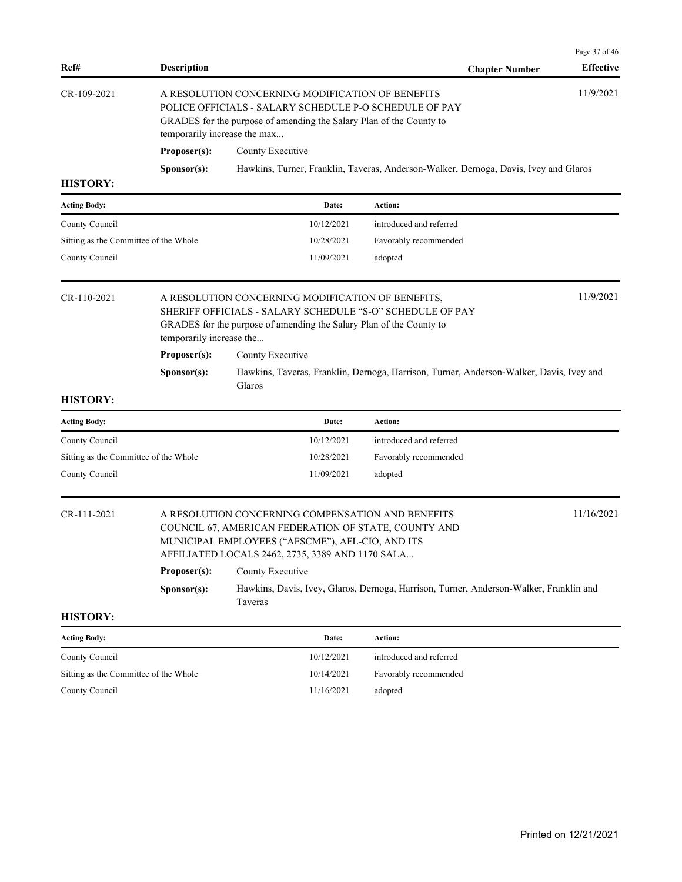| Ref# | Description | Chapter Number | Effective |
|---|---|---|---|
| CR-109-2021 | A RESOLUTION CONCERNING MODIFICATION OF BENEFITS POLICE OFFICIALS - SALARY SCHEDULE P-O SCHEDULE OF PAY GRADES for the purpose of amending the Salary Plan of the County to temporarily increase the max... | | 11/9/2021 |

**Proposer(s):** County Executive

**Sponsor(s):** Hawkins, Turner, Franklin, Taveras, Anderson-Walker, Dernoga, Davis, Ivey and Glaros

**HISTORY:**

| Acting Body: | Date: | Action: |
|---|---|---|
| County Council | 10/12/2021 | introduced and referred |
| Sitting as the Committee of the Whole | 10/28/2021 | Favorably recommended |
| County Council | 11/09/2021 | adopted |

| Ref# | Description | Chapter Number | Effective |
|---|---|---|---|
| CR-110-2021 | A RESOLUTION CONCERNING MODIFICATION OF BENEFITS, SHERIFF OFFICIALS - SALARY SCHEDULE "S-O" SCHEDULE OF PAY GRADES for the purpose of amending the Salary Plan of the County to temporarily increase the... | | 11/9/2021 |

**Proposer(s):** County Executive

**Sponsor(s):** Hawkins, Taveras, Franklin, Dernoga, Harrison, Turner, Anderson-Walker, Davis, Ivey and Glaros

**HISTORY:**

| Acting Body: | Date: | Action: |
|---|---|---|
| County Council | 10/12/2021 | introduced and referred |
| Sitting as the Committee of the Whole | 10/28/2021 | Favorably recommended |
| County Council | 11/09/2021 | adopted |

| Ref# | Description | Chapter Number | Effective |
|---|---|---|---|
| CR-111-2021 | A RESOLUTION CONCERNING COMPENSATION AND BENEFITS COUNCIL 67, AMERICAN FEDERATION OF STATE, COUNTY AND MUNICIPAL EMPLOYEES ("AFSCME"), AFL-CIO, AND ITS AFFILIATED LOCALS 2462, 2735, 3389 AND 1170 SALA... | | 11/16/2021 |

**Proposer(s):** County Executive

**Sponsor(s):** Hawkins, Davis, Ivey, Glaros, Dernoga, Harrison, Turner, Anderson-Walker, Franklin and Taveras

**HISTORY:**

| Acting Body: | Date: | Action: |
|---|---|---|
| County Council | 10/12/2021 | introduced and referred |
| Sitting as the Committee of the Whole | 10/14/2021 | Favorably recommended |
| County Council | 11/16/2021 | adopted |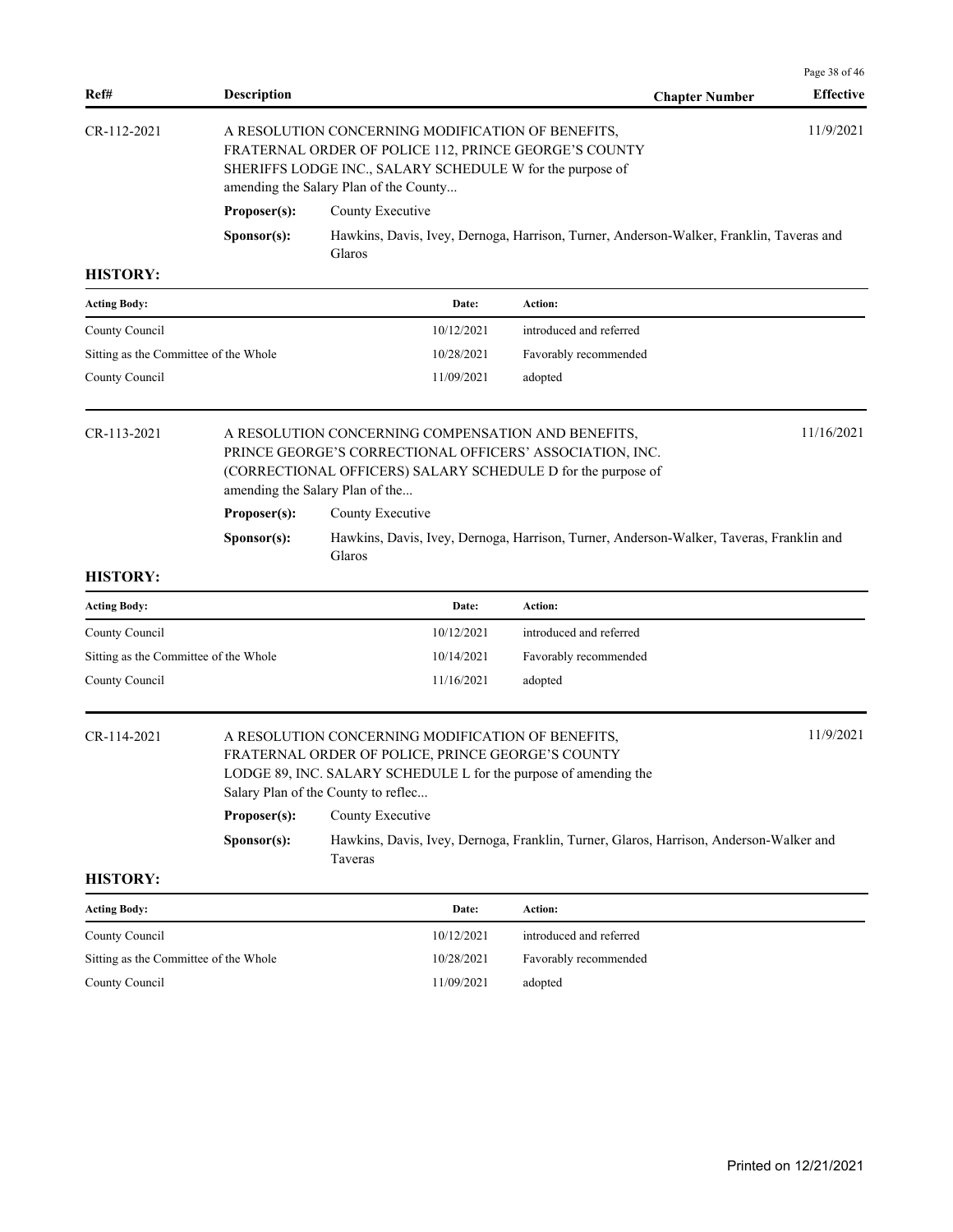| Ref# | Description | Chapter Number | Effective |
|---|---|---|---|

| CR-112-2021 | A RESOLUTION CONCERNING MODIFICATION OF BENEFITS, FRATERNAL ORDER OF POLICE 112, PRINCE GEORGE'S COUNTY SHERIFFS LODGE INC., SALARY SCHEDULE W for the purpose of amending the Salary Plan of the County... | | 11/9/2021 |
|---|---|---|---|
| | **Proposer(s):** County Executive | | |
| | **Sponsor(s):** Hawkins, Davis, Ivey, Dernoga, Harrison, Turner, Anderson-Walker, Franklin, Taveras and Glaros | | |

**HISTORY:**

| Acting Body: | Date: | Action: |
|---|---|---|
| County Council | 10/12/2021 | introduced and referred |
| Sitting as the Committee of the Whole | 10/28/2021 | Favorably recommended |
| County Council | 11/09/2021 | adopted |

| CR-113-2021 | A RESOLUTION CONCERNING COMPENSATION AND BENEFITS, PRINCE GEORGE'S CORRECTIONAL OFFICERS' ASSOCIATION, INC. (CORRECTIONAL OFFICERS) SALARY SCHEDULE D for the purpose of amending the Salary Plan of the... | | 11/16/2021 |
|---|---|---|---|
| | **Proposer(s):** County Executive | | |
| | **Sponsor(s):** Hawkins, Davis, Ivey, Dernoga, Harrison, Turner, Anderson-Walker, Taveras, Franklin and Glaros | | |

**HISTORY:**

| Acting Body: | Date: | Action: |
|---|---|---|
| County Council | 10/12/2021 | introduced and referred |
| Sitting as the Committee of the Whole | 10/14/2021 | Favorably recommended |
| County Council | 11/16/2021 | adopted |

| CR-114-2021 | A RESOLUTION CONCERNING MODIFICATION OF BENEFITS, FRATERNAL ORDER OF POLICE, PRINCE GEORGE'S COUNTY LODGE 89, INC. SALARY SCHEDULE L for the purpose of amending the Salary Plan of the County to reflec... | | 11/9/2021 |
|---|---|---|---|
| | **Proposer(s):** County Executive | | |
| | **Sponsor(s):** Hawkins, Davis, Ivey, Dernoga, Franklin, Turner, Glaros, Harrison, Anderson-Walker and Taveras | | |

**HISTORY:**

| Acting Body: | Date: | Action: |
|---|---|---|
| County Council | 10/12/2021 | introduced and referred |
| Sitting as the Committee of the Whole | 10/28/2021 | Favorably recommended |
| County Council | 11/09/2021 | adopted |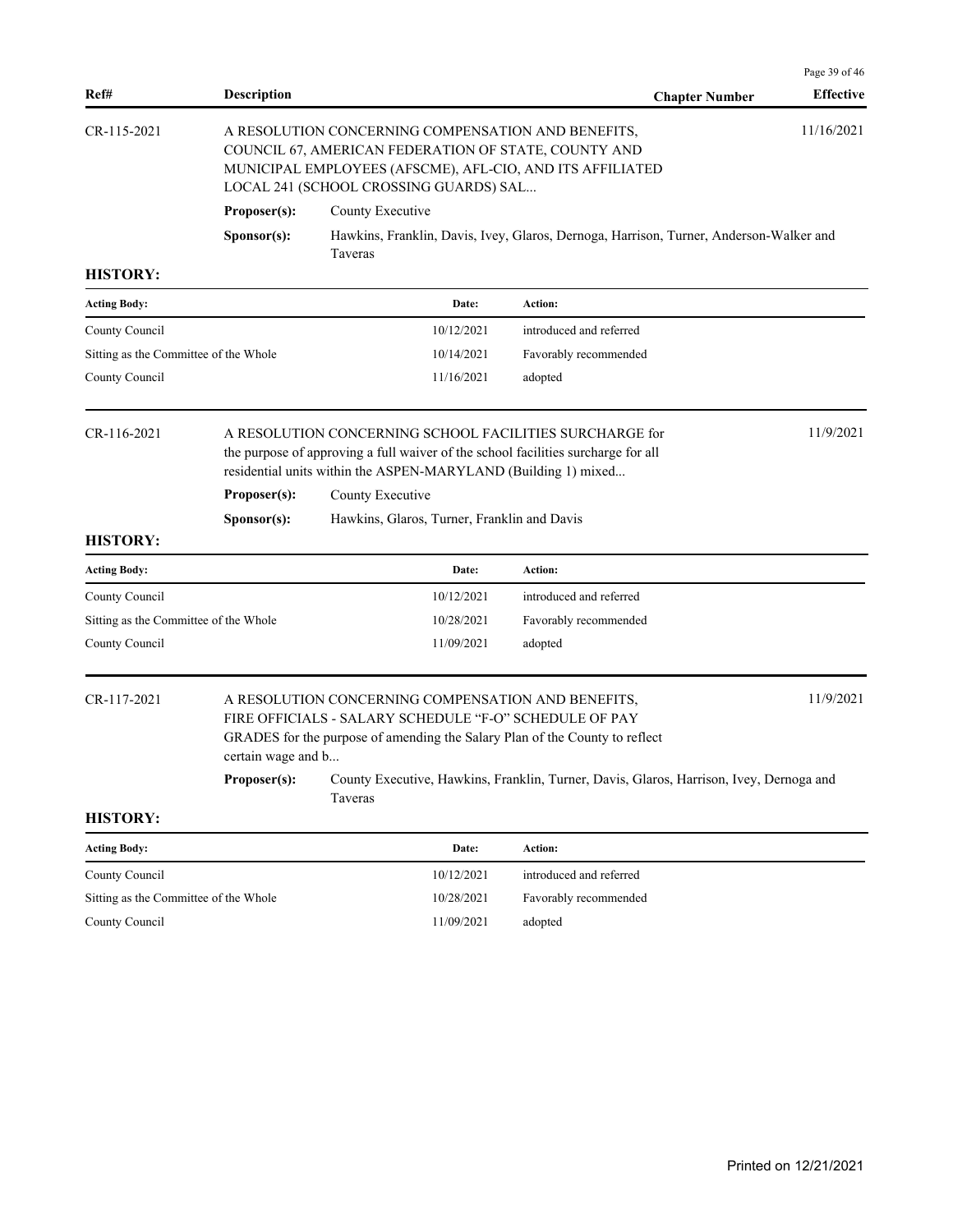| Ref# | Description | Chapter Number | Effective |
|---|---|---|---|
| CR-115-2021 | A RESOLUTION CONCERNING COMPENSATION AND BENEFITS, COUNCIL 67, AMERICAN FEDERATION OF STATE, COUNTY AND MUNICIPAL EMPLOYEES (AFSCME), AFL-CIO, AND ITS AFFILIATED LOCAL 241 (SCHOOL CROSSING GUARDS) SAL... | | 11/16/2021 |

**Proposer(s):** County Executive

**Sponsor(s):** Hawkins, Franklin, Davis, Ivey, Glaros, Dernoga, Harrison, Turner, Anderson-Walker and Taveras

**HISTORY:**

| Acting Body: | Date: | Action: |
|---|---|---|
| County Council | 10/12/2021 | introduced and referred |
| Sitting as the Committee of the Whole | 10/14/2021 | Favorably recommended |
| County Council | 11/16/2021 | adopted |

| Ref# | Description | Chapter Number | Effective |
|---|---|---|---|
| CR-116-2021 | A RESOLUTION CONCERNING SCHOOL FACILITIES SURCHARGE for the purpose of approving a full waiver of the school facilities surcharge for all residential units within the ASPEN-MARYLAND (Building 1) mixed... | | 11/9/2021 |

**Proposer(s):** County Executive

**Sponsor(s):** Hawkins, Glaros, Turner, Franklin and Davis

**HISTORY:**

| Acting Body: | Date: | Action: |
|---|---|---|
| County Council | 10/12/2021 | introduced and referred |
| Sitting as the Committee of the Whole | 10/28/2021 | Favorably recommended |
| County Council | 11/09/2021 | adopted |

| Ref# | Description | Chapter Number | Effective |
|---|---|---|---|
| CR-117-2021 | A RESOLUTION CONCERNING COMPENSATION AND BENEFITS, FIRE OFFICIALS - SALARY SCHEDULE "F-O" SCHEDULE OF PAY GRADES for the purpose of amending the Salary Plan of the County to reflect certain wage and b... | | 11/9/2021 |

**Proposer(s):** County Executive, Hawkins, Franklin, Turner, Davis, Glaros, Harrison, Ivey, Dernoga and Taveras

**HISTORY:**

| Acting Body: | Date: | Action: |
|---|---|---|
| County Council | 10/12/2021 | introduced and referred |
| Sitting as the Committee of the Whole | 10/28/2021 | Favorably recommended |
| County Council | 11/09/2021 | adopted |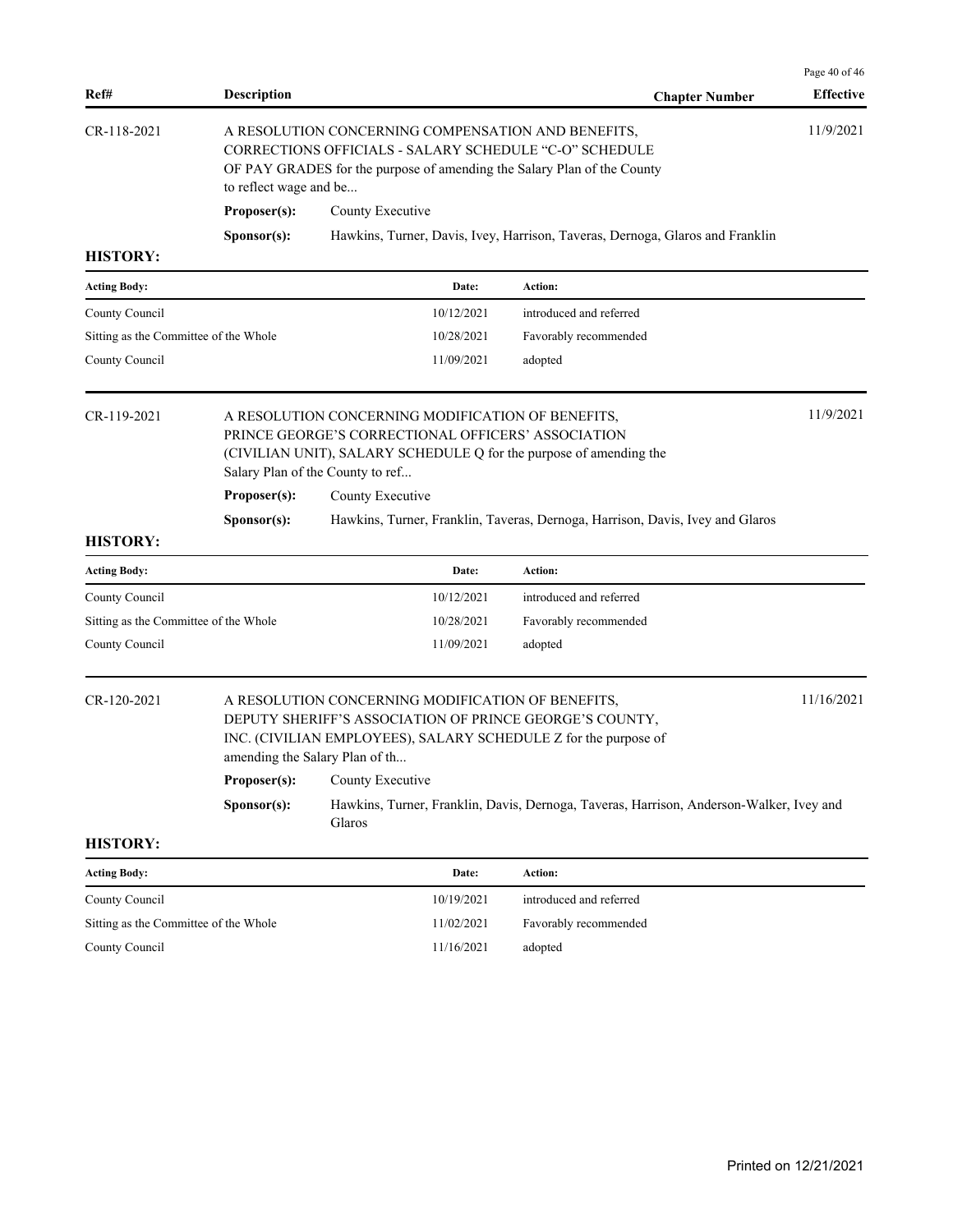| Ref# | Description | Chapter Number | Effective |
|---|---|---|---|
| CR-118-2021 | A RESOLUTION CONCERNING COMPENSATION AND BENEFITS, CORRECTIONS OFFICIALS - SALARY SCHEDULE "C-O" SCHEDULE OF PAY GRADES for the purpose of amending the Salary Plan of the County to reflect wage and be... | | 11/9/2021 |

**Proposer(s):** County Executive

**Sponsor(s):** Hawkins, Turner, Davis, Ivey, Harrison, Taveras, Dernoga, Glaros and Franklin

**HISTORY:**

| Acting Body: | Date: | Action: |
|---|---|---|
| County Council | 10/12/2021 | introduced and referred |
| Sitting as the Committee of the Whole | 10/28/2021 | Favorably recommended |
| County Council | 11/09/2021 | adopted |

| Ref# | Description | Chapter Number | Effective |
|---|---|---|---|
| CR-119-2021 | A RESOLUTION CONCERNING MODIFICATION OF BENEFITS, PRINCE GEORGE'S CORRECTIONAL OFFICERS' ASSOCIATION (CIVILIAN UNIT), SALARY SCHEDULE Q for the purpose of amending the Salary Plan of the County to ref... | | 11/9/2021 |

**Proposer(s):** County Executive

**Sponsor(s):** Hawkins, Turner, Franklin, Taveras, Dernoga, Harrison, Davis, Ivey and Glaros

**HISTORY:**

| Acting Body: | Date: | Action: |
|---|---|---|
| County Council | 10/12/2021 | introduced and referred |
| Sitting as the Committee of the Whole | 10/28/2021 | Favorably recommended |
| County Council | 11/09/2021 | adopted |

| Ref# | Description | Chapter Number | Effective |
|---|---|---|---|
| CR-120-2021 | A RESOLUTION CONCERNING MODIFICATION OF BENEFITS, DEPUTY SHERIFF'S ASSOCIATION OF PRINCE GEORGE'S COUNTY, INC. (CIVILIAN EMPLOYEES), SALARY SCHEDULE Z for the purpose of amending the Salary Plan of th... | | 11/16/2021 |

**Proposer(s):** County Executive

**Sponsor(s):** Hawkins, Turner, Franklin, Davis, Dernoga, Taveras, Harrison, Anderson-Walker, Ivey and Glaros

**HISTORY:**

| Acting Body: | Date: | Action: |
|---|---|---|
| County Council | 10/19/2021 | introduced and referred |
| Sitting as the Committee of the Whole | 11/02/2021 | Favorably recommended |
| County Council | 11/16/2021 | adopted |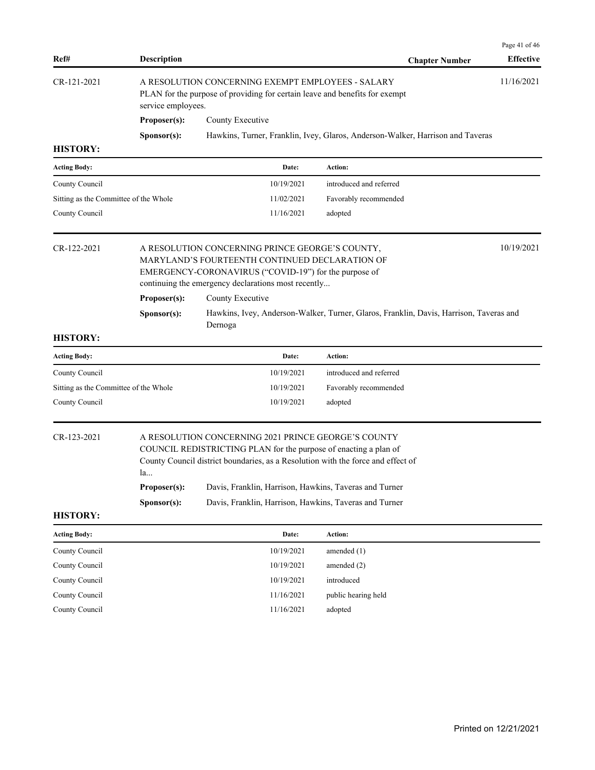| Ref# | Description | Chapter Number | Effective |
|---|---|---|---|

CR-121-2021 | A RESOLUTION CONCERNING EXEMPT EMPLOYEES - SALARY PLAN for the purpose of providing for certain leave and benefits for exempt service employees. | 11/16/2021

**Proposer(s):** County Executive

**Sponsor(s):** Hawkins, Turner, Franklin, Ivey, Glaros, Anderson-Walker, Harrison and Taveras

**HISTORY:**

| Acting Body: | Date: | Action: |
|---|---|---|
| County Council | 10/19/2021 | introduced and referred |
| Sitting as the Committee of the Whole | 11/02/2021 | Favorably recommended |
| County Council | 11/16/2021 | adopted |

CR-122-2021 | A RESOLUTION CONCERNING PRINCE GEORGE'S COUNTY, MARYLAND'S FOURTEENTH CONTINUED DECLARATION OF EMERGENCY-CORONAVIRUS ("COVID-19") for the purpose of continuing the emergency declarations most recently... | 10/19/2021

**Proposer(s):** County Executive

**Sponsor(s):** Hawkins, Ivey, Anderson-Walker, Turner, Glaros, Franklin, Davis, Harrison, Taveras and Dernoga

**HISTORY:**

| Acting Body: | Date: | Action: |
|---|---|---|
| County Council | 10/19/2021 | introduced and referred |
| Sitting as the Committee of the Whole | 10/19/2021 | Favorably recommended |
| County Council | 10/19/2021 | adopted |

CR-123-2021 | A RESOLUTION CONCERNING 2021 PRINCE GEORGE'S COUNTY COUNCIL REDISTRICTING PLAN for the purpose of enacting a plan of County Council district boundaries, as a Resolution with the force and effect of la...

**Proposer(s):** Davis, Franklin, Harrison, Hawkins, Taveras and Turner

**Sponsor(s):** Davis, Franklin, Harrison, Hawkins, Taveras and Turner

**HISTORY:**

| Acting Body: | Date: | Action: |
|---|---|---|
| County Council | 10/19/2021 | amended (1) |
| County Council | 10/19/2021 | amended (2) |
| County Council | 10/19/2021 | introduced |
| County Council | 11/16/2021 | public hearing held |
| County Council | 11/16/2021 | adopted |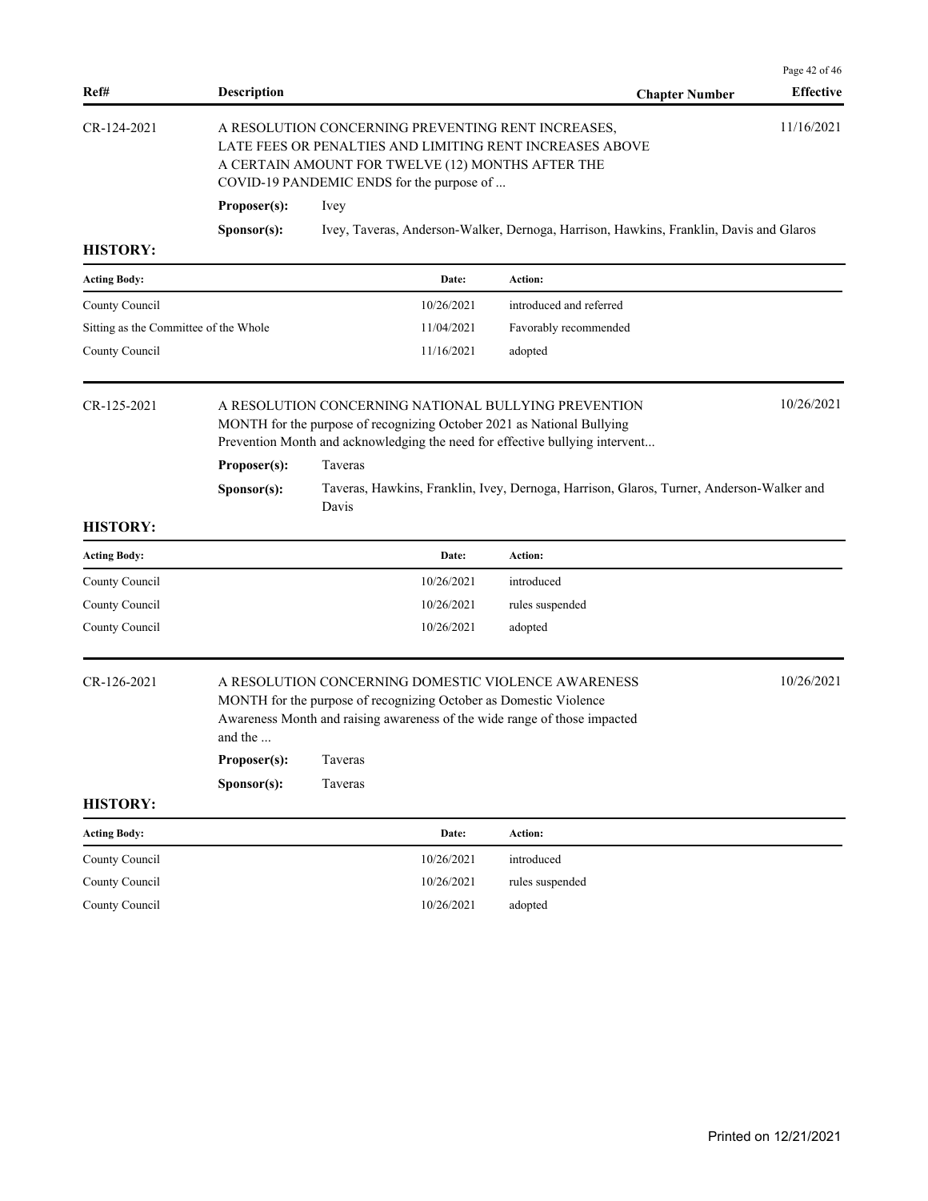| Ref# | Description | Chapter Number | Effective |
|---|---|---|---|

**CR-124-2021** — A RESOLUTION CONCERNING PREVENTING RENT INCREASES, LATE FEES OR PENALTIES AND LIMITING RENT INCREASES ABOVE A CERTAIN AMOUNT FOR TWELVE (12) MONTHS AFTER THE COVID-19 PANDEMIC ENDS for the purpose of ... — Effective: 11/16/2021

**Proposer(s):** Ivey

**Sponsor(s):** Ivey, Taveras, Anderson-Walker, Dernoga, Harrison, Hawkins, Franklin, Davis and Glaros

**HISTORY:**

| Acting Body: | Date: | Action: |
|---|---|---|
| County Council | 10/26/2021 | introduced and referred |
| Sitting as the Committee of the Whole | 11/04/2021 | Favorably recommended |
| County Council | 11/16/2021 | adopted |

**CR-125-2021** — A RESOLUTION CONCERNING NATIONAL BULLYING PREVENTION MONTH for the purpose of recognizing October 2021 as National Bullying Prevention Month and acknowledging the need for effective bullying intervent... — Effective: 10/26/2021

**Proposer(s):** Taveras

**Sponsor(s):** Taveras, Hawkins, Franklin, Ivey, Dernoga, Harrison, Glaros, Turner, Anderson-Walker and Davis

**HISTORY:**

| Acting Body: | Date: | Action: |
|---|---|---|
| County Council | 10/26/2021 | introduced |
| County Council | 10/26/2021 | rules suspended |
| County Council | 10/26/2021 | adopted |

**CR-126-2021** — A RESOLUTION CONCERNING DOMESTIC VIOLENCE AWARENESS MONTH for the purpose of recognizing October as Domestic Violence Awareness Month and raising awareness of the wide range of those impacted and the ... — Effective: 10/26/2021

**Proposer(s):** Taveras

**Sponsor(s):** Taveras

**HISTORY:**

| Acting Body: | Date: | Action: |
|---|---|---|
| County Council | 10/26/2021 | introduced |
| County Council | 10/26/2021 | rules suspended |
| County Council | 10/26/2021 | adopted |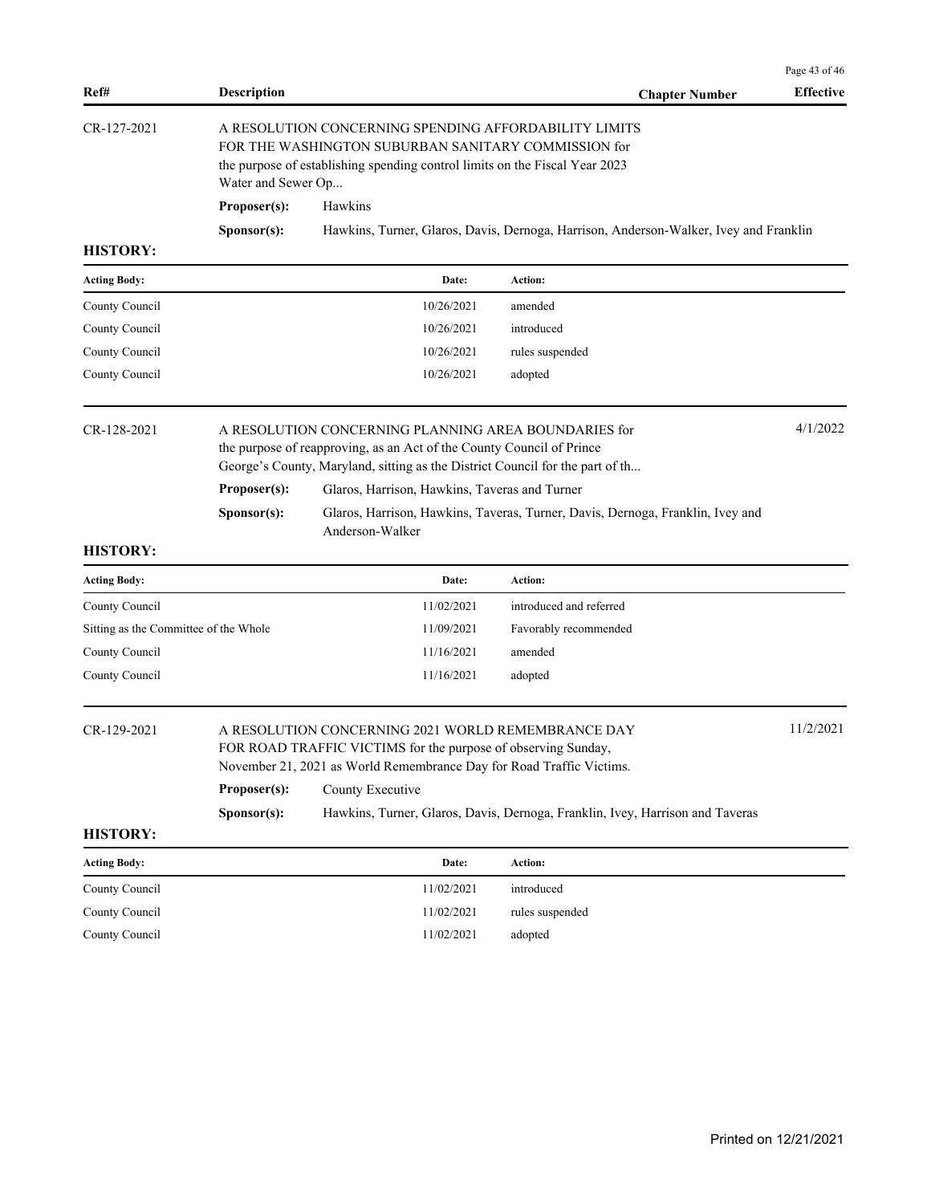| Ref# | Description | Chapter Number | Effective |
|---|---|---|---|

**CR-127-2021**

A RESOLUTION CONCERNING SPENDING AFFORDABILITY LIMITS FOR THE WASHINGTON SUBURBAN SANITARY COMMISSION for the purpose of establishing spending control limits on the Fiscal Year 2023 Water and Sewer Op...

**Proposer(s):** Hawkins

**Sponsor(s):** Hawkins, Turner, Glaros, Davis, Dernoga, Harrison, Anderson-Walker, Ivey and Franklin

**HISTORY:**

| Acting Body: | Date: | Action: |
|---|---|---|
| County Council | 10/26/2021 | amended |
| County Council | 10/26/2021 | introduced |
| County Council | 10/26/2021 | rules suspended |
| County Council | 10/26/2021 | adopted |

**CR-128-2021** — Effective: 4/1/2022

A RESOLUTION CONCERNING PLANNING AREA BOUNDARIES for the purpose of reapproving, as an Act of the County Council of Prince George's County, Maryland, sitting as the District Council for the part of th...

**Proposer(s):** Glaros, Harrison, Hawkins, Taveras and Turner

**Sponsor(s):** Glaros, Harrison, Hawkins, Taveras, Turner, Davis, Dernoga, Franklin, Ivey and Anderson-Walker

**HISTORY:**

| Acting Body: | Date: | Action: |
|---|---|---|
| County Council | 11/02/2021 | introduced and referred |
| Sitting as the Committee of the Whole | 11/09/2021 | Favorably recommended |
| County Council | 11/16/2021 | amended |
| County Council | 11/16/2021 | adopted |

**CR-129-2021** — Effective: 11/2/2021

A RESOLUTION CONCERNING 2021 WORLD REMEMBRANCE DAY FOR ROAD TRAFFIC VICTIMS for the purpose of observing Sunday, November 21, 2021 as World Remembrance Day for Road Traffic Victims.

**Proposer(s):** County Executive

**Sponsor(s):** Hawkins, Turner, Glaros, Davis, Dernoga, Franklin, Ivey, Harrison and Taveras

**HISTORY:**

| Acting Body: | Date: | Action: |
|---|---|---|
| County Council | 11/02/2021 | introduced |
| County Council | 11/02/2021 | rules suspended |
| County Council | 11/02/2021 | adopted |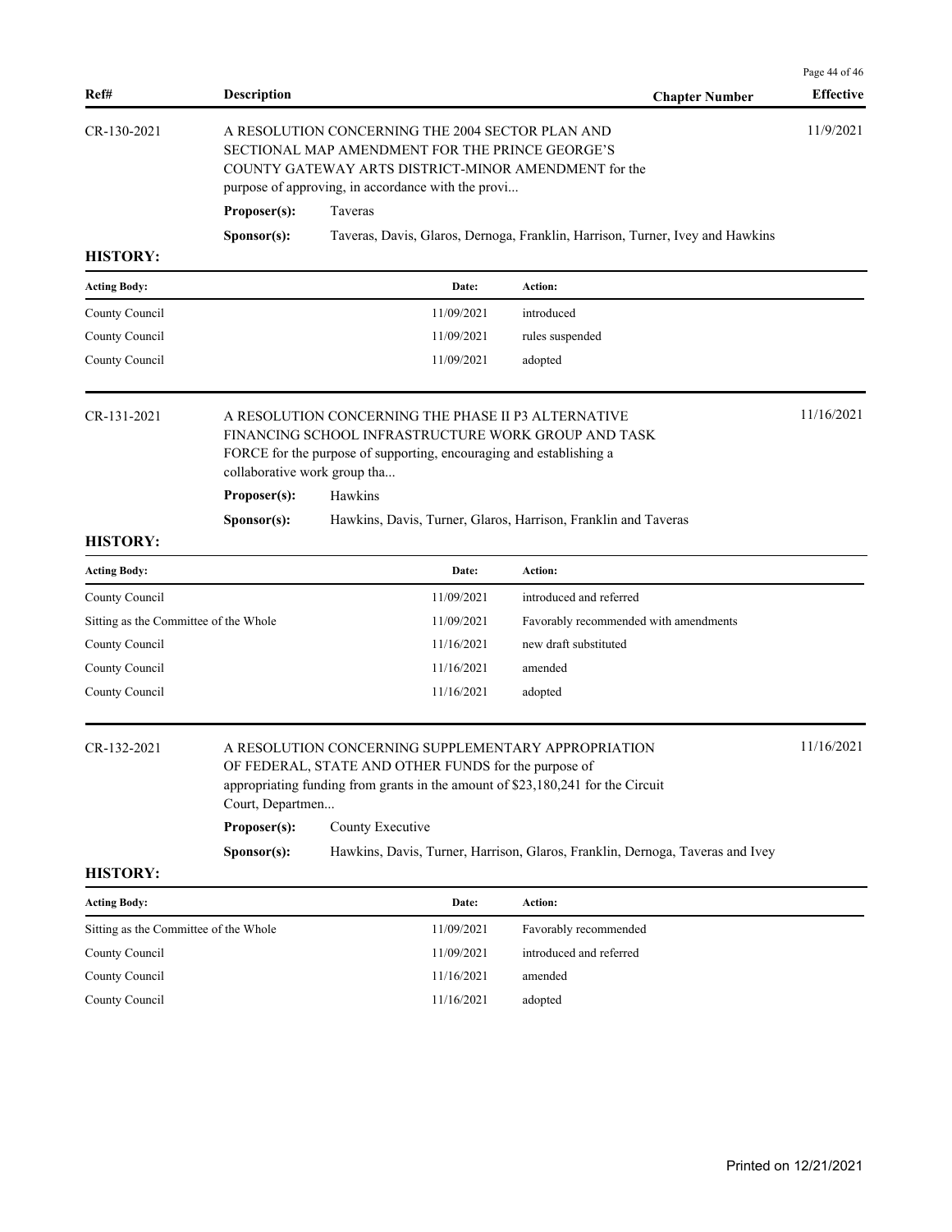| Ref# | Description | Chapter Number | Effective |
|---|---|---|---|

CR-130-2021 — A RESOLUTION CONCERNING THE 2004 SECTOR PLAN AND SECTIONAL MAP AMENDMENT FOR THE PRINCE GEORGE'S COUNTY GATEWAY ARTS DISTRICT-MINOR AMENDMENT for the purpose of approving, in accordance with the provi... — Effective: 11/9/2021

**Proposer(s):** Taveras

**Sponsor(s):** Taveras, Davis, Glaros, Dernoga, Franklin, Harrison, Turner, Ivey and Hawkins

**HISTORY:**

| Acting Body: | Date: | Action: |
|---|---|---|
| County Council | 11/09/2021 | introduced |
| County Council | 11/09/2021 | rules suspended |
| County Council | 11/09/2021 | adopted |

CR-131-2021 — A RESOLUTION CONCERNING THE PHASE II P3 ALTERNATIVE FINANCING SCHOOL INFRASTRUCTURE WORK GROUP AND TASK FORCE for the purpose of supporting, encouraging and establishing a collaborative work group tha... — Effective: 11/16/2021

**Proposer(s):** Hawkins

**Sponsor(s):** Hawkins, Davis, Turner, Glaros, Harrison, Franklin and Taveras

**HISTORY:**

| Acting Body: | Date: | Action: |
|---|---|---|
| County Council | 11/09/2021 | introduced and referred |
| Sitting as the Committee of the Whole | 11/09/2021 | Favorably recommended with amendments |
| County Council | 11/16/2021 | new draft substituted |
| County Council | 11/16/2021 | amended |
| County Council | 11/16/2021 | adopted |

CR-132-2021 — A RESOLUTION CONCERNING SUPPLEMENTARY APPROPRIATION OF FEDERAL, STATE AND OTHER FUNDS for the purpose of appropriating funding from grants in the amount of $23,180,241 for the Circuit Court, Departmen... — Effective: 11/16/2021

**Proposer(s):** County Executive

**Sponsor(s):** Hawkins, Davis, Turner, Harrison, Glaros, Franklin, Dernoga, Taveras and Ivey

**HISTORY:**

| Acting Body: | Date: | Action: |
|---|---|---|
| Sitting as the Committee of the Whole | 11/09/2021 | Favorably recommended |
| County Council | 11/09/2021 | introduced and referred |
| County Council | 11/16/2021 | amended |
| County Council | 11/16/2021 | adopted |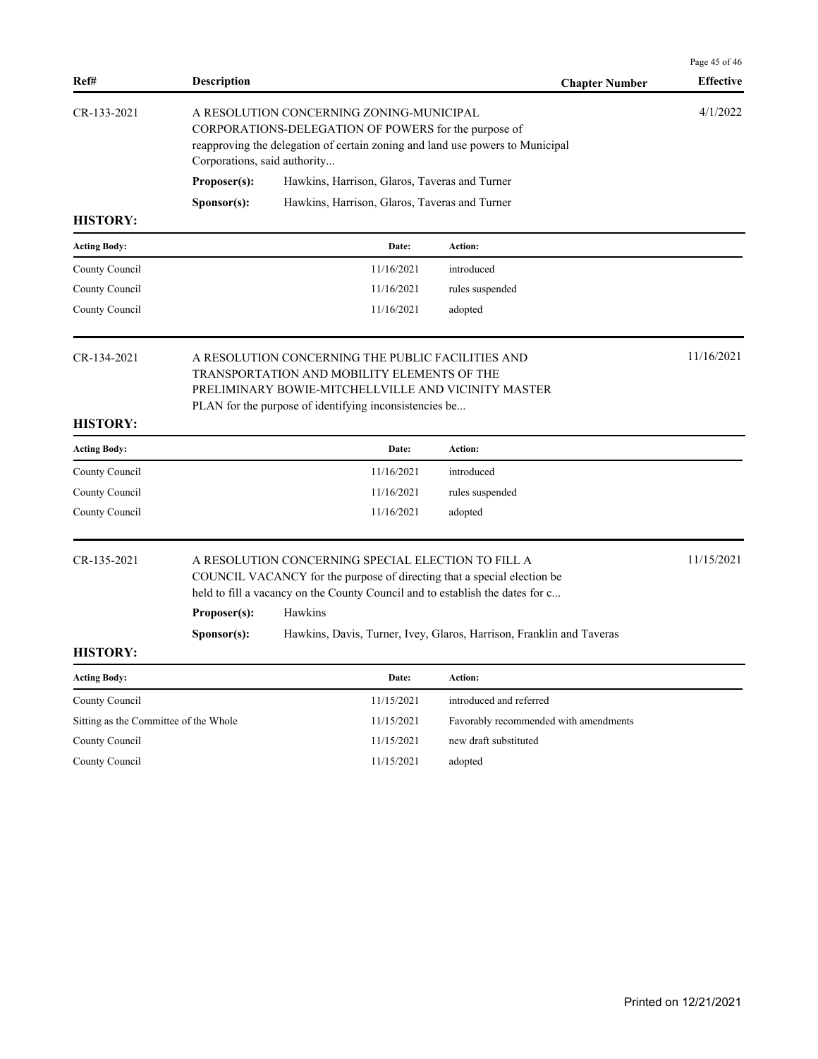| Ref# | Description | Chapter Number | Effective |
|---|---|---|---|
| CR-133-2021 | A RESOLUTION CONCERNING ZONING-MUNICIPAL CORPORATIONS-DELEGATION OF POWERS for the purpose of reapproving the delegation of certain zoning and land use powers to Municipal Corporations, said authority... | | 4/1/2022 |

**Proposer(s):** Hawkins, Harrison, Glaros, Taveras and Turner

**Sponsor(s):** Hawkins, Harrison, Glaros, Taveras and Turner

**HISTORY:**

| Acting Body: | Date: | Action: |
|---|---|---|
| County Council | 11/16/2021 | introduced |
| County Council | 11/16/2021 | rules suspended |
| County Council | 11/16/2021 | adopted |

| Ref# | Description | Chapter Number | Effective |
|---|---|---|---|
| CR-134-2021 | A RESOLUTION CONCERNING THE PUBLIC FACILITIES AND TRANSPORTATION AND MOBILITY ELEMENTS OF THE PRELIMINARY BOWIE-MITCHELLVILLE AND VICINITY MASTER PLAN for the purpose of identifying inconsistencies be... | | 11/16/2021 |

**HISTORY:**

| Acting Body: | Date: | Action: |
|---|---|---|
| County Council | 11/16/2021 | introduced |
| County Council | 11/16/2021 | rules suspended |
| County Council | 11/16/2021 | adopted |

| Ref# | Description | Chapter Number | Effective |
|---|---|---|---|
| CR-135-2021 | A RESOLUTION CONCERNING SPECIAL ELECTION TO FILL A COUNCIL VACANCY for the purpose of directing that a special election be held to fill a vacancy on the County Council and to establish the dates for c... | | 11/15/2021 |

**Proposer(s):** Hawkins

**Sponsor(s):** Hawkins, Davis, Turner, Ivey, Glaros, Harrison, Franklin and Taveras

**HISTORY:**

| Acting Body: | Date: | Action: |
|---|---|---|
| County Council | 11/15/2021 | introduced and referred |
| Sitting as the Committee of the Whole | 11/15/2021 | Favorably recommended with amendments |
| County Council | 11/15/2021 | new draft substituted |
| County Council | 11/15/2021 | adopted |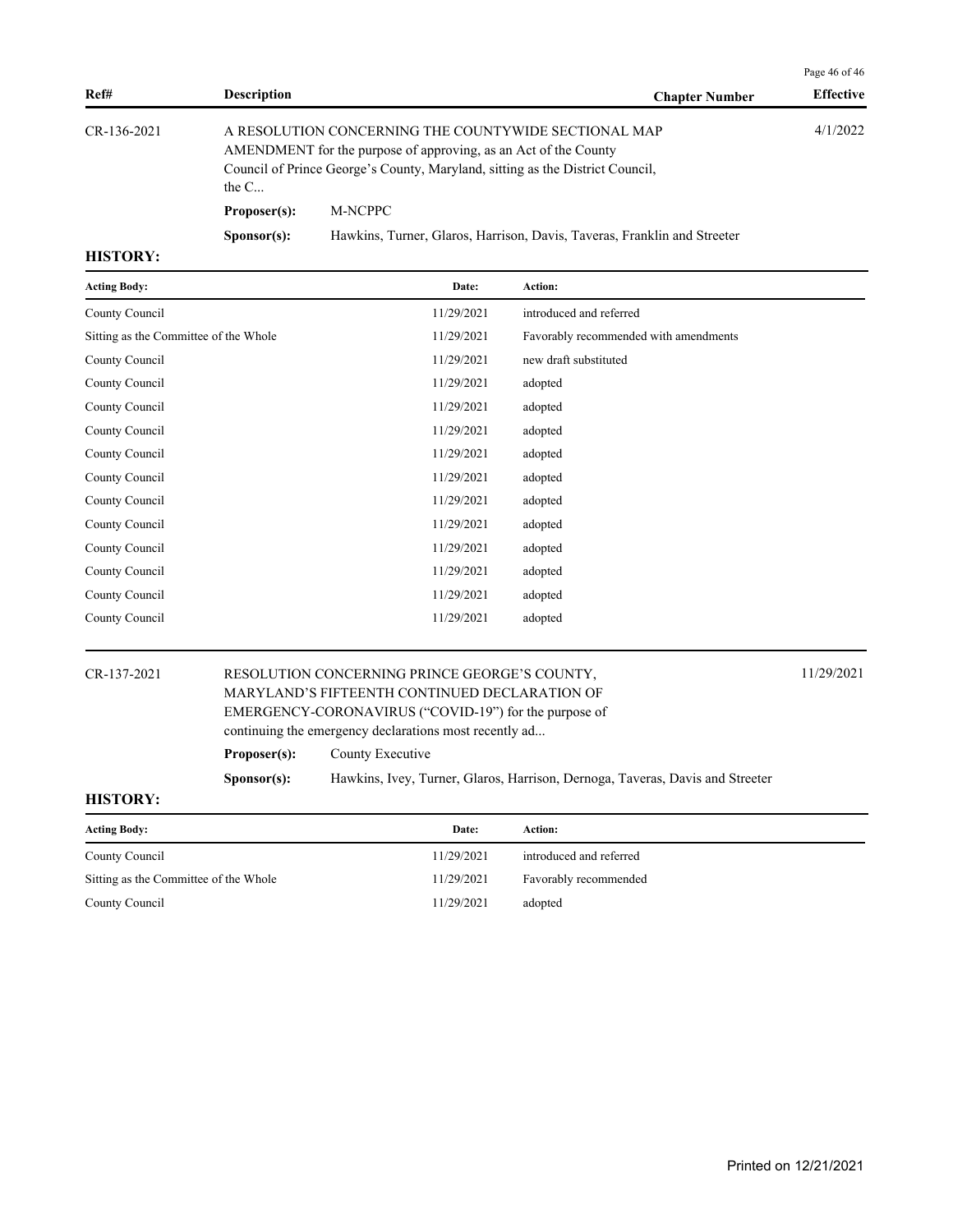| Ref# | Description | Chapter Number | Effective |
|---|---|---|---|
| CR-136-2021 | A RESOLUTION CONCERNING THE COUNTYWIDE SECTIONAL MAP AMENDMENT for the purpose of approving, as an Act of the County Council of Prince George's County, Maryland, sitting as the District Council, the C... | | 4/1/2022 |

**Proposer(s):** M-NCPPC

**Sponsor(s):** Hawkins, Turner, Glaros, Harrison, Davis, Taveras, Franklin and Streeter

**HISTORY:**

| Acting Body: | Date: | Action: |
|---|---|---|
| County Council | 11/29/2021 | introduced and referred |
| Sitting as the Committee of the Whole | 11/29/2021 | Favorably recommended with amendments |
| County Council | 11/29/2021 | new draft substituted |
| County Council | 11/29/2021 | adopted |
| County Council | 11/29/2021 | adopted |
| County Council | 11/29/2021 | adopted |
| County Council | 11/29/2021 | adopted |
| County Council | 11/29/2021 | adopted |
| County Council | 11/29/2021 | adopted |
| County Council | 11/29/2021 | adopted |
| County Council | 11/29/2021 | adopted |
| County Council | 11/29/2021 | adopted |
| County Council | 11/29/2021 | adopted |
| County Council | 11/29/2021 | adopted |

| Ref# | Description | Chapter Number | Effective |
|---|---|---|---|
| CR-137-2021 | RESOLUTION CONCERNING PRINCE GEORGE'S COUNTY, MARYLAND'S FIFTEENTH CONTINUED DECLARATION OF EMERGENCY-CORONAVIRUS ("COVID-19") for the purpose of continuing the emergency declarations most recently ad... | | 11/29/2021 |

**Proposer(s):** County Executive

**Sponsor(s):** Hawkins, Ivey, Turner, Glaros, Harrison, Dernoga, Taveras, Davis and Streeter

**HISTORY:**

| Acting Body: | Date: | Action: |
|---|---|---|
| County Council | 11/29/2021 | introduced and referred |
| Sitting as the Committee of the Whole | 11/29/2021 | Favorably recommended |
| County Council | 11/29/2021 | adopted |

Printed on 12/21/2021